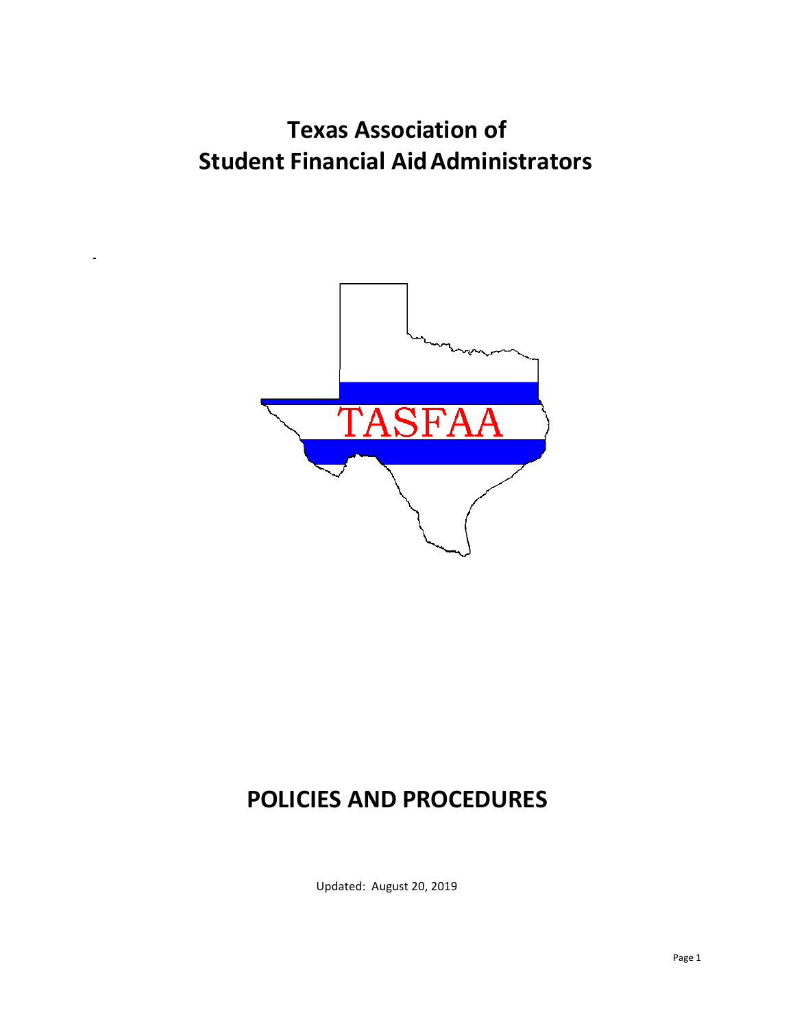# Texas Association of Student Financial Aid Administrators

TASFAA

# POLICIES AND PROCEDURES

Updated: August 20, 2019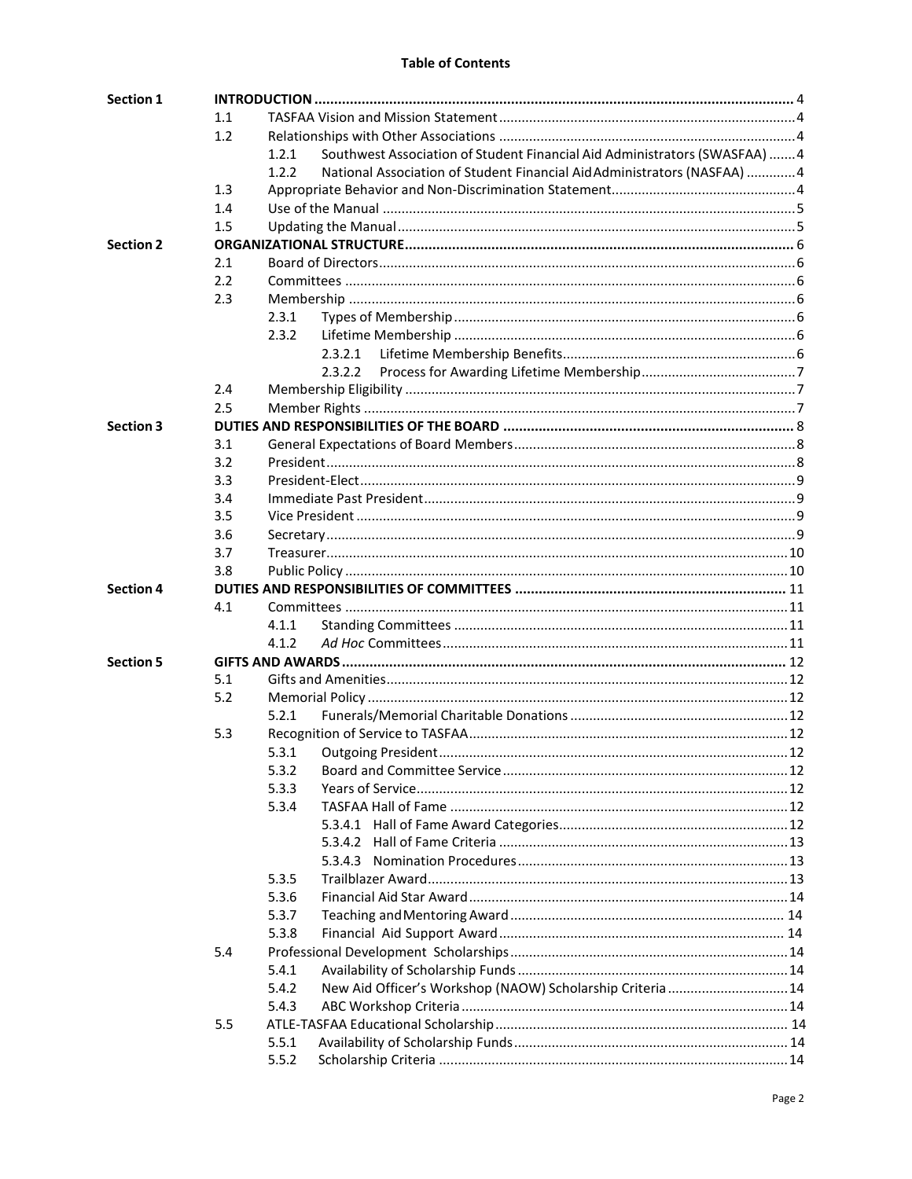**Table of Contents**

| | | | | |
|---|---|---|---|---|
| **Section 1** | **INTRODUCTION** | | | **4** |
| | 1.1 | TASFAA Vision and Mission Statement | | 4 |
| | 1.2 | Relationships with Other Associations | | 4 |
| | | 1.2.1 | Southwest Association of Student Financial Aid Administrators (SWASFAA) | 4 |
| | | 1.2.2 | National Association of Student Financial Aid Administrators (NASFAA) | 4 |
| | 1.3 | Appropriate Behavior and Non-Discrimination Statement | | 4 |
| | 1.4 | Use of the Manual | | 5 |
| | 1.5 | Updating the Manual | | 5 |
| **Section 2** | **ORGANIZATIONAL STRUCTURE** | | | **6** |
| | 2.1 | Board of Directors | | 6 |
| | 2.2 | Committees | | 6 |
| | 2.3 | Membership | | 6 |
| | | 2.3.1 | Types of Membership | 6 |
| | | 2.3.2 | Lifetime Membership | 6 |
| | | | 2.3.2.1 Lifetime Membership Benefits | 6 |
| | | | 2.3.2.2 Process for Awarding Lifetime Membership | 7 |
| | 2.4 | Membership Eligibility | | 7 |
| | 2.5 | Member Rights | | 7 |
| **Section 3** | **DUTIES AND RESPONSIBILITIES OF THE BOARD** | | | **8** |
| | 3.1 | General Expectations of Board Members | | 8 |
| | 3.2 | President | | 8 |
| | 3.3 | President-Elect | | 9 |
| | 3.4 | Immediate Past President | | 9 |
| | 3.5 | Vice President | | 9 |
| | 3.6 | Secretary | | 9 |
| | 3.7 | Treasurer | | 10 |
| | 3.8 | Public Policy | | 10 |
| **Section 4** | **DUTIES AND RESPONSIBILITIES OF COMMITTEES** | | | **11** |
| | 4.1 | Committees | | 11 |
| | | 4.1.1 | Standing Committees | 11 |
| | | 4.1.2 | *Ad Hoc* Committees | 11 |
| **Section 5** | **GIFTS AND AWARDS** | | | **12** |
| | 5.1 | Gifts and Amenities | | 12 |
| | 5.2 | Memorial Policy | | 12 |
| | | 5.2.1 | Funerals/Memorial Charitable Donations | 12 |
| | 5.3 | Recognition of Service to TASFAA | | 12 |
| | | 5.3.1 | Outgoing President | 12 |
| | | 5.3.2 | Board and Committee Service | 12 |
| | | 5.3.3 | Years of Service | 12 |
| | | 5.3.4 | TASFAA Hall of Fame | 12 |
| | | | 5.3.4.1 Hall of Fame Award Categories | 12 |
| | | | 5.3.4.2 Hall of Fame Criteria | 13 |
| | | | 5.3.4.3 Nomination Procedures | 13 |
| | | 5.3.5 | Trailblazer Award | 13 |
| | | 5.3.6 | Financial Aid Star Award | 14 |
| | | 5.3.7 | Teaching and Mentoring Award | 14 |
| | | 5.3.8 | Financial Aid Support Award | 14 |
| | 5.4 | Professional Development Scholarships | | 14 |
| | | 5.4.1 | Availability of Scholarship Funds | 14 |
| | | 5.4.2 | New Aid Officer's Workshop (NAOW) Scholarship Criteria | 14 |
| | | 5.4.3 | ABC Workshop Criteria | 14 |
| | 5.5 | ATLE-TASFAA Educational Scholarship | | 14 |
| | | 5.5.1 | Availability of Scholarship Funds | 14 |
| | | 5.5.2 | Scholarship Criteria | 14 |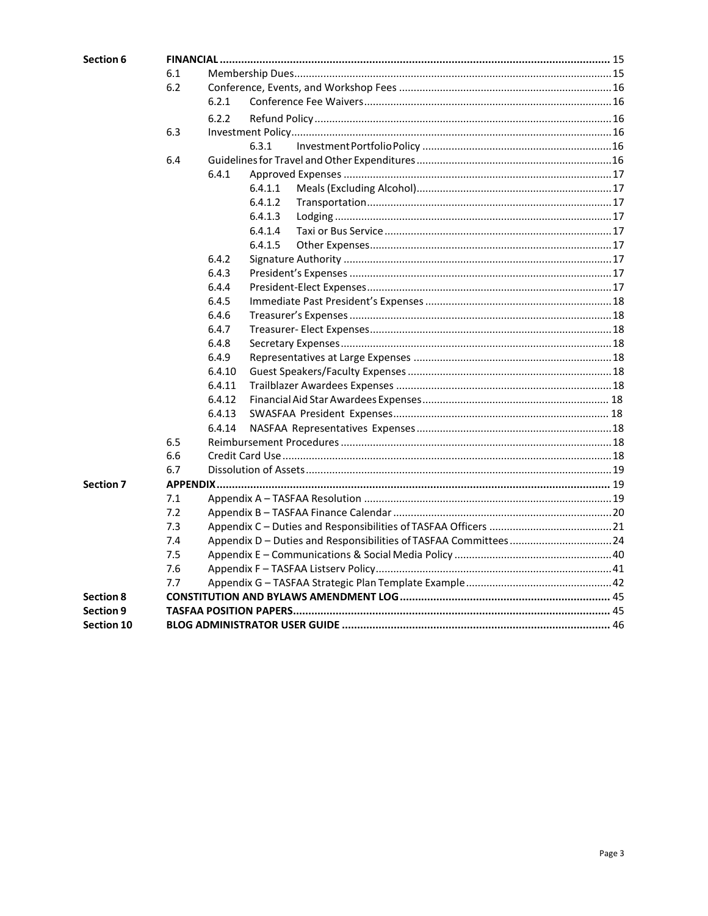| | | | | |
|---|---|---|---|---|
| **Section 6** | **FINANCIAL** | | | **15** |
| | 6.1 | Membership Dues | | 15 |
| | 6.2 | Conference, Events, and Workshop Fees | | 16 |
| | | 6.2.1 | Conference Fee Waivers | 16 |
| | | 6.2.2 | Refund Policy | 16 |
| | 6.3 | Investment Policy | | 16 |
| | | 6.3.1 | Investment Portfolio Policy | 16 |
| | 6.4 | Guidelines for Travel and Other Expenditures | | 16 |
| | | 6.4.1 | Approved Expenses | 17 |
| | | 6.4.1.1 | Meals (Excluding Alcohol) | 17 |
| | | 6.4.1.2 | Transportation | 17 |
| | | 6.4.1.3 | Lodging | 17 |
| | | 6.4.1.4 | Taxi or Bus Service | 17 |
| | | 6.4.1.5 | Other Expenses | 17 |
| | | 6.4.2 | Signature Authority | 17 |
| | | 6.4.3 | President's Expenses | 17 |
| | | 6.4.4 | President-Elect Expenses | 17 |
| | | 6.4.5 | Immediate Past President's Expenses | 18 |
| | | 6.4.6 | Treasurer's Expenses | 18 |
| | | 6.4.7 | Treasurer- Elect Expenses | 18 |
| | | 6.4.8 | Secretary Expenses | 18 |
| | | 6.4.9 | Representatives at Large Expenses | 18 |
| | | 6.4.10 | Guest Speakers/Faculty Expenses | 18 |
| | | 6.4.11 | Trailblazer Awardees Expenses | 18 |
| | | 6.4.12 | Financial Aid Star Awardees Expenses | 18 |
| | | 6.4.13 | SWASFAA President Expenses | 18 |
| | | 6.4.14 | NASFAA Representatives Expenses | 18 |
| | 6.5 | Reimbursement Procedures | | 18 |
| | 6.6 | Credit Card Use | | 18 |
| | 6.7 | Dissolution of Assets | | 19 |
| **Section 7** | **APPENDIX** | | | **19** |
| | 7.1 | Appendix A – TASFAA Resolution | | 19 |
| | 7.2 | Appendix B – TASFAA Finance Calendar | | 20 |
| | 7.3 | Appendix C – Duties and Responsibilities of TASFAA Officers | | 21 |
| | 7.4 | Appendix D – Duties and Responsibilities of TASFAA Committees | | 24 |
| | 7.5 | Appendix E – Communications & Social Media Policy | | 40 |
| | 7.6 | Appendix F – TASFAA Listserv Policy | | 41 |
| | 7.7 | Appendix G – TASFAA Strategic Plan Template Example | | 42 |
| **Section 8** | **CONSTITUTION AND BYLAWS AMENDMENT LOG** | | | **45** |
| **Section 9** | **TASFAA POSITION PAPERS** | | | **45** |
| **Section 10** | **BLOG ADMINISTRATOR USER GUIDE** | | | **46** |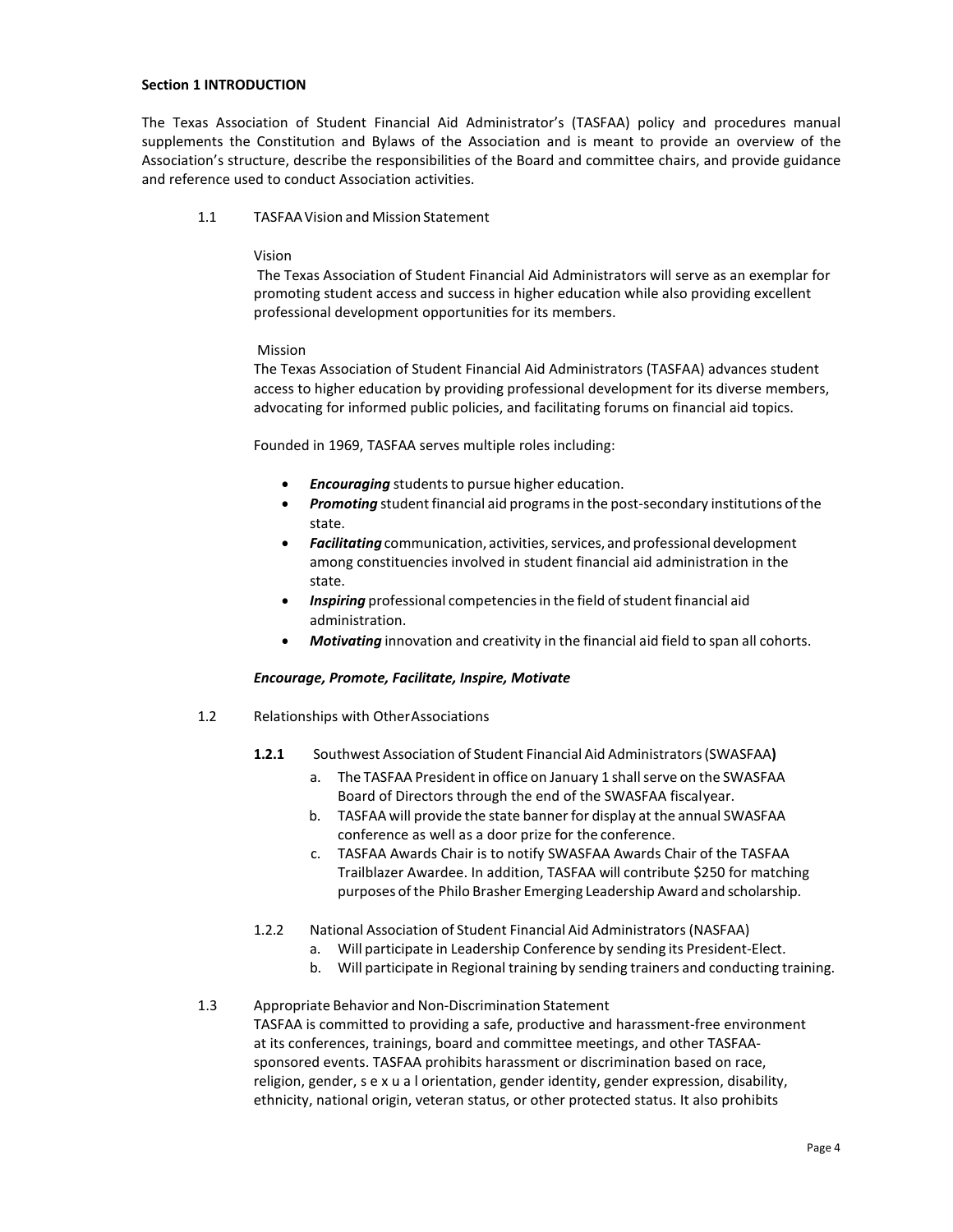**Section 1 INTRODUCTION**

The Texas Association of Student Financial Aid Administrator's (TASFAA) policy and procedures manual supplements the Constitution and Bylaws of the Association and is meant to provide an overview of the Association's structure, describe the responsibilities of the Board and committee chairs, and provide guidance and reference used to conduct Association activities.

1.1 TASFAA Vision and Mission Statement

Vision

The Texas Association of Student Financial Aid Administrators will serve as an exemplar for promoting student access and success in higher education while also providing excellent professional development opportunities for its members.

Mission

The Texas Association of Student Financial Aid Administrators (TASFAA) advances student access to higher education by providing professional development for its diverse members, advocating for informed public policies, and facilitating forums on financial aid topics.

Founded in 1969, TASFAA serves multiple roles including:

- ***Encouraging*** students to pursue higher education.
- ***Promoting*** student financial aid programs in the post-secondary institutions of the state.
- ***Facilitating*** communication, activities, services, and professional development among constituencies involved in student financial aid administration in the state.
- ***Inspiring*** professional competencies in the field of student financial aid administration.
- ***Motivating*** innovation and creativity in the financial aid field to span all cohorts.

***Encourage, Promote, Facilitate, Inspire, Motivate***

1.2 Relationships with Other Associations

**1.2.1** Southwest Association of Student Financial Aid Administrators (SWASFAA**)**

a. The TASFAA President in office on January 1 shall serve on the SWASFAA Board of Directors through the end of the SWASFAA fiscal year.
b. TASFAA will provide the state banner for display at the annual SWASFAA conference as well as a door prize for the conference.
c. TASFAA Awards Chair is to notify SWASFAA Awards Chair of the TASFAA Trailblazer Awardee. In addition, TASFAA will contribute $250 for matching purposes of the Philo Brasher Emerging Leadership Award and scholarship.

1.2.2 National Association of Student Financial Aid Administrators (NASFAA)

a. Will participate in Leadership Conference by sending its President-Elect.
b. Will participate in Regional training by sending trainers and conducting training.

1.3 Appropriate Behavior and Non-Discrimination Statement

TASFAA is committed to providing a safe, productive and harassment-free environment at its conferences, trainings, board and committee meetings, and other TASFAA-sponsored events. TASFAA prohibits harassment or discrimination based on race, religion, gender, s e x u a l orientation, gender identity, gender expression, disability, ethnicity, national origin, veteran status, or other protected status. It also prohibits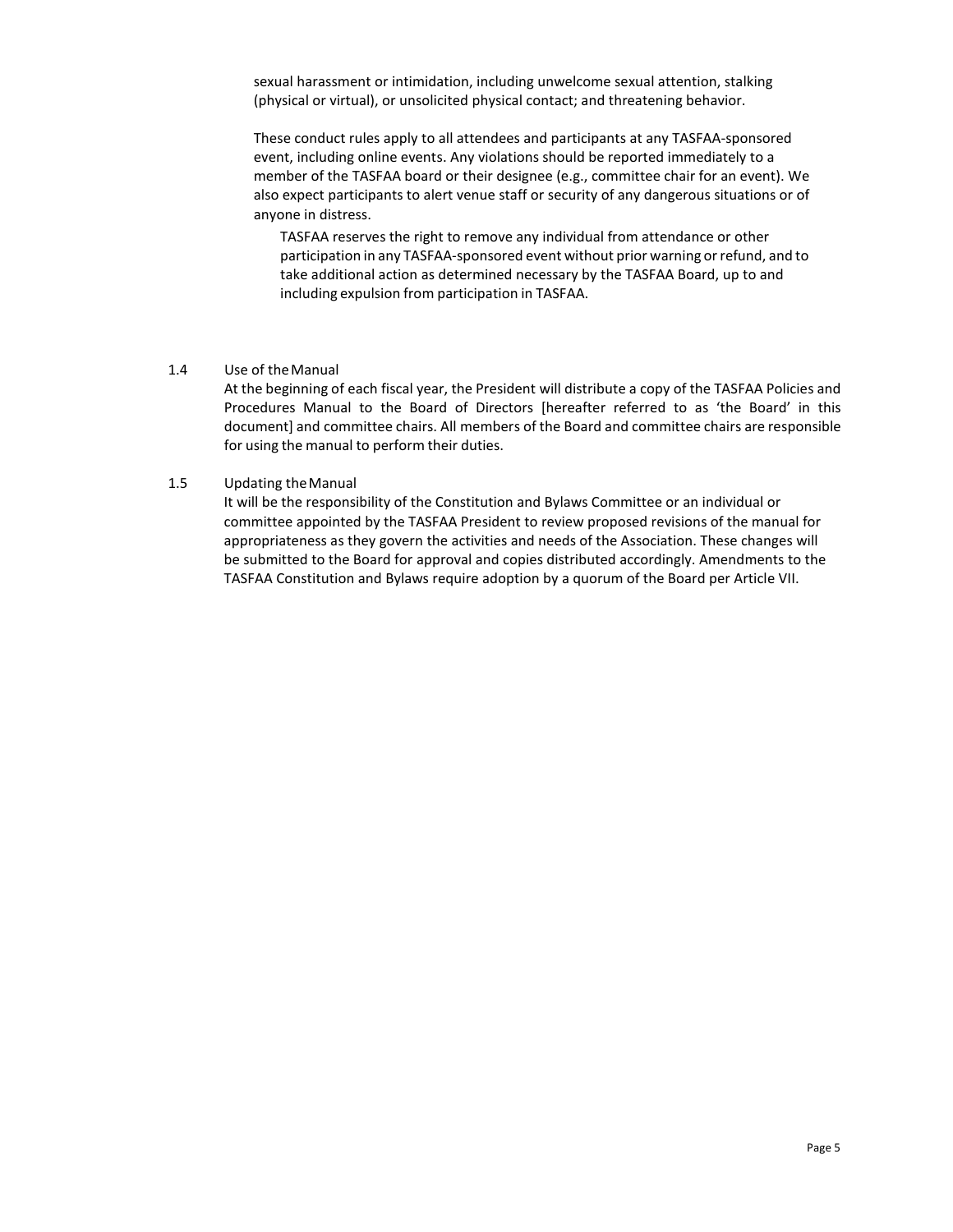sexual harassment or intimidation, including unwelcome sexual attention, stalking (physical or virtual), or unsolicited physical contact; and threatening behavior.

These conduct rules apply to all attendees and participants at any TASFAA-sponsored event, including online events. Any violations should be reported immediately to a member of the TASFAA board or their designee (e.g., committee chair for an event). We also expect participants to alert venue staff or security of any dangerous situations or of anyone in distress.

TASFAA reserves the right to remove any individual from attendance or other participation in any TASFAA-sponsored event without prior warning or refund, and to take additional action as determined necessary by the TASFAA Board, up to and including expulsion from participation in TASFAA.

### 1.4 Use of the Manual

At the beginning of each fiscal year, the President will distribute a copy of the TASFAA Policies and Procedures Manual to the Board of Directors [hereafter referred to as 'the Board' in this document] and committee chairs. All members of the Board and committee chairs are responsible for using the manual to perform their duties.

### 1.5 Updating the Manual

It will be the responsibility of the Constitution and Bylaws Committee or an individual or committee appointed by the TASFAA President to review proposed revisions of the manual for appropriateness as they govern the activities and needs of the Association. These changes will be submitted to the Board for approval and copies distributed accordingly. Amendments to the TASFAA Constitution and Bylaws require adoption by a quorum of the Board per Article VII.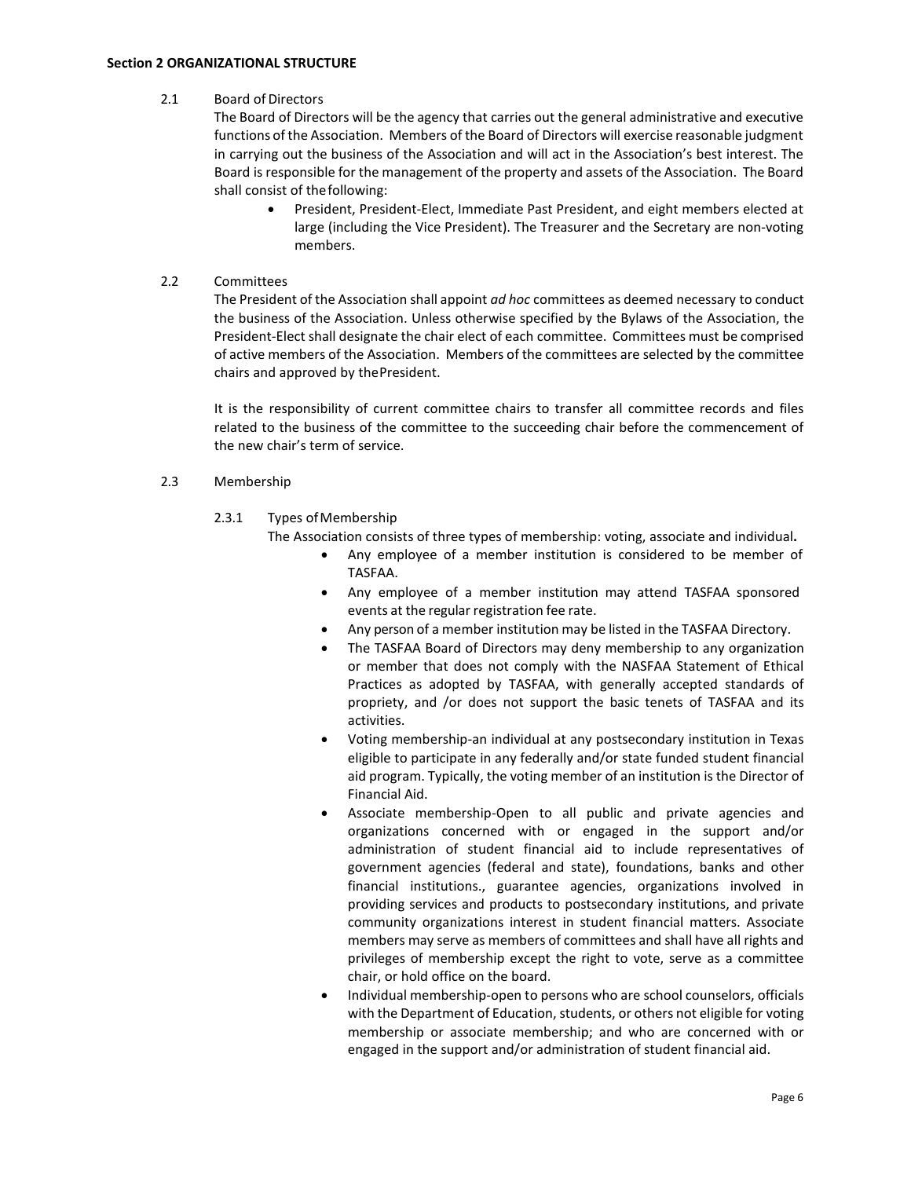**Section 2 ORGANIZATIONAL STRUCTURE**

2.1 Board of Directors

The Board of Directors will be the agency that carries out the general administrative and executive functions of the Association. Members of the Board of Directors will exercise reasonable judgment in carrying out the business of the Association and will act in the Association's best interest. The Board is responsible for the management of the property and assets of the Association. The Board shall consist of the following:

- President, President-Elect, Immediate Past President, and eight members elected at large (including the Vice President). The Treasurer and the Secretary are non-voting members.

2.2 Committees

The President of the Association shall appoint *ad hoc* committees as deemed necessary to conduct the business of the Association. Unless otherwise specified by the Bylaws of the Association, the President-Elect shall designate the chair elect of each committee. Committees must be comprised of active members of the Association. Members of the committees are selected by the committee chairs and approved by the President.

It is the responsibility of current committee chairs to transfer all committee records and files related to the business of the committee to the succeeding chair before the commencement of the new chair's term of service.

2.3 Membership

2.3.1 Types of Membership

The Association consists of three types of membership: voting, associate and individual**.**

- Any employee of a member institution is considered to be member of TASFAA.
- Any employee of a member institution may attend TASFAA sponsored events at the regular registration fee rate.
- Any person of a member institution may be listed in the TASFAA Directory.
- The TASFAA Board of Directors may deny membership to any organization or member that does not comply with the NASFAA Statement of Ethical Practices as adopted by TASFAA, with generally accepted standards of propriety, and /or does not support the basic tenets of TASFAA and its activities.
- Voting membership-an individual at any postsecondary institution in Texas eligible to participate in any federally and/or state funded student financial aid program. Typically, the voting member of an institution is the Director of Financial Aid.
- Associate membership-Open to all public and private agencies and organizations concerned with or engaged in the support and/or administration of student financial aid to include representatives of government agencies (federal and state), foundations, banks and other financial institutions., guarantee agencies, organizations involved in providing services and products to postsecondary institutions, and private community organizations interest in student financial matters. Associate members may serve as members of committees and shall have all rights and privileges of membership except the right to vote, serve as a committee chair, or hold office on the board.
- Individual membership-open to persons who are school counselors, officials with the Department of Education, students, or others not eligible for voting membership or associate membership; and who are concerned with or engaged in the support and/or administration of student financial aid.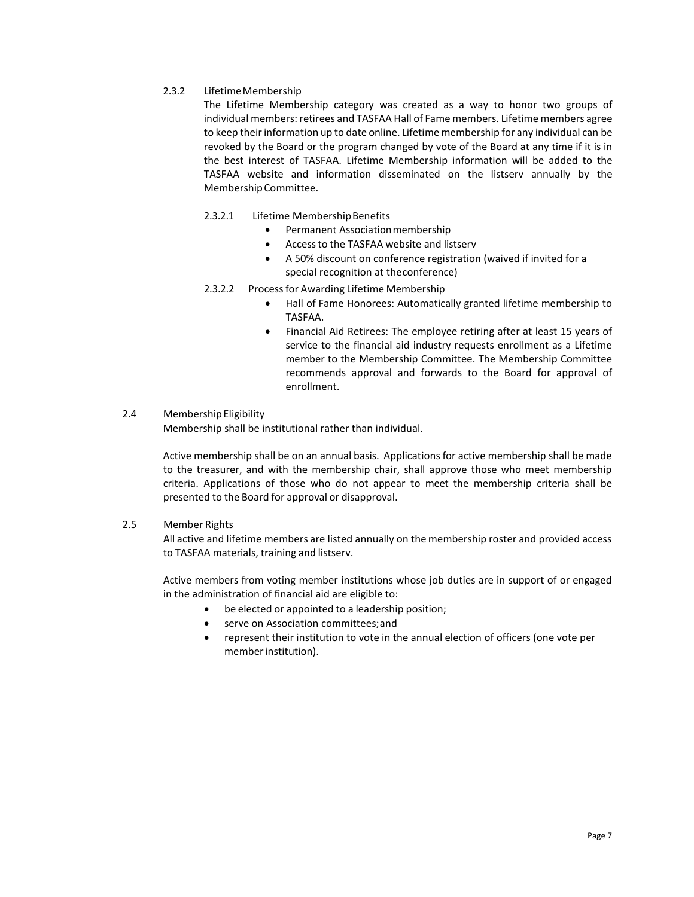### 2.3.2 Lifetime Membership

The Lifetime Membership category was created as a way to honor two groups of individual members: retirees and TASFAA Hall of Fame members. Lifetime members agree to keep their information up to date online. Lifetime membership for any individual can be revoked by the Board or the program changed by vote of the Board at any time if it is in the best interest of TASFAA. Lifetime Membership information will be added to the TASFAA website and information disseminated on the listserv annually by the Membership Committee.

#### 2.3.2.1 Lifetime Membership Benefits

- Permanent Association membership
- Access to the TASFAA website and listserv
- A 50% discount on conference registration (waived if invited for a special recognition at the conference)

#### 2.3.2.2 Process for Awarding Lifetime Membership

- Hall of Fame Honorees: Automatically granted lifetime membership to TASFAA.
- Financial Aid Retirees: The employee retiring after at least 15 years of service to the financial aid industry requests enrollment as a Lifetime member to the Membership Committee. The Membership Committee recommends approval and forwards to the Board for approval of enrollment.

## 2.4 Membership Eligibility

Membership shall be institutional rather than individual.

Active membership shall be on an annual basis. Applications for active membership shall be made to the treasurer, and with the membership chair, shall approve those who meet membership criteria. Applications of those who do not appear to meet the membership criteria shall be presented to the Board for approval or disapproval.

## 2.5 Member Rights

All active and lifetime members are listed annually on the membership roster and provided access to TASFAA materials, training and listserv.

Active members from voting member institutions whose job duties are in support of or engaged in the administration of financial aid are eligible to:

- be elected or appointed to a leadership position;
- serve on Association committees; and
- represent their institution to vote in the annual election of officers (one vote per member institution).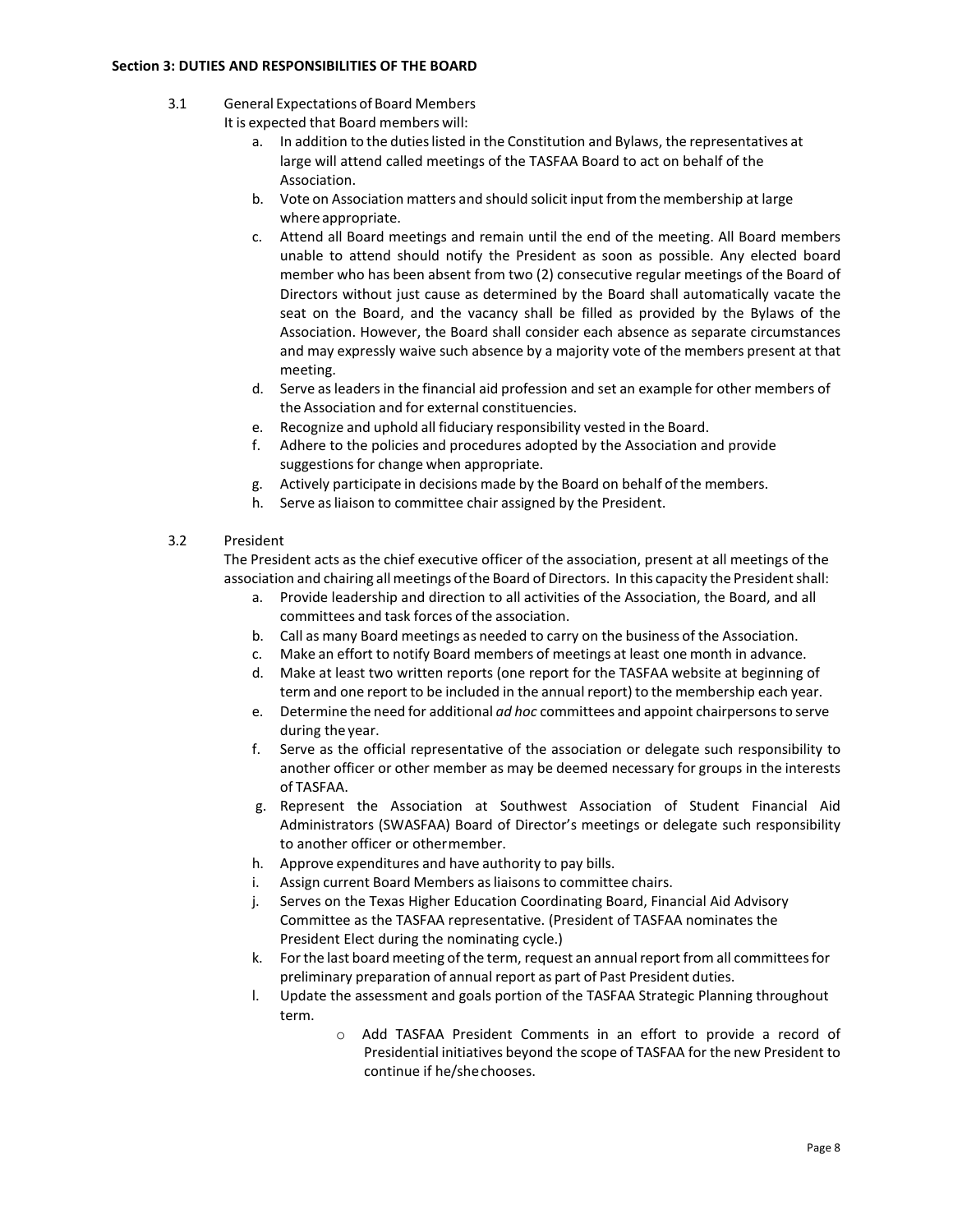**Section 3: DUTIES AND RESPONSIBILITIES OF THE BOARD**

3.1 General Expectations of Board Members

It is expected that Board members will:

a. In addition to the duties listed in the Constitution and Bylaws, the representatives at large will attend called meetings of the TASFAA Board to act on behalf of the Association.
b. Vote on Association matters and should solicit input from the membership at large where appropriate.
c. Attend all Board meetings and remain until the end of the meeting. All Board members unable to attend should notify the President as soon as possible. Any elected board member who has been absent from two (2) consecutive regular meetings of the Board of Directors without just cause as determined by the Board shall automatically vacate the seat on the Board, and the vacancy shall be filled as provided by the Bylaws of the Association. However, the Board shall consider each absence as separate circumstances and may expressly waive such absence by a majority vote of the members present at that meeting.
d. Serve as leaders in the financial aid profession and set an example for other members of the Association and for external constituencies.
e. Recognize and uphold all fiduciary responsibility vested in the Board.
f. Adhere to the policies and procedures adopted by the Association and provide suggestions for change when appropriate.
g. Actively participate in decisions made by the Board on behalf of the members.
h. Serve as liaison to committee chair assigned by the President.

3.2 President

The President acts as the chief executive officer of the association, present at all meetings of the association and chairing all meetings of the Board of Directors. In this capacity the President shall:

a. Provide leadership and direction to all activities of the Association, the Board, and all committees and task forces of the association.
b. Call as many Board meetings as needed to carry on the business of the Association.
c. Make an effort to notify Board members of meetings at least one month in advance.
d. Make at least two written reports (one report for the TASFAA website at beginning of term and one report to be included in the annual report) to the membership each year.
e. Determine the need for additional *ad hoc* committees and appoint chairpersons to serve during the year.
f. Serve as the official representative of the association or delegate such responsibility to another officer or other member as may be deemed necessary for groups in the interests of TASFAA.
g. Represent the Association at Southwest Association of Student Financial Aid Administrators (SWASFAA) Board of Director's meetings or delegate such responsibility to another officer or other member.
h. Approve expenditures and have authority to pay bills.
i. Assign current Board Members as liaisons to committee chairs.
j. Serves on the Texas Higher Education Coordinating Board, Financial Aid Advisory Committee as the TASFAA representative. (President of TASFAA nominates the President Elect during the nominating cycle.)
k. For the last board meeting of the term, request an annual report from all committees for preliminary preparation of annual report as part of Past President duties.
l. Update the assessment and goals portion of the TASFAA Strategic Planning throughout term.
    - Add TASFAA President Comments in an effort to provide a record of Presidential initiatives beyond the scope of TASFAA for the new President to continue if he/she chooses.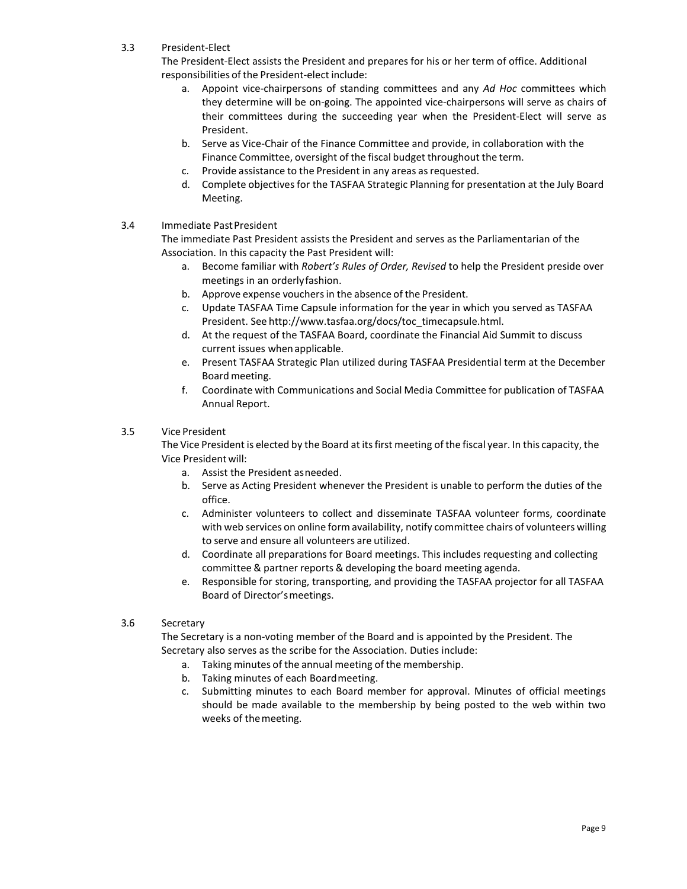### 3.3 President-Elect

The President-Elect assists the President and prepares for his or her term of office. Additional responsibilities of the President-elect include:

a. Appoint vice-chairpersons of standing committees and any *Ad Hoc* committees which they determine will be on-going. The appointed vice-chairpersons will serve as chairs of their committees during the succeeding year when the President-Elect will serve as President.
b. Serve as Vice-Chair of the Finance Committee and provide, in collaboration with the Finance Committee, oversight of the fiscal budget throughout the term.
c. Provide assistance to the President in any areas as requested.
d. Complete objectives for the TASFAA Strategic Planning for presentation at the July Board Meeting.

### 3.4 Immediate Past President

The immediate Past President assists the President and serves as the Parliamentarian of the Association. In this capacity the Past President will:

a. Become familiar with *Robert's Rules of Order, Revised* to help the President preside over meetings in an orderly fashion.
b. Approve expense vouchers in the absence of the President.
c. Update TASFAA Time Capsule information for the year in which you served as TASFAA President. See http://www.tasfaa.org/docs/toc_timecapsule.html.
d. At the request of the TASFAA Board, coordinate the Financial Aid Summit to discuss current issues when applicable.
e. Present TASFAA Strategic Plan utilized during TASFAA Presidential term at the December Board meeting.
f. Coordinate with Communications and Social Media Committee for publication of TASFAA Annual Report.

### 3.5 Vice President

The Vice President is elected by the Board at its first meeting of the fiscal year. In this capacity, the Vice President will:

a. Assist the President as needed.
b. Serve as Acting President whenever the President is unable to perform the duties of the office.
c. Administer volunteers to collect and disseminate TASFAA volunteer forms, coordinate with web services on online form availability, notify committee chairs of volunteers willing to serve and ensure all volunteers are utilized.
d. Coordinate all preparations for Board meetings. This includes requesting and collecting committee & partner reports & developing the board meeting agenda.
e. Responsible for storing, transporting, and providing the TASFAA projector for all TASFAA Board of Director's meetings.

### 3.6 Secretary

The Secretary is a non-voting member of the Board and is appointed by the President. The Secretary also serves as the scribe for the Association. Duties include:

a. Taking minutes of the annual meeting of the membership.
b. Taking minutes of each Board meeting.
c. Submitting minutes to each Board member for approval. Minutes of official meetings should be made available to the membership by being posted to the web within two weeks of the meeting.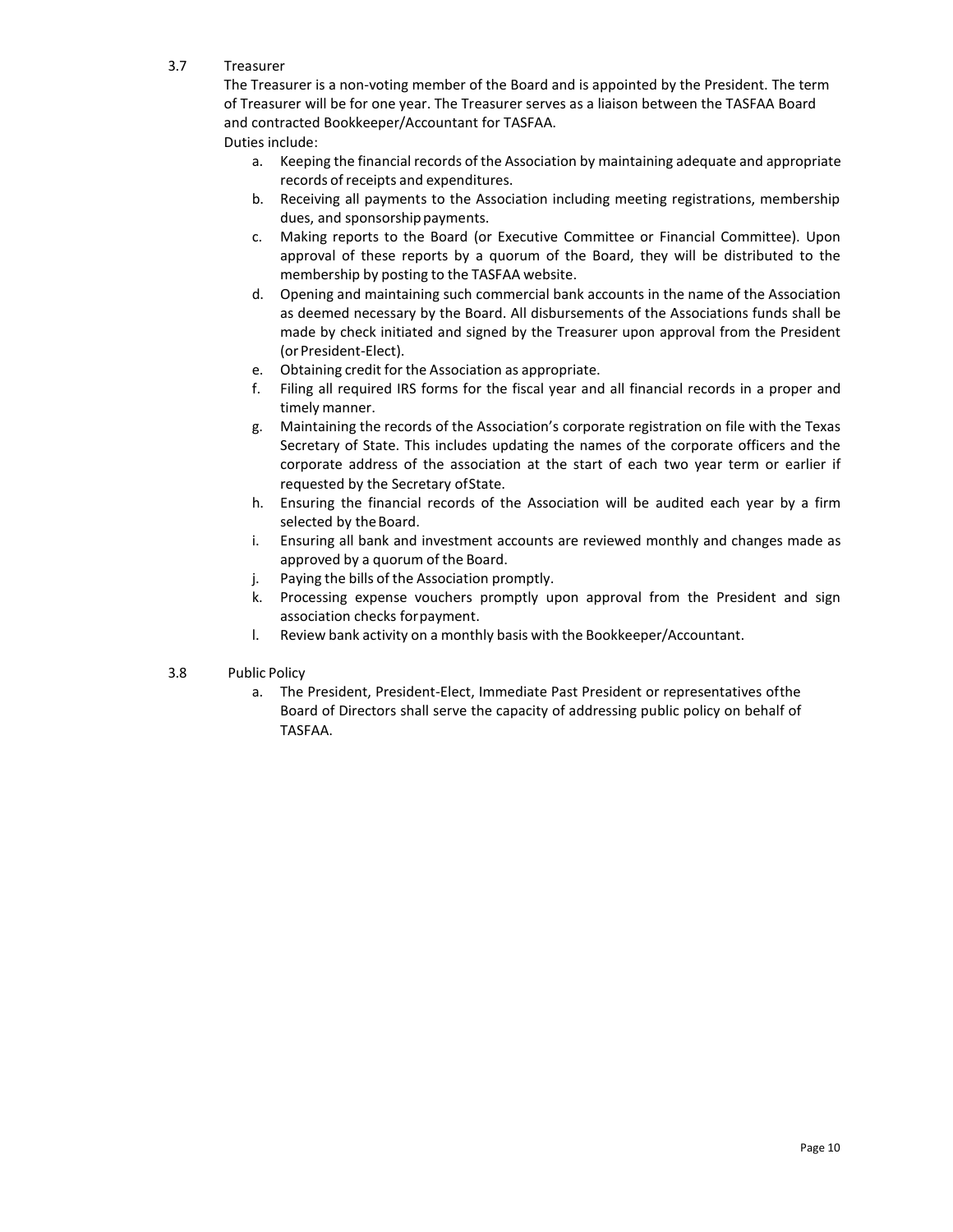### 3.7 Treasurer

The Treasurer is a non-voting member of the Board and is appointed by the President. The term of Treasurer will be for one year. The Treasurer serves as a liaison between the TASFAA Board and contracted Bookkeeper/Accountant for TASFAA.

Duties include:

a. Keeping the financial records of the Association by maintaining adequate and appropriate records of receipts and expenditures.
b. Receiving all payments to the Association including meeting registrations, membership dues, and sponsorship payments.
c. Making reports to the Board (or Executive Committee or Financial Committee). Upon approval of these reports by a quorum of the Board, they will be distributed to the membership by posting to the TASFAA website.
d. Opening and maintaining such commercial bank accounts in the name of the Association as deemed necessary by the Board. All disbursements of the Associations funds shall be made by check initiated and signed by the Treasurer upon approval from the President (or President-Elect).
e. Obtaining credit for the Association as appropriate.
f. Filing all required IRS forms for the fiscal year and all financial records in a proper and timely manner.
g. Maintaining the records of the Association's corporate registration on file with the Texas Secretary of State. This includes updating the names of the corporate officers and the corporate address of the association at the start of each two year term or earlier if requested by the Secretary of State.
h. Ensuring the financial records of the Association will be audited each year by a firm selected by the Board.
i. Ensuring all bank and investment accounts are reviewed monthly and changes made as approved by a quorum of the Board.
j. Paying the bills of the Association promptly.
k. Processing expense vouchers promptly upon approval from the President and sign association checks for payment.
l. Review bank activity on a monthly basis with the Bookkeeper/Accountant.

### 3.8 Public Policy

a. The President, President-Elect, Immediate Past President or representatives of the Board of Directors shall serve the capacity of addressing public policy on behalf of TASFAA.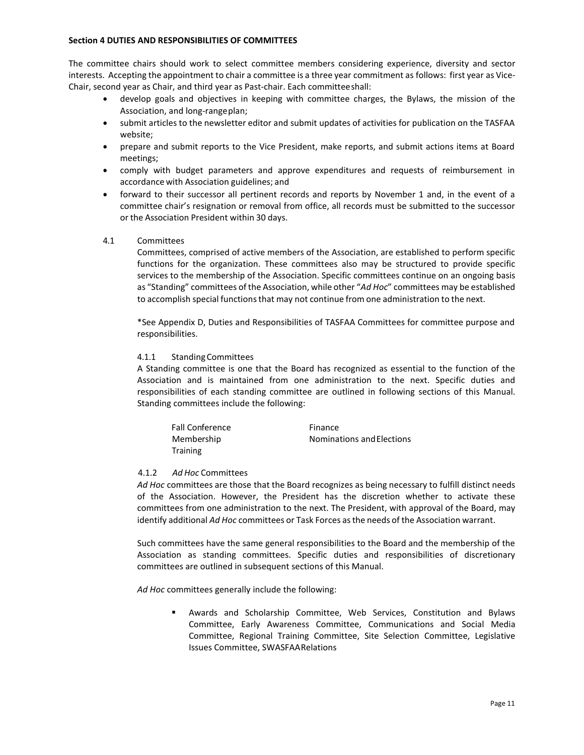## Section 4 DUTIES AND RESPONSIBILITIES OF COMMITTEES

The committee chairs should work to select committee members considering experience, diversity and sector interests. Accepting the appointment to chair a committee is a three year commitment as follows: first year as Vice-Chair, second year as Chair, and third year as Past-chair. Each committee shall:

- develop goals and objectives in keeping with committee charges, the Bylaws, the mission of the Association, and long-range plan;
- submit articles to the newsletter editor and submit updates of activities for publication on the TASFAA website;
- prepare and submit reports to the Vice President, make reports, and submit actions items at Board meetings;
- comply with budget parameters and approve expenditures and requests of reimbursement in accordance with Association guidelines; and
- forward to their successor all pertinent records and reports by November 1 and, in the event of a committee chair's resignation or removal from office, all records must be submitted to the successor or the Association President within 30 days.

### 4.1 Committees

Committees, comprised of active members of the Association, are established to perform specific functions for the organization. These committees also may be structured to provide specific services to the membership of the Association. Specific committees continue on an ongoing basis as "Standing" committees of the Association, while other "*Ad Hoc*" committees may be established to accomplish special functions that may not continue from one administration to the next.

*See Appendix D, Duties and Responsibilities of TASFAA Committees for committee purpose and responsibilities.

#### 4.1.1 Standing Committees

A Standing committee is one that the Board has recognized as essential to the function of the Association and is maintained from one administration to the next. Specific duties and responsibilities of each standing committee are outlined in following sections of this Manual. Standing committees include the following:

- Fall Conference
- Finance
- Membership
- Nominations and Elections
- Training

#### 4.1.2 *Ad Hoc* Committees

*Ad Hoc* committees are those that the Board recognizes as being necessary to fulfill distinct needs of the Association. However, the President has the discretion whether to activate these committees from one administration to the next. The President, with approval of the Board, may identify additional *Ad Hoc* committees or Task Forces as the needs of the Association warrant.

Such committees have the same general responsibilities to the Board and the membership of the Association as standing committees. Specific duties and responsibilities of discretionary committees are outlined in subsequent sections of this Manual.

*Ad Hoc* committees generally include the following:

- Awards and Scholarship Committee, Web Services, Constitution and Bylaws Committee, Early Awareness Committee, Communications and Social Media Committee, Regional Training Committee, Site Selection Committee, Legislative Issues Committee, SWASFAA Relations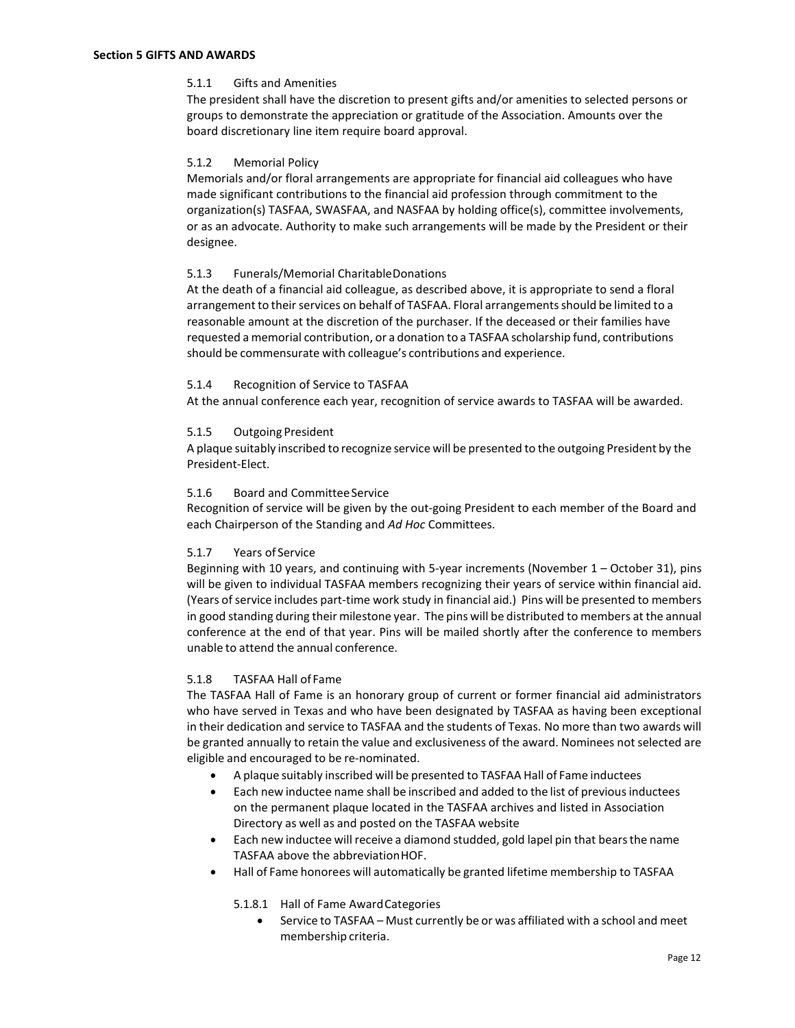**Section 5 GIFTS AND AWARDS**

5.1.1 Gifts and Amenities

The president shall have the discretion to present gifts and/or amenities to selected persons or groups to demonstrate the appreciation or gratitude of the Association. Amounts over the board discretionary line item require board approval.

5.1.2 Memorial Policy

Memorials and/or floral arrangements are appropriate for financial aid colleagues who have made significant contributions to the financial aid profession through commitment to the organization(s) TASFAA, SWASFAA, and NASFAA by holding office(s), committee involvements, or as an advocate. Authority to make such arrangements will be made by the President or their designee.

5.1.3 Funerals/Memorial Charitable Donations

At the death of a financial aid colleague, as described above, it is appropriate to send a floral arrangement to their services on behalf of TASFAA. Floral arrangements should be limited to a reasonable amount at the discretion of the purchaser. If the deceased or their families have requested a memorial contribution, or a donation to a TASFAA scholarship fund, contributions should be commensurate with colleague's contributions and experience.

5.1.4 Recognition of Service to TASFAA

At the annual conference each year, recognition of service awards to TASFAA will be awarded.

5.1.5 Outgoing President

A plaque suitably inscribed to recognize service will be presented to the outgoing President by the President-Elect.

5.1.6 Board and Committee Service

Recognition of service will be given by the out-going President to each member of the Board and each Chairperson of the Standing and *Ad Hoc* Committees.

5.1.7 Years of Service

Beginning with 10 years, and continuing with 5-year increments (November 1 – October 31), pins will be given to individual TASFAA members recognizing their years of service within financial aid. (Years of service includes part-time work study in financial aid.) Pins will be presented to members in good standing during their milestone year. The pins will be distributed to members at the annual conference at the end of that year. Pins will be mailed shortly after the conference to members unable to attend the annual conference.

5.1.8 TASFAA Hall of Fame

The TASFAA Hall of Fame is an honorary group of current or former financial aid administrators who have served in Texas and who have been designated by TASFAA as having been exceptional in their dedication and service to TASFAA and the students of Texas. No more than two awards will be granted annually to retain the value and exclusiveness of the award. Nominees not selected are eligible and encouraged to be re-nominated.

- A plaque suitably inscribed will be presented to TASFAA Hall of Fame inductees
- Each new inductee name shall be inscribed and added to the list of previous inductees on the permanent plaque located in the TASFAA archives and listed in Association Directory as well as and posted on the TASFAA website
- Each new inductee will receive a diamond studded, gold lapel pin that bears the name TASFAA above the abbreviation HOF.
- Hall of Fame honorees will automatically be granted lifetime membership to TASFAA

5.1.8.1 Hall of Fame Award Categories

- Service to TASFAA – Must currently be or was affiliated with a school and meet membership criteria.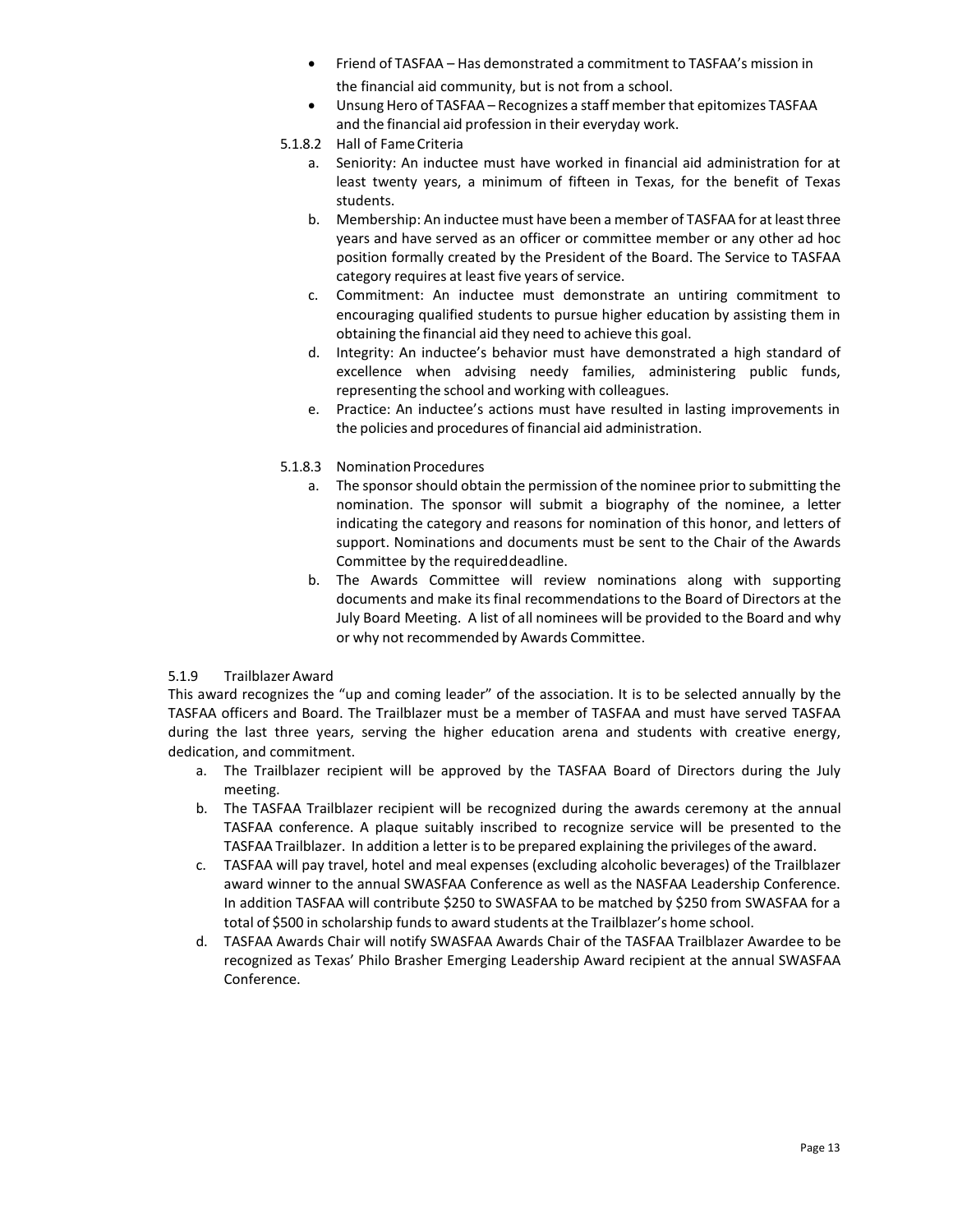- Friend of TASFAA – Has demonstrated a commitment to TASFAA's mission in the financial aid community, but is not from a school.
- Unsung Hero of TASFAA – Recognizes a staff member that epitomizes TASFAA and the financial aid profession in their everyday work.

5.1.8.2 Hall of Fame Criteria

a. Seniority: An inductee must have worked in financial aid administration for at least twenty years, a minimum of fifteen in Texas, for the benefit of Texas students.
b. Membership: An inductee must have been a member of TASFAA for at least three years and have served as an officer or committee member or any other ad hoc position formally created by the President of the Board. The Service to TASFAA category requires at least five years of service.
c. Commitment: An inductee must demonstrate an untiring commitment to encouraging qualified students to pursue higher education by assisting them in obtaining the financial aid they need to achieve this goal.
d. Integrity: An inductee's behavior must have demonstrated a high standard of excellence when advising needy families, administering public funds, representing the school and working with colleagues.
e. Practice: An inductee's actions must have resulted in lasting improvements in the policies and procedures of financial aid administration.

5.1.8.3 Nomination Procedures

a. The sponsor should obtain the permission of the nominee prior to submitting the nomination. The sponsor will submit a biography of the nominee, a letter indicating the category and reasons for nomination of this honor, and letters of support. Nominations and documents must be sent to the Chair of the Awards Committee by the required deadline.
b. The Awards Committee will review nominations along with supporting documents and make its final recommendations to the Board of Directors at the July Board Meeting. A list of all nominees will be provided to the Board and why or why not recommended by Awards Committee.

5.1.9 Trailblazer Award

This award recognizes the "up and coming leader" of the association. It is to be selected annually by the TASFAA officers and Board. The Trailblazer must be a member of TASFAA and must have served TASFAA during the last three years, serving the higher education arena and students with creative energy, dedication, and commitment.

a. The Trailblazer recipient will be approved by the TASFAA Board of Directors during the July meeting.
b. The TASFAA Trailblazer recipient will be recognized during the awards ceremony at the annual TASFAA conference. A plaque suitably inscribed to recognize service will be presented to the TASFAA Trailblazer. In addition a letter is to be prepared explaining the privileges of the award.
c. TASFAA will pay travel, hotel and meal expenses (excluding alcoholic beverages) of the Trailblazer award winner to the annual SWASFAA Conference as well as the NASFAA Leadership Conference. In addition TASFAA will contribute $250 to SWASFAA to be matched by $250 from SWASFAA for a total of $500 in scholarship funds to award students at the Trailblazer's home school.
d. TASFAA Awards Chair will notify SWASFAA Awards Chair of the TASFAA Trailblazer Awardee to be recognized as Texas' Philo Brasher Emerging Leadership Award recipient at the annual SWASFAA Conference.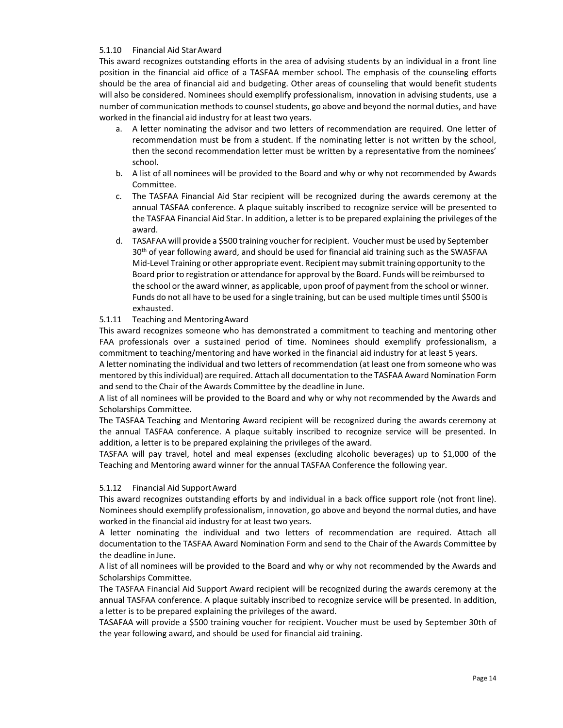#### 5.1.10 Financial Aid Star Award

This award recognizes outstanding efforts in the area of advising students by an individual in a front line position in the financial aid office of a TASFAA member school. The emphasis of the counseling efforts should be the area of financial aid and budgeting. Other areas of counseling that would benefit students will also be considered. Nominees should exemplify professionalism, innovation in advising students, use a number of communication methods to counsel students, go above and beyond the normal duties, and have worked in the financial aid industry for at least two years.

a. A letter nominating the advisor and two letters of recommendation are required. One letter of recommendation must be from a student. If the nominating letter is not written by the school, then the second recommendation letter must be written by a representative from the nominees' school.
b. A list of all nominees will be provided to the Board and why or why not recommended by Awards Committee.
c. The TASFAA Financial Aid Star recipient will be recognized during the awards ceremony at the annual TASFAA conference. A plaque suitably inscribed to recognize service will be presented to the TASFAA Financial Aid Star. In addition, a letter is to be prepared explaining the privileges of the award.
d. TASAFAA will provide a $500 training voucher for recipient. Voucher must be used by September 30th of year following award, and should be used for financial aid training such as the SWASFAA Mid-Level Training or other appropriate event. Recipient may submit training opportunity to the Board prior to registration or attendance for approval by the Board. Funds will be reimbursed to the school or the award winner, as applicable, upon proof of payment from the school or winner. Funds do not all have to be used for a single training, but can be used multiple times until $500 is exhausted.

#### 5.1.11 Teaching and Mentoring Award

This award recognizes someone who has demonstrated a commitment to teaching and mentoring other FAA professionals over a sustained period of time. Nominees should exemplify professionalism, a commitment to teaching/mentoring and have worked in the financial aid industry for at least 5 years.

A letter nominating the individual and two letters of recommendation (at least one from someone who was mentored by this individual) are required. Attach all documentation to the TASFAA Award Nomination Form and send to the Chair of the Awards Committee by the deadline in June.

A list of all nominees will be provided to the Board and why or why not recommended by the Awards and Scholarships Committee.

The TASFAA Teaching and Mentoring Award recipient will be recognized during the awards ceremony at the annual TASFAA conference. A plaque suitably inscribed to recognize service will be presented. In addition, a letter is to be prepared explaining the privileges of the award.

TASFAA will pay travel, hotel and meal expenses (excluding alcoholic beverages) up to $1,000 of the Teaching and Mentoring award winner for the annual TASFAA Conference the following year.

#### 5.1.12 Financial Aid Support Award

This award recognizes outstanding efforts by and individual in a back office support role (not front line). Nominees should exemplify professionalism, innovation, go above and beyond the normal duties, and have worked in the financial aid industry for at least two years.

A letter nominating the individual and two letters of recommendation are required. Attach all documentation to the TASFAA Award Nomination Form and send to the Chair of the Awards Committee by the deadline in June.

A list of all nominees will be provided to the Board and why or why not recommended by the Awards and Scholarships Committee.

The TASFAA Financial Aid Support Award recipient will be recognized during the awards ceremony at the annual TASFAA conference. A plaque suitably inscribed to recognize service will be presented. In addition, a letter is to be prepared explaining the privileges of the award.

TASAFAA will provide a $500 training voucher for recipient. Voucher must be used by September 30th of the year following award, and should be used for financial aid training.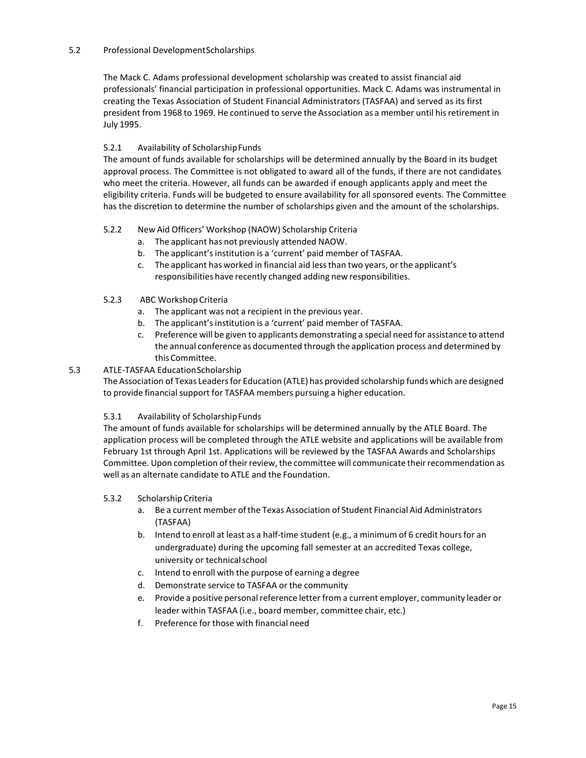## 5.2 Professional Development Scholarships

The Mack C. Adams professional development scholarship was created to assist financial aid professionals' financial participation in professional opportunities. Mack C. Adams was instrumental in creating the Texas Association of Student Financial Administrators (TASFAA) and served as its first president from 1968 to 1969. He continued to serve the Association as a member until his retirement in July 1995.

### 5.2.1 Availability of Scholarship Funds

The amount of funds available for scholarships will be determined annually by the Board in its budget approval process. The Committee is not obligated to award all of the funds, if there are not candidates who meet the criteria. However, all funds can be awarded if enough applicants apply and meet the eligibility criteria. Funds will be budgeted to ensure availability for all sponsored events. The Committee has the discretion to determine the number of scholarships given and the amount of the scholarships.

### 5.2.2 New Aid Officers' Workshop (NAOW) Scholarship Criteria

a. The applicant has not previously attended NAOW.
b. The applicant's institution is a 'current' paid member of TASFAA.
c. The applicant has worked in financial aid less than two years, or the applicant's responsibilities have recently changed adding new responsibilities.

### 5.2.3 ABC Workshop Criteria

a. The applicant was not a recipient in the previous year.
b. The applicant's institution is a 'current' paid member of TASFAA.
c. Preference will be given to applicants demonstrating a special need for assistance to attend the annual conference as documented through the application process and determined by this Committee.

## 5.3 ATLE-TASFAA Education Scholarship

The Association of Texas Leaders for Education (ATLE) has provided scholarship funds which are designed to provide financial support for TASFAA members pursuing a higher education.

### 5.3.1 Availability of Scholarship Funds

The amount of funds available for scholarships will be determined annually by the ATLE Board. The application process will be completed through the ATLE website and applications will be available from February 1st through April 1st. Applications will be reviewed by the TASFAA Awards and Scholarships Committee. Upon completion of their review, the committee will communicate their recommendation as well as an alternate candidate to ATLE and the Foundation.

### 5.3.2 Scholarship Criteria

a. Be a current member of the Texas Association of Student Financial Aid Administrators (TASFAA)
b. Intend to enroll at least as a half-time student (e.g., a minimum of 6 credit hours for an undergraduate) during the upcoming fall semester at an accredited Texas college, university or technical school
c. Intend to enroll with the purpose of earning a degree
d. Demonstrate service to TASFAA or the community
e. Provide a positive personal reference letter from a current employer, community leader or leader within TASFAA (i.e., board member, committee chair, etc.)
f. Preference for those with financial need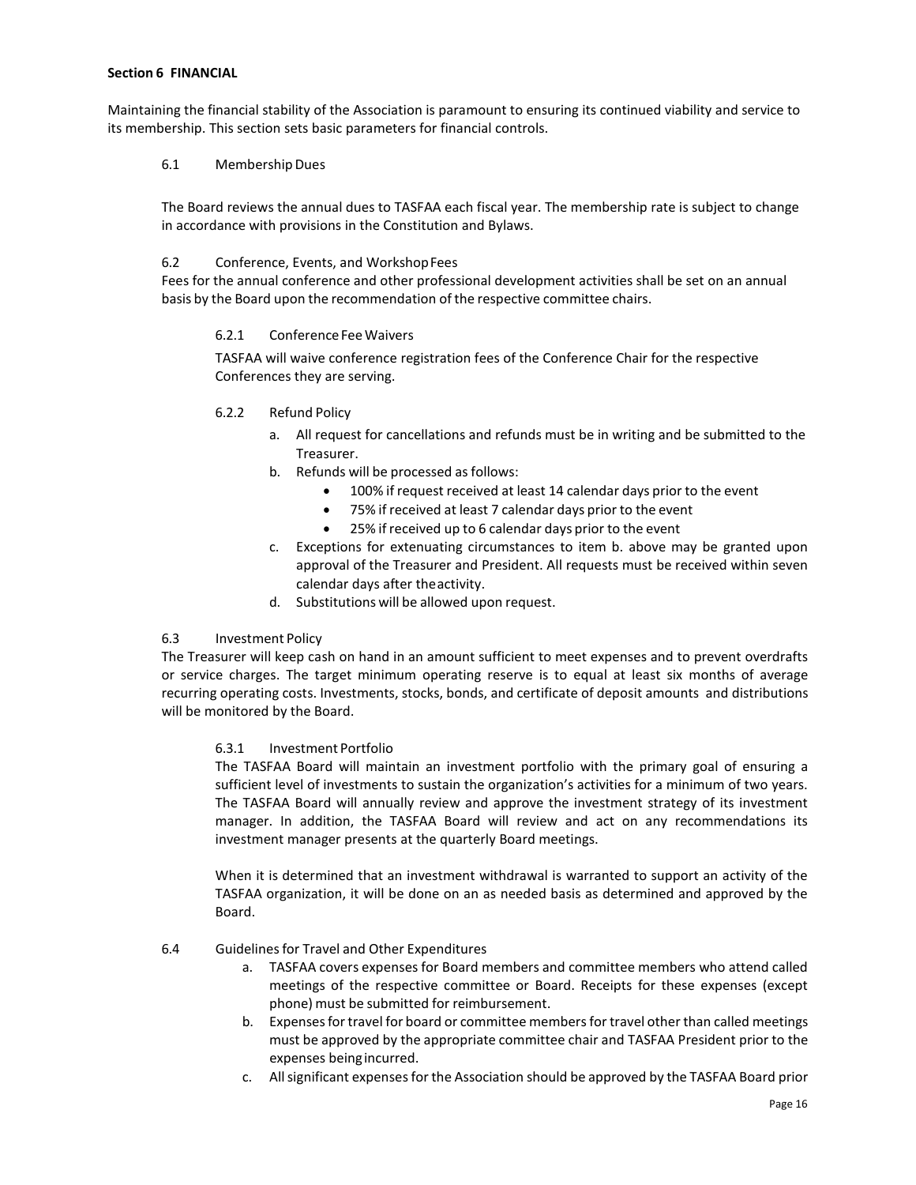## Section 6 FINANCIAL

Maintaining the financial stability of the Association is paramount to ensuring its continued viability and service to its membership. This section sets basic parameters for financial controls.

### 6.1 Membership Dues

The Board reviews the annual dues to TASFAA each fiscal year. The membership rate is subject to change in accordance with provisions in the Constitution and Bylaws.

### 6.2 Conference, Events, and Workshop Fees

Fees for the annual conference and other professional development activities shall be set on an annual basis by the Board upon the recommendation of the respective committee chairs.

#### 6.2.1 Conference Fee Waivers

TASFAA will waive conference registration fees of the Conference Chair for the respective Conferences they are serving.

#### 6.2.2 Refund Policy

a. All request for cancellations and refunds must be in writing and be submitted to the Treasurer.
b. Refunds will be processed as follows:
   - 100% if request received at least 14 calendar days prior to the event
   - 75% if received at least 7 calendar days prior to the event
   - 25% if received up to 6 calendar days prior to the event
c. Exceptions for extenuating circumstances to item b. above may be granted upon approval of the Treasurer and President. All requests must be received within seven calendar days after the activity.
d. Substitutions will be allowed upon request.

### 6.3 Investment Policy

The Treasurer will keep cash on hand in an amount sufficient to meet expenses and to prevent overdrafts or service charges. The target minimum operating reserve is to equal at least six months of average recurring operating costs. Investments, stocks, bonds, and certificate of deposit amounts and distributions will be monitored by the Board.

#### 6.3.1 Investment Portfolio

The TASFAA Board will maintain an investment portfolio with the primary goal of ensuring a sufficient level of investments to sustain the organization's activities for a minimum of two years. The TASFAA Board will annually review and approve the investment strategy of its investment manager. In addition, the TASFAA Board will review and act on any recommendations its investment manager presents at the quarterly Board meetings.

When it is determined that an investment withdrawal is warranted to support an activity of the TASFAA organization, it will be done on an as needed basis as determined and approved by the Board.

### 6.4 Guidelines for Travel and Other Expenditures

a. TASFAA covers expenses for Board members and committee members who attend called meetings of the respective committee or Board. Receipts for these expenses (except phone) must be submitted for reimbursement.
b. Expenses for travel for board or committee members for travel other than called meetings must be approved by the appropriate committee chair and TASFAA President prior to the expenses being incurred.
c. All significant expenses for the Association should be approved by the TASFAA Board prior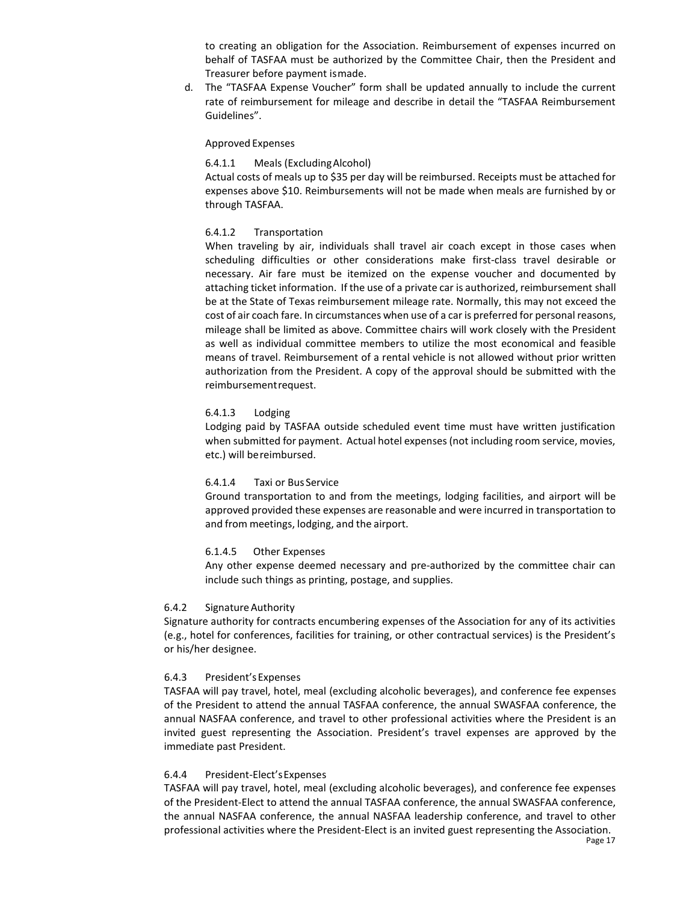to creating an obligation for the Association. Reimbursement of expenses incurred on behalf of TASFAA must be authorized by the Committee Chair, then the President and Treasurer before payment is made.

d. The "TASFAA Expense Voucher" form shall be updated annually to include the current rate of reimbursement for mileage and describe in detail the "TASFAA Reimbursement Guidelines".

Approved Expenses

6.4.1.1 Meals (Excluding Alcohol)

Actual costs of meals up to $35 per day will be reimbursed. Receipts must be attached for expenses above $10. Reimbursements will not be made when meals are furnished by or through TASFAA.

6.4.1.2 Transportation

When traveling by air, individuals shall travel air coach except in those cases when scheduling difficulties or other considerations make first-class travel desirable or necessary. Air fare must be itemized on the expense voucher and documented by attaching ticket information. If the use of a private car is authorized, reimbursement shall be at the State of Texas reimbursement mileage rate. Normally, this may not exceed the cost of air coach fare. In circumstances when use of a car is preferred for personal reasons, mileage shall be limited as above. Committee chairs will work closely with the President as well as individual committee members to utilize the most economical and feasible means of travel. Reimbursement of a rental vehicle is not allowed without prior written authorization from the President. A copy of the approval should be submitted with the reimbursement request.

6.4.1.3 Lodging

Lodging paid by TASFAA outside scheduled event time must have written justification when submitted for payment. Actual hotel expenses (not including room service, movies, etc.) will be reimbursed.

6.4.1.4 Taxi or Bus Service

Ground transportation to and from the meetings, lodging facilities, and airport will be approved provided these expenses are reasonable and were incurred in transportation to and from meetings, lodging, and the airport.

6.1.4.5 Other Expenses

Any other expense deemed necessary and pre-authorized by the committee chair can include such things as printing, postage, and supplies.

6.4.2 Signature Authority

Signature authority for contracts encumbering expenses of the Association for any of its activities (e.g., hotel for conferences, facilities for training, or other contractual services) is the President's or his/her designee.

6.4.3 President's Expenses

TASFAA will pay travel, hotel, meal (excluding alcoholic beverages), and conference fee expenses of the President to attend the annual TASFAA conference, the annual SWASFAA conference, the annual NASFAA conference, and travel to other professional activities where the President is an invited guest representing the Association. President's travel expenses are approved by the immediate past President.

6.4.4 President-Elect's Expenses

TASFAA will pay travel, hotel, meal (excluding alcoholic beverages), and conference fee expenses of the President-Elect to attend the annual TASFAA conference, the annual SWASFAA conference, the annual NASFAA conference, the annual NASFAA leadership conference, and travel to other professional activities where the President-Elect is an invited guest representing the Association.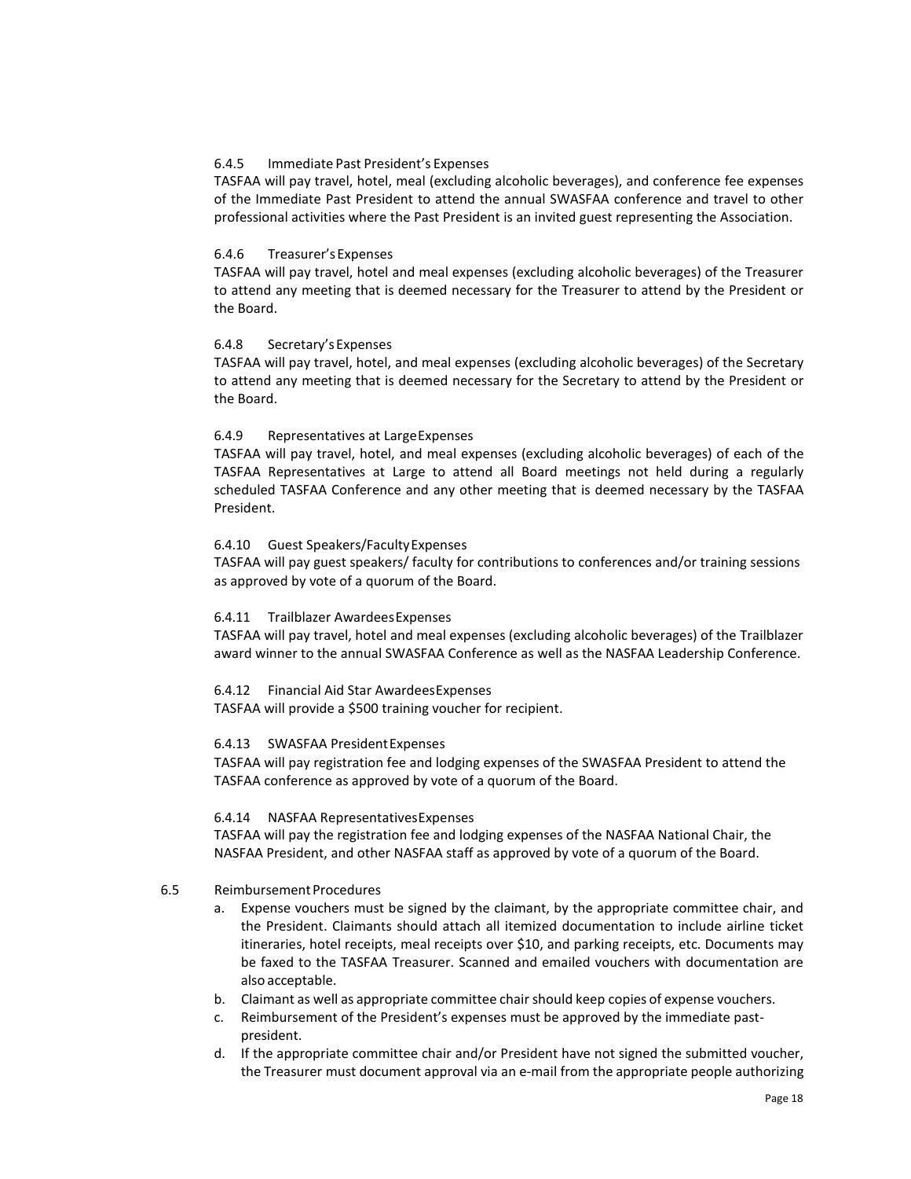#### 6.4.5 Immediate Past President's Expenses

TASFAA will pay travel, hotel, meal (excluding alcoholic beverages), and conference fee expenses of the Immediate Past President to attend the annual SWASFAA conference and travel to other professional activities where the Past President is an invited guest representing the Association.

#### 6.4.6 Treasurer's Expenses

TASFAA will pay travel, hotel and meal expenses (excluding alcoholic beverages) of the Treasurer to attend any meeting that is deemed necessary for the Treasurer to attend by the President or the Board.

#### 6.4.8 Secretary's Expenses

TASFAA will pay travel, hotel, and meal expenses (excluding alcoholic beverages) of the Secretary to attend any meeting that is deemed necessary for the Secretary to attend by the President or the Board.

#### 6.4.9 Representatives at Large Expenses

TASFAA will pay travel, hotel, and meal expenses (excluding alcoholic beverages) of each of the TASFAA Representatives at Large to attend all Board meetings not held during a regularly scheduled TASFAA Conference and any other meeting that is deemed necessary by the TASFAA President.

#### 6.4.10 Guest Speakers/Faculty Expenses

TASFAA will pay guest speakers/ faculty for contributions to conferences and/or training sessions as approved by vote of a quorum of the Board.

#### 6.4.11 Trailblazer Awardees Expenses

TASFAA will pay travel, hotel and meal expenses (excluding alcoholic beverages) of the Trailblazer award winner to the annual SWASFAA Conference as well as the NASFAA Leadership Conference.

#### 6.4.12 Financial Aid Star Awardees Expenses

TASFAA will provide a $500 training voucher for recipient.

#### 6.4.13 SWASFAA President Expenses

TASFAA will pay registration fee and lodging expenses of the SWASFAA President to attend the TASFAA conference as approved by vote of a quorum of the Board.

#### 6.4.14 NASFAA Representatives Expenses

TASFAA will pay the registration fee and lodging expenses of the NASFAA National Chair, the NASFAA President, and other NASFAA staff as approved by vote of a quorum of the Board.

### 6.5 Reimbursement Procedures

a. Expense vouchers must be signed by the claimant, by the appropriate committee chair, and the President. Claimants should attach all itemized documentation to include airline ticket itineraries, hotel receipts, meal receipts over $10, and parking receipts, etc. Documents may be faxed to the TASFAA Treasurer. Scanned and emailed vouchers with documentation are also acceptable.
b. Claimant as well as appropriate committee chair should keep copies of expense vouchers.
c. Reimbursement of the President's expenses must be approved by the immediate past-president.
d. If the appropriate committee chair and/or President have not signed the submitted voucher, the Treasurer must document approval via an e-mail from the appropriate people authorizing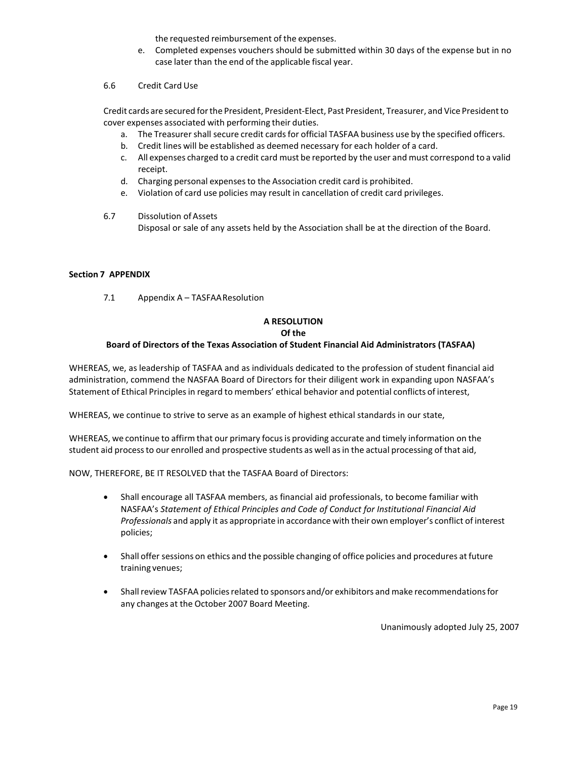the requested reimbursement of the expenses.

e. Completed expenses vouchers should be submitted within 30 days of the expense but in no case later than the end of the applicable fiscal year.

6.6 Credit Card Use

Credit cards are secured for the President, President-Elect, Past President, Treasurer, and Vice President to cover expenses associated with performing their duties.

a. The Treasurer shall secure credit cards for official TASFAA business use by the specified officers.
b. Credit lines will be established as deemed necessary for each holder of a card.
c. All expenses charged to a credit card must be reported by the user and must correspond to a valid receipt.
d. Charging personal expenses to the Association credit card is prohibited.
e. Violation of card use policies may result in cancellation of credit card privileges.

6.7 Dissolution of Assets

Disposal or sale of any assets held by the Association shall be at the direction of the Board.

**Section 7 APPENDIX**

7.1 Appendix A – TASFAA Resolution

**A RESOLUTION**
**Of the**
**Board of Directors of the Texas Association of Student Financial Aid Administrators (TASFAA)**

WHEREAS, we, as leadership of TASFAA and as individuals dedicated to the profession of student financial aid administration, commend the NASFAA Board of Directors for their diligent work in expanding upon NASFAA's Statement of Ethical Principles in regard to members' ethical behavior and potential conflicts of interest,

WHEREAS, we continue to strive to serve as an example of highest ethical standards in our state,

WHEREAS, we continue to affirm that our primary focus is providing accurate and timely information on the student aid process to our enrolled and prospective students as well as in the actual processing of that aid,

NOW, THEREFORE, BE IT RESOLVED that the TASFAA Board of Directors:

- Shall encourage all TASFAA members, as financial aid professionals, to become familiar with NASFAA's *Statement of Ethical Principles and Code of Conduct for Institutional Financial Aid Professionals* and apply it as appropriate in accordance with their own employer's conflict of interest policies;

- Shall offer sessions on ethics and the possible changing of office policies and procedures at future training venues;

- Shall review TASFAA policies related to sponsors and/or exhibitors and make recommendations for any changes at the October 2007 Board Meeting.

Unanimously adopted July 25, 2007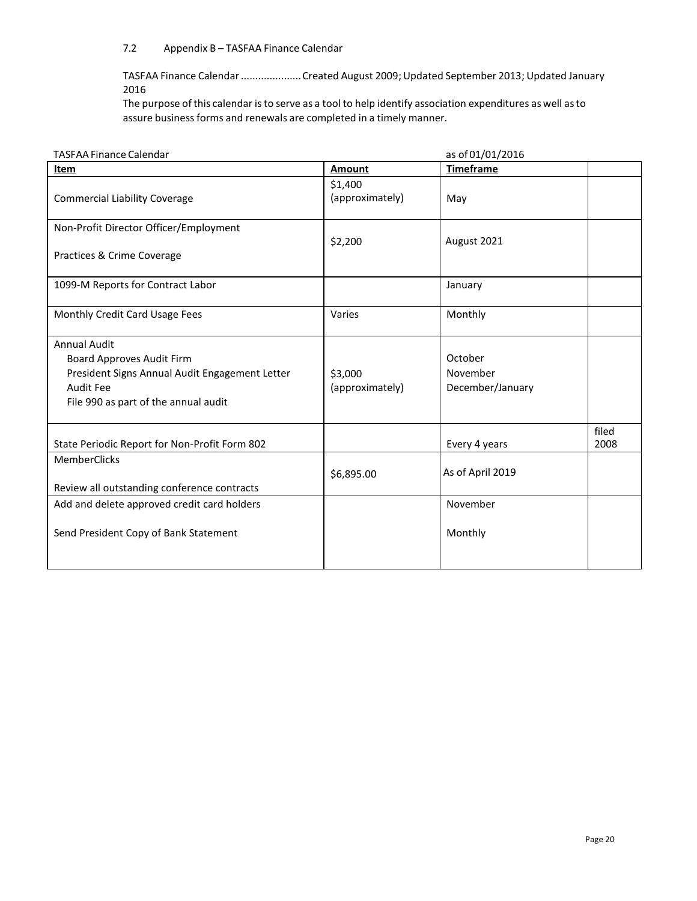## 7.2 Appendix B – TASFAA Finance Calendar

TASFAA Finance Calendar .................... Created August 2009; Updated September 2013; Updated January 2016

The purpose of this calendar is to serve as a tool to help identify association expenditures as well as to assure business forms and renewals are completed in a timely manner.

TASFAA Finance Calendar as of 01/01/2016

| Item | Amount | Timeframe | |
|---|---|---|---|
| Commercial Liability Coverage | $1,400 (approximately) | May | |
| Non-Profit Director Officer/Employment Practices & Crime Coverage | $2,200 | August 2021 | |
| 1099-M Reports for Contract Labor | | January | |
| Monthly Credit Card Usage Fees | Varies | Monthly | |
| Annual Audit<br>Board Approves Audit Firm<br>President Signs Annual Audit Engagement Letter<br>Audit Fee<br>File 990 as part of the annual audit | $3,000 (approximately) | October<br>November<br>December/January | |
| State Periodic Report for Non-Profit Form 802 | | Every 4 years | filed 2008 |
| MemberClicks<br>Review all outstanding conference contracts | $6,895.00 | As of April 2019 | |
| Add and delete approved credit card holders<br>Send President Copy of Bank Statement | | November<br>Monthly | |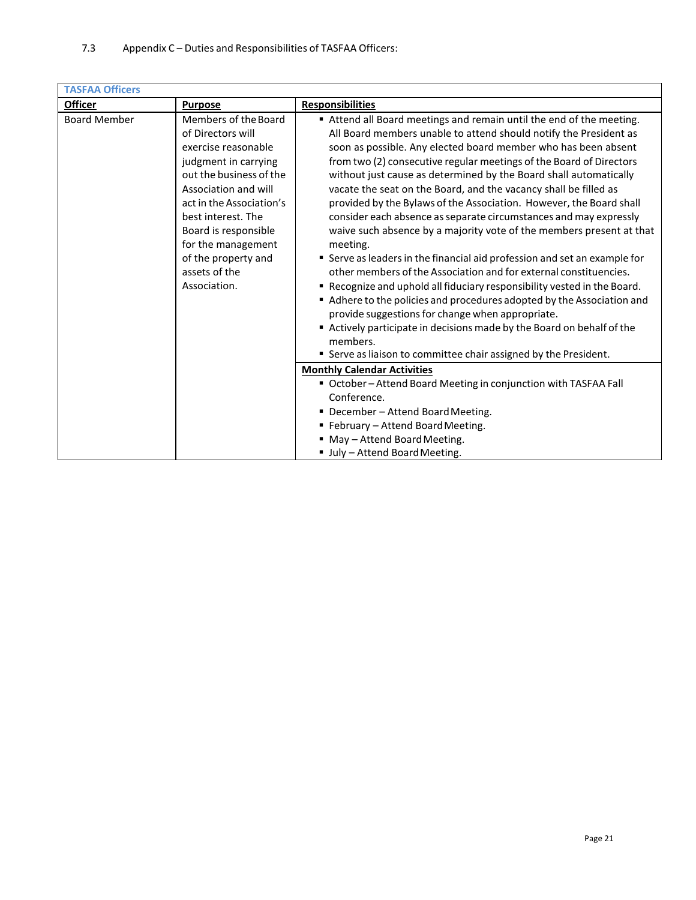7.3 Appendix C – Duties and Responsibilities of TASFAA Officers:

| TASFAA Officers | | |
|---|---|---|
| **Officer** | **Purpose** | **Responsibilities** |
| Board Member | Members of the Board of Directors will exercise reasonable judgment in carrying out the business of the Association and will act in the Association's best interest. The Board is responsible for the management of the property and assets of the Association. | ▪ Attend all Board meetings and remain until the end of the meeting. All Board members unable to attend should notify the President as soon as possible. Any elected board member who has been absent from two (2) consecutive regular meetings of the Board of Directors without just cause as determined by the Board shall automatically vacate the seat on the Board, and the vacancy shall be filled as provided by the Bylaws of the Association. However, the Board shall consider each absence as separate circumstances and may expressly waive such absence by a majority vote of the members present at that meeting.<br>▪ Serve as leaders in the financial aid profession and set an example for other members of the Association and for external constituencies.<br>▪ Recognize and uphold all fiduciary responsibility vested in the Board.<br>▪ Adhere to the policies and procedures adopted by the Association and provide suggestions for change when appropriate.<br>▪ Actively participate in decisions made by the Board on behalf of the members.<br>▪ Serve as liaison to committee chair assigned by the President. |
| | | **Monthly Calendar Activities**<br>▪ October – Attend Board Meeting in conjunction with TASFAA Fall Conference.<br>▪ December – Attend Board Meeting.<br>▪ February – Attend Board Meeting.<br>▪ May – Attend Board Meeting.<br>▪ July – Attend Board Meeting. |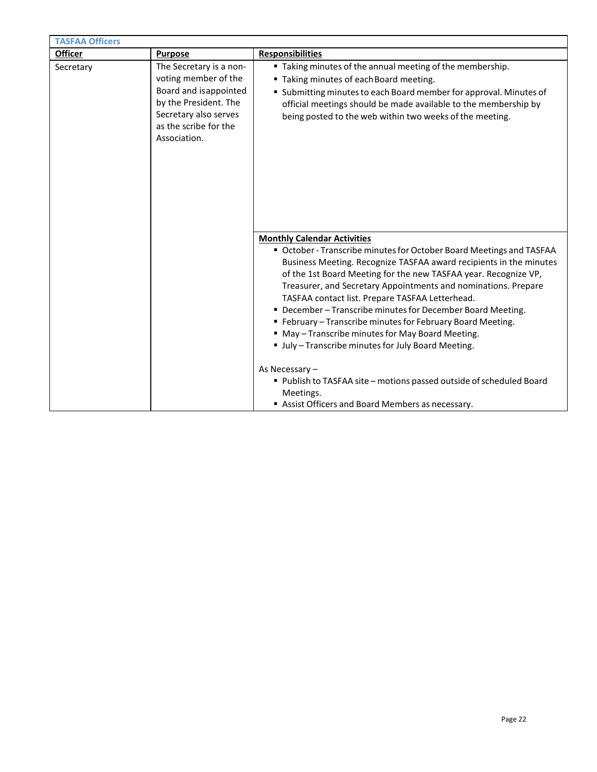| TASFAA Officers | | |
|---|---|---|
| **Officer** | **Purpose** | **Responsibilities** |
| Secretary | The Secretary is a non-voting member of the Board and is appointed by the President. The Secretary also serves as the scribe for the Association. | ▪ Taking minutes of the annual meeting of the membership.<br>▪ Taking minutes of each Board meeting.<br>▪ Submitting minutes to each Board member for approval. Minutes of official meetings should be made available to the membership by being posted to the web within two weeks of the meeting. |
| | | **Monthly Calendar Activities**<br>▪ October - Transcribe minutes for October Board Meetings and TASFAA Business Meeting. Recognize TASFAA award recipients in the minutes of the 1st Board Meeting for the new TASFAA year. Recognize VP, Treasurer, and Secretary Appointments and nominations. Prepare TASFAA contact list. Prepare TASFAA Letterhead.<br>▪ December – Transcribe minutes for December Board Meeting.<br>▪ February – Transcribe minutes for February Board Meeting.<br>▪ May – Transcribe minutes for May Board Meeting.<br>▪ July – Transcribe minutes for July Board Meeting.<br><br>As Necessary –<br>▪ Publish to TASFAA site – motions passed outside of scheduled Board Meetings.<br>▪ Assist Officers and Board Members as necessary. |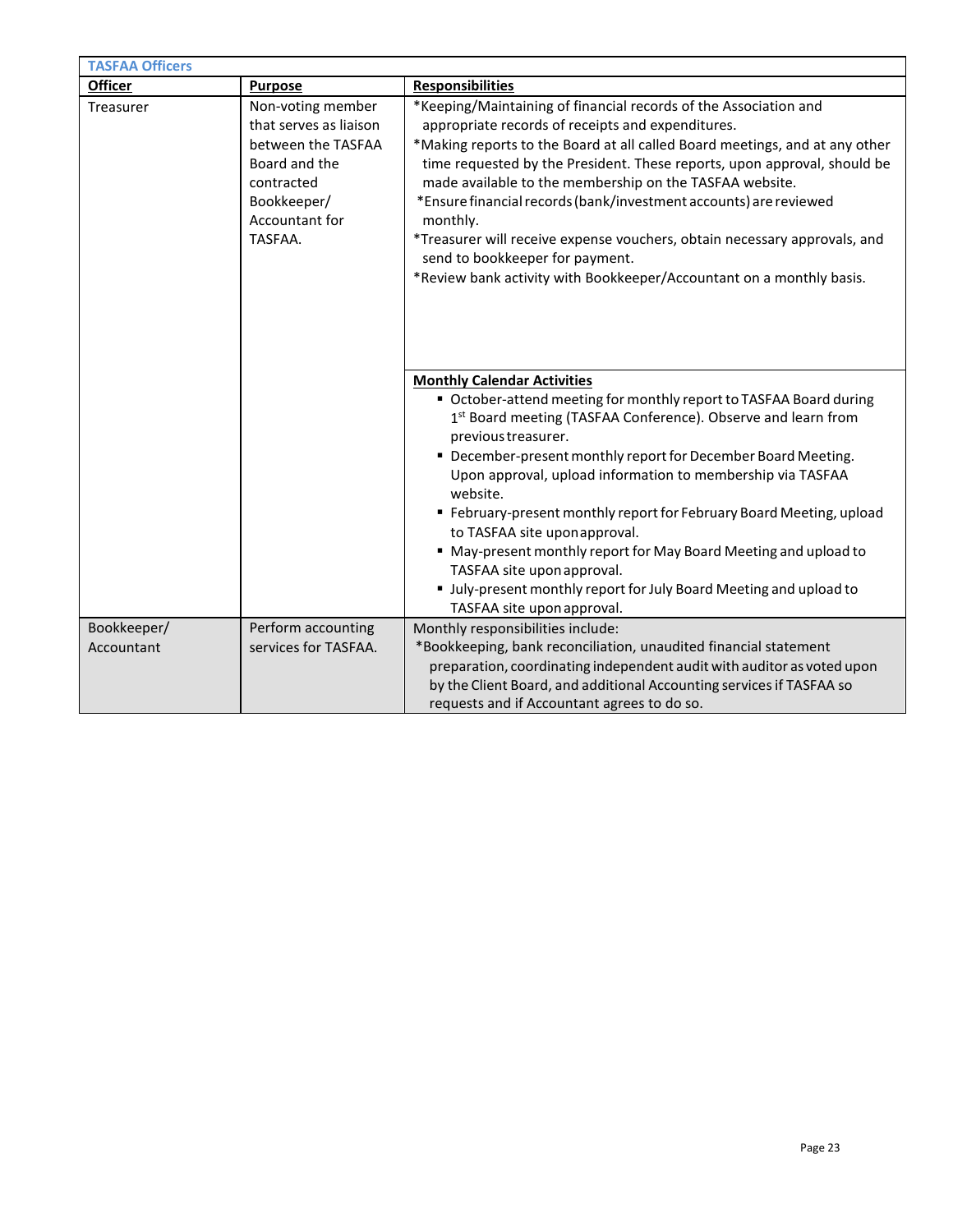| TASFAA Officers | | |
|---|---|---|
| **Officer** | **Purpose** | **Responsibilities** |
| Treasurer | Non-voting member that serves as liaison between the TASFAA Board and the contracted Bookkeeper/ Accountant for TASFAA. | *Keeping/Maintaining of financial records of the Association and appropriate records of receipts and expenditures.<br>*Making reports to the Board at all called Board meetings, and at any other time requested by the President. These reports, upon approval, should be made available to the membership on the TASFAA website.<br>*Ensure financial records (bank/investment accounts) are reviewed monthly.<br>*Treasurer will receive expense vouchers, obtain necessary approvals, and send to bookkeeper for payment.<br>*Review bank activity with Bookkeeper/Accountant on a monthly basis. |
| | | **Monthly Calendar Activities**<br>▪ October-attend meeting for monthly report to TASFAA Board during 1st Board meeting (TASFAA Conference). Observe and learn from previous treasurer.<br>▪ December-present monthly report for December Board Meeting. Upon approval, upload information to membership via TASFAA website.<br>▪ February-present monthly report for February Board Meeting, upload to TASFAA site upon approval.<br>▪ May-present monthly report for May Board Meeting and upload to TASFAA site upon approval.<br>▪ July-present monthly report for July Board Meeting and upload to TASFAA site upon approval. |
| Bookkeeper/ Accountant | Perform accounting services for TASFAA. | Monthly responsibilities include:<br>*Bookkeeping, bank reconciliation, unaudited financial statement preparation, coordinating independent audit with auditor as voted upon by the Client Board, and additional Accounting services if TASFAA so requests and if Accountant agrees to do so. |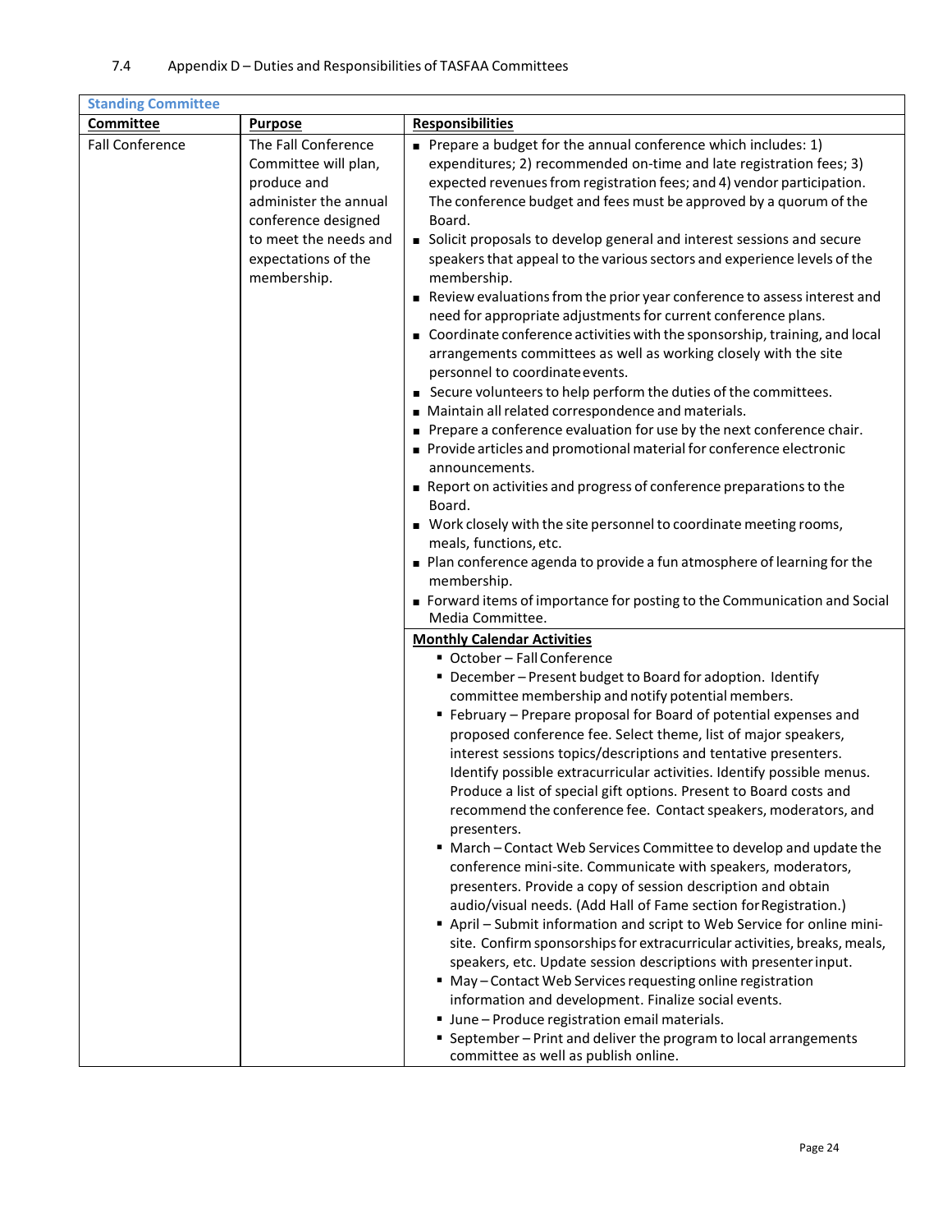7.4 Appendix D – Duties and Responsibilities of TASFAA Committees

| Standing Committee | | |
|---|---|---|
| **Committee** | **Purpose** | **Responsibilities** |
| Fall Conference | The Fall Conference Committee will plan, produce and administer the annual conference designed to meet the needs and expectations of the membership. | ▪ Prepare a budget for the annual conference which includes: 1) expenditures; 2) recommended on-time and late registration fees; 3) expected revenues from registration fees; and 4) vendor participation. The conference budget and fees must be approved by a quorum of the Board.<br>▪ Solicit proposals to develop general and interest sessions and secure speakers that appeal to the various sectors and experience levels of the membership.<br>▪ Review evaluations from the prior year conference to assess interest and need for appropriate adjustments for current conference plans.<br>▪ Coordinate conference activities with the sponsorship, training, and local arrangements committees as well as working closely with the site personnel to coordinate events.<br>▪ Secure volunteers to help perform the duties of the committees.<br>▪ Maintain all related correspondence and materials.<br>▪ Prepare a conference evaluation for use by the next conference chair.<br>▪ Provide articles and promotional material for conference electronic announcements.<br>▪ Report on activities and progress of conference preparations to the Board.<br>▪ Work closely with the site personnel to coordinate meeting rooms, meals, functions, etc.<br>▪ Plan conference agenda to provide a fun atmosphere of learning for the membership.<br>▪ Forward items of importance for posting to the Communication and Social Media Committee. |
| | | **Monthly Calendar Activities**<br>▪ October – Fall Conference<br>▪ December – Present budget to Board for adoption. Identify committee membership and notify potential members.<br>▪ February – Prepare proposal for Board of potential expenses and proposed conference fee. Select theme, list of major speakers, interest sessions topics/descriptions and tentative presenters. Identify possible extracurricular activities. Identify possible menus. Produce a list of special gift options. Present to Board costs and recommend the conference fee. Contact speakers, moderators, and presenters.<br>▪ March – Contact Web Services Committee to develop and update the conference mini-site. Communicate with speakers, moderators, presenters. Provide a copy of session description and obtain audio/visual needs. (Add Hall of Fame section for Registration.)<br>▪ April – Submit information and script to Web Service for online mini-site. Confirm sponsorships for extracurricular activities, breaks, meals, speakers, etc. Update session descriptions with presenter input.<br>▪ May – Contact Web Services requesting online registration information and development. Finalize social events.<br>▪ June – Produce registration email materials.<br>▪ September – Print and deliver the program to local arrangements committee as well as publish online. |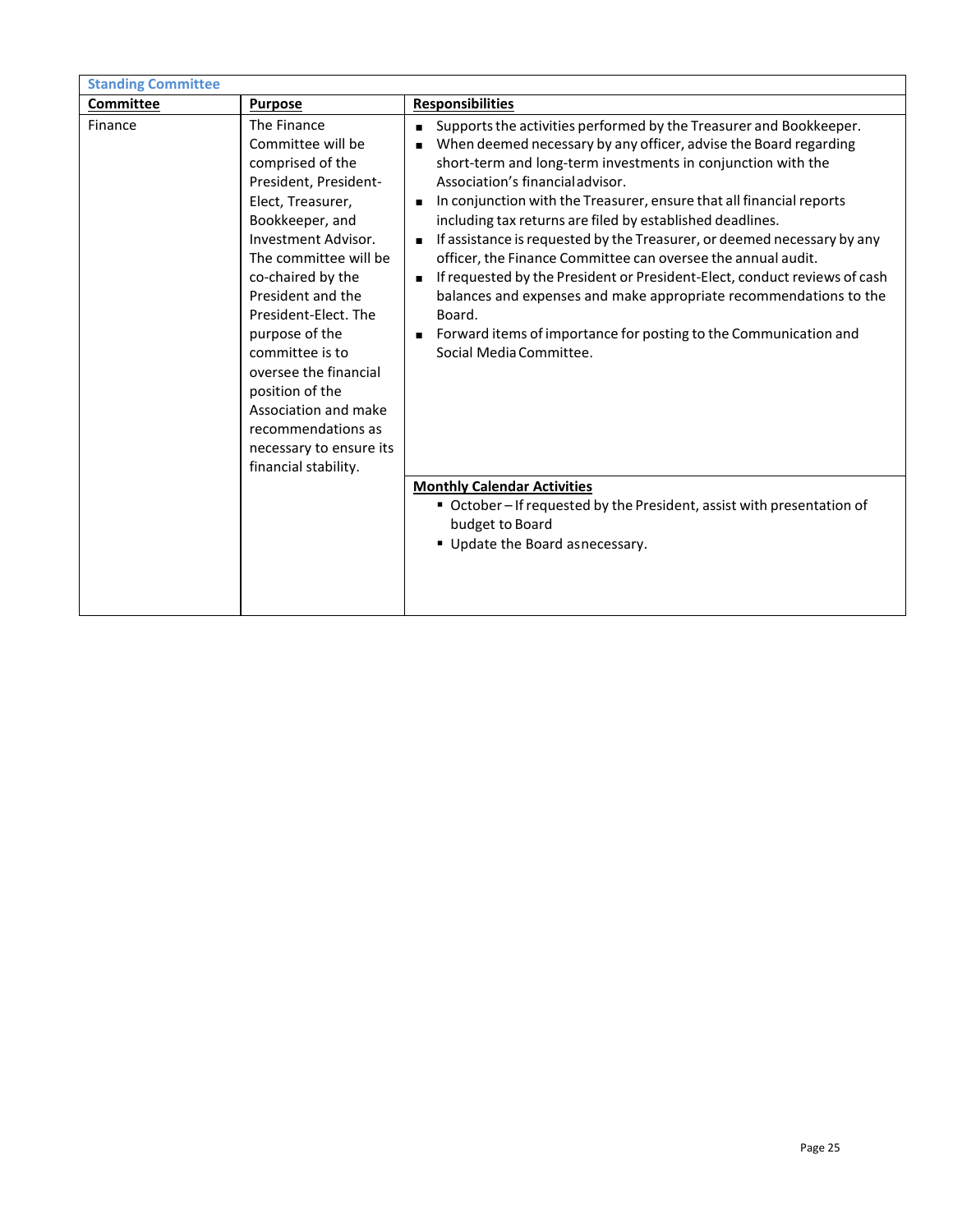| Standing Committee | | |
|---|---|---|
| **Committee** | **Purpose** | **Responsibilities** |
| Finance | The Finance Committee will be comprised of the President, President-Elect, Treasurer, Bookkeeper, and Investment Advisor. The committee will be co-chaired by the President and the President-Elect. The purpose of the committee is to oversee the financial position of the Association and make recommendations as necessary to ensure its financial stability. | ▪ Supports the activities performed by the Treasurer and Bookkeeper.<br>▪ When deemed necessary by any officer, advise the Board regarding short-term and long-term investments in conjunction with the Association's financial advisor.<br>▪ In conjunction with the Treasurer, ensure that all financial reports including tax returns are filed by established deadlines.<br>▪ If assistance is requested by the Treasurer, or deemed necessary by any officer, the Finance Committee can oversee the annual audit.<br>▪ If requested by the President or President-Elect, conduct reviews of cash balances and expenses and make appropriate recommendations to the Board.<br>▪ Forward items of importance for posting to the Communication and Social Media Committee. |
| | | **Monthly Calendar Activities**<br>▪ October – If requested by the President, assist with presentation of budget to Board<br>▪ Update the Board as necessary. |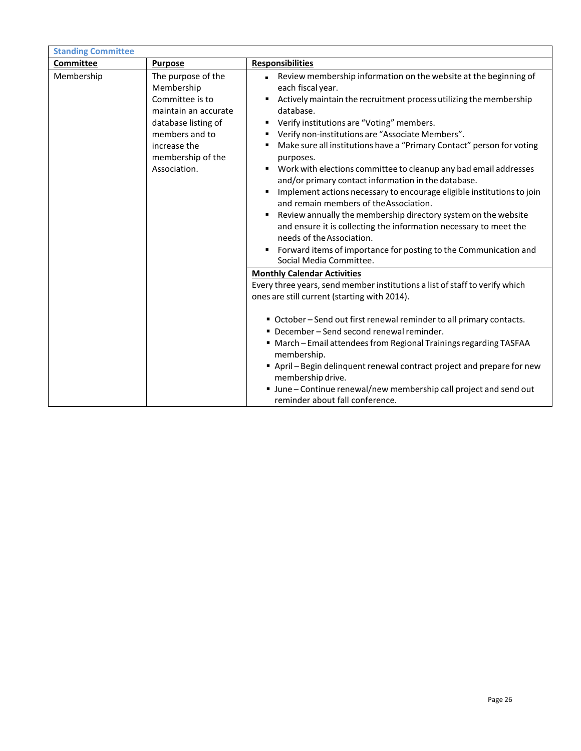| Standing Committee | | |
|---|---|---|
| **Committee** | **Purpose** | **Responsibilities** |
| Membership | The purpose of the Membership Committee is to maintain an accurate database listing of members and to increase the membership of the Association. | ▪ Review membership information on the website at the beginning of each fiscal year.<br>▪ Actively maintain the recruitment process utilizing the membership database.<br>▪ Verify institutions are "Voting" members.<br>▪ Verify non-institutions are "Associate Members".<br>▪ Make sure all institutions have a "Primary Contact" person for voting purposes.<br>▪ Work with elections committee to cleanup any bad email addresses and/or primary contact information in the database.<br>▪ Implement actions necessary to encourage eligible institutions to join and remain members of the Association.<br>▪ Review annually the membership directory system on the website and ensure it is collecting the information necessary to meet the needs of the Association.<br>▪ Forward items of importance for posting to the Communication and Social Media Committee. |
| | | **Monthly Calendar Activities**<br>Every three years, send member institutions a list of staff to verify which ones are still current (starting with 2014).<br><br>▪ October – Send out first renewal reminder to all primary contacts.<br>▪ December – Send second renewal reminder.<br>▪ March – Email attendees from Regional Trainings regarding TASFAA membership.<br>▪ April – Begin delinquent renewal contract project and prepare for new membership drive.<br>▪ June – Continue renewal/new membership call project and send out reminder about fall conference. |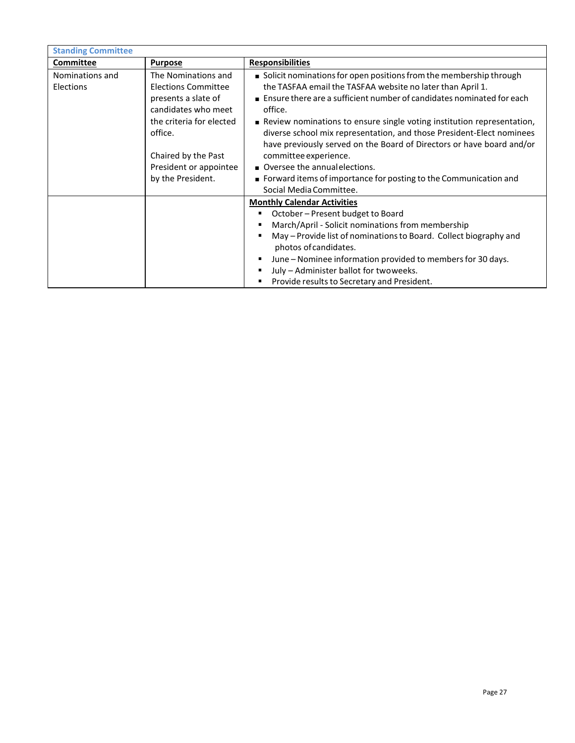| Standing Committee | | |
|---|---|---|
| **Committee** | **Purpose** | **Responsibilities** |
| Nominations and Elections | The Nominations and Elections Committee presents a slate of candidates who meet the criteria for elected office.<br><br>Chaired by the Past President or appointee by the President. | ▪ Solicit nominations for open positions from the membership through the TASFAA email the TASFAA website no later than April 1.<br>▪ Ensure there are a sufficient number of candidates nominated for each office.<br>▪ Review nominations to ensure single voting institution representation, diverse school mix representation, and those President-Elect nominees have previously served on the Board of Directors or have board and/or committee experience.<br>▪ Oversee the annual elections.<br>▪ Forward items of importance for posting to the Communication and Social Media Committee. |
| | | **Monthly Calendar Activities**<br>▪ October – Present budget to Board<br>▪ March/April - Solicit nominations from membership<br>▪ May – Provide list of nominations to Board. Collect biography and photos of candidates.<br>▪ June – Nominee information provided to members for 30 days.<br>▪ July – Administer ballot for two weeks.<br>▪ Provide results to Secretary and President. |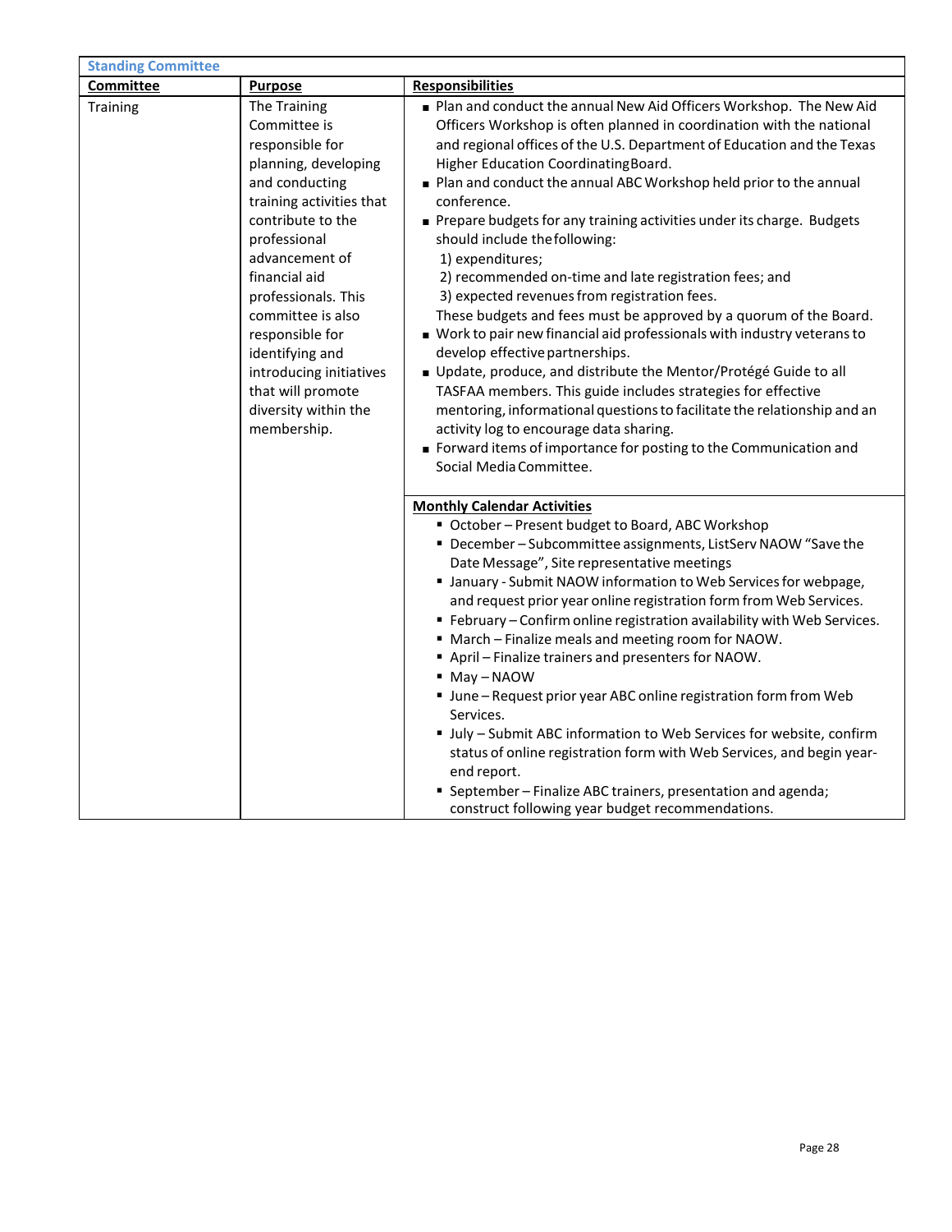| Standing Committee | | |
|---|---|---|
| **Committee** | **Purpose** | **Responsibilities** |
| Training | The Training Committee is responsible for planning, developing and conducting training activities that contribute to the professional advancement of financial aid professionals. This committee is also responsible for identifying and introducing initiatives that will promote diversity within the membership. | ■ Plan and conduct the annual New Aid Officers Workshop. The New Aid Officers Workshop is often planned in coordination with the national and regional offices of the U.S. Department of Education and the Texas Higher Education Coordinating Board.<br>■ Plan and conduct the annual ABC Workshop held prior to the annual conference.<br>■ Prepare budgets for any training activities under its charge. Budgets should include the following:<br>1) expenditures;<br>2) recommended on-time and late registration fees; and<br>3) expected revenues from registration fees.<br>These budgets and fees must be approved by a quorum of the Board.<br>■ Work to pair new financial aid professionals with industry veterans to develop effective partnerships.<br>■ Update, produce, and distribute the Mentor/Protégé Guide to all TASFAA members. This guide includes strategies for effective mentoring, informational questions to facilitate the relationship and an activity log to encourage data sharing.<br>■ Forward items of importance for posting to the Communication and Social Media Committee. |
| | | **Monthly Calendar Activities**<br>▪ October – Present budget to Board, ABC Workshop<br>▪ December – Subcommittee assignments, ListServ NAOW "Save the Date Message", Site representative meetings<br>▪ January - Submit NAOW information to Web Services for webpage, and request prior year online registration form from Web Services.<br>▪ February – Confirm online registration availability with Web Services.<br>▪ March – Finalize meals and meeting room for NAOW.<br>▪ April – Finalize trainers and presenters for NAOW.<br>▪ May – NAOW<br>▪ June – Request prior year ABC online registration form from Web Services.<br>▪ July – Submit ABC information to Web Services for website, confirm status of online registration form with Web Services, and begin year-end report.<br>▪ September – Finalize ABC trainers, presentation and agenda; construct following year budget recommendations. |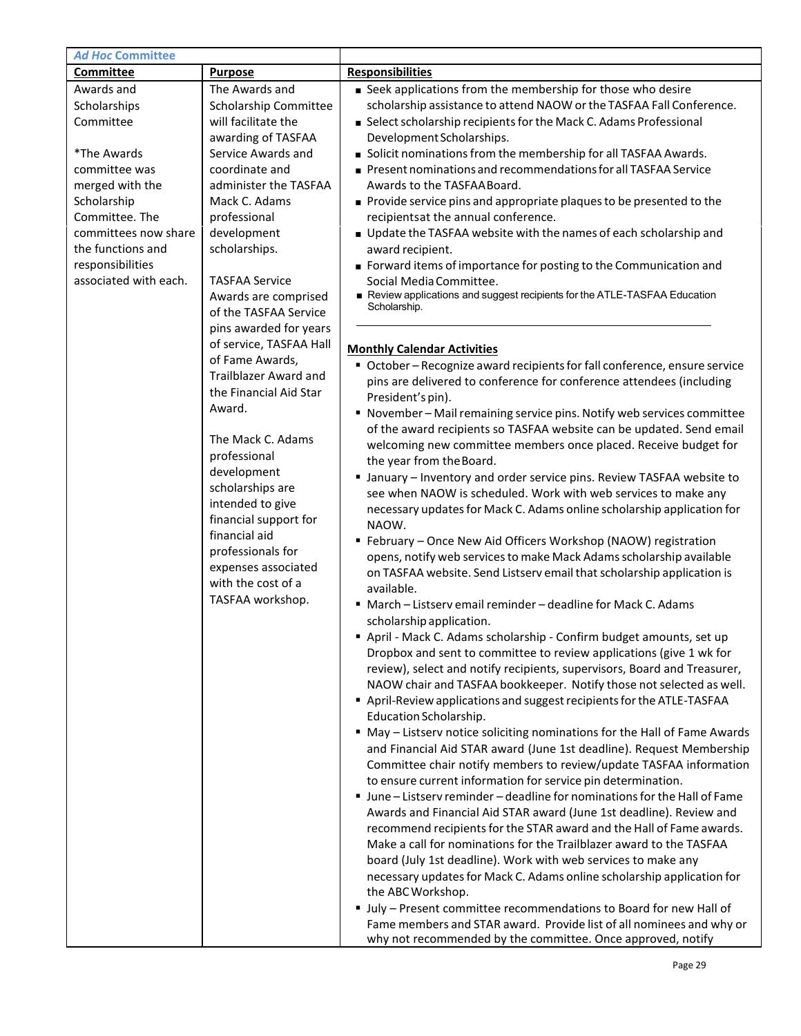| *Ad Hoc* Committee | | |
|---|---|---|
| **Committee** | **Purpose** | **Responsibilities** |
| Awards and Scholarships Committee<br><br>*The Awards committee was merged with the Scholarship Committee. The committees now share the functions and responsibilities associated with each. | The Awards and Scholarship Committee will facilitate the awarding of TASFAA Service Awards and coordinate and administer the TASFAA Mack C. Adams professional development scholarships.<br><br>TASFAA Service Awards are comprised of the TASFAA Service pins awarded for years of service, TASFAA Hall of Fame Awards, Trailblazer Award and the Financial Aid Star Award.<br><br>The Mack C. Adams professional development scholarships are intended to give financial support for financial aid professionals for expenses associated with the cost of a TASFAA workshop. | ■ Seek applications from the membership for those who desire scholarship assistance to attend NAOW or the TASFAA Fall Conference.<br>■ Select scholarship recipients for the Mack C. Adams Professional Development Scholarships.<br>■ Solicit nominations from the membership for all TASFAA Awards.<br>■ Present nominations and recommendations for all TASFAA Service Awards to the TASFAA Board.<br>■ Provide service pins and appropriate plaques to be presented to the recipients at the annual conference.<br>■ Update the TASFAA website with the names of each scholarship and award recipient.<br>■ Forward items of importance for posting to the Communication and Social Media Committee.<br>■ Review applications and suggest recipients for the ATLE-TASFAA Education Scholarship.<br><br>**Monthly Calendar Activities**<br>▪ October – Recognize award recipients for fall conference, ensure service pins are delivered to conference for conference attendees (including President's pin).<br>▪ November – Mail remaining service pins. Notify web services committee of the award recipients so TASFAA website can be updated. Send email welcoming new committee members once placed. Receive budget for the year from the Board.<br>▪ January – Inventory and order service pins. Review TASFAA website to see when NAOW is scheduled. Work with web services to make any necessary updates for Mack C. Adams online scholarship application for NAOW.<br>▪ February – Once New Aid Officers Workshop (NAOW) registration opens, notify web services to make Mack Adams scholarship available on TASFAA website. Send Listserv email that scholarship application is available.<br>▪ March – Listserv email reminder – deadline for Mack C. Adams scholarship application.<br>▪ April - Mack C. Adams scholarship - Confirm budget amounts, set up Dropbox and sent to committee to review applications (give 1 wk for review), select and notify recipients, supervisors, Board and Treasurer, NAOW chair and TASFAA bookkeeper. Notify those not selected as well.<br>▪ April-Review applications and suggest recipients for the ATLE-TASFAA Education Scholarship.<br>▪ May – Listserv notice soliciting nominations for the Hall of Fame Awards and Financial Aid STAR award (June 1st deadline). Request Membership Committee chair notify members to review/update TASFAA information to ensure current information for service pin determination.<br>▪ June – Listserv reminder – deadline for nominations for the Hall of Fame Awards and Financial Aid STAR award (June 1st deadline). Review and recommend recipients for the STAR award and the Hall of Fame awards. Make a call for nominations for the Trailblazer award to the TASFAA board (July 1st deadline). Work with web services to make any necessary updates for Mack C. Adams online scholarship application for the ABC Workshop.<br>▪ July – Present committee recommendations to Board for new Hall of Fame members and STAR award. Provide list of all nominees and why or why not recommended by the committee. Once approved, notify |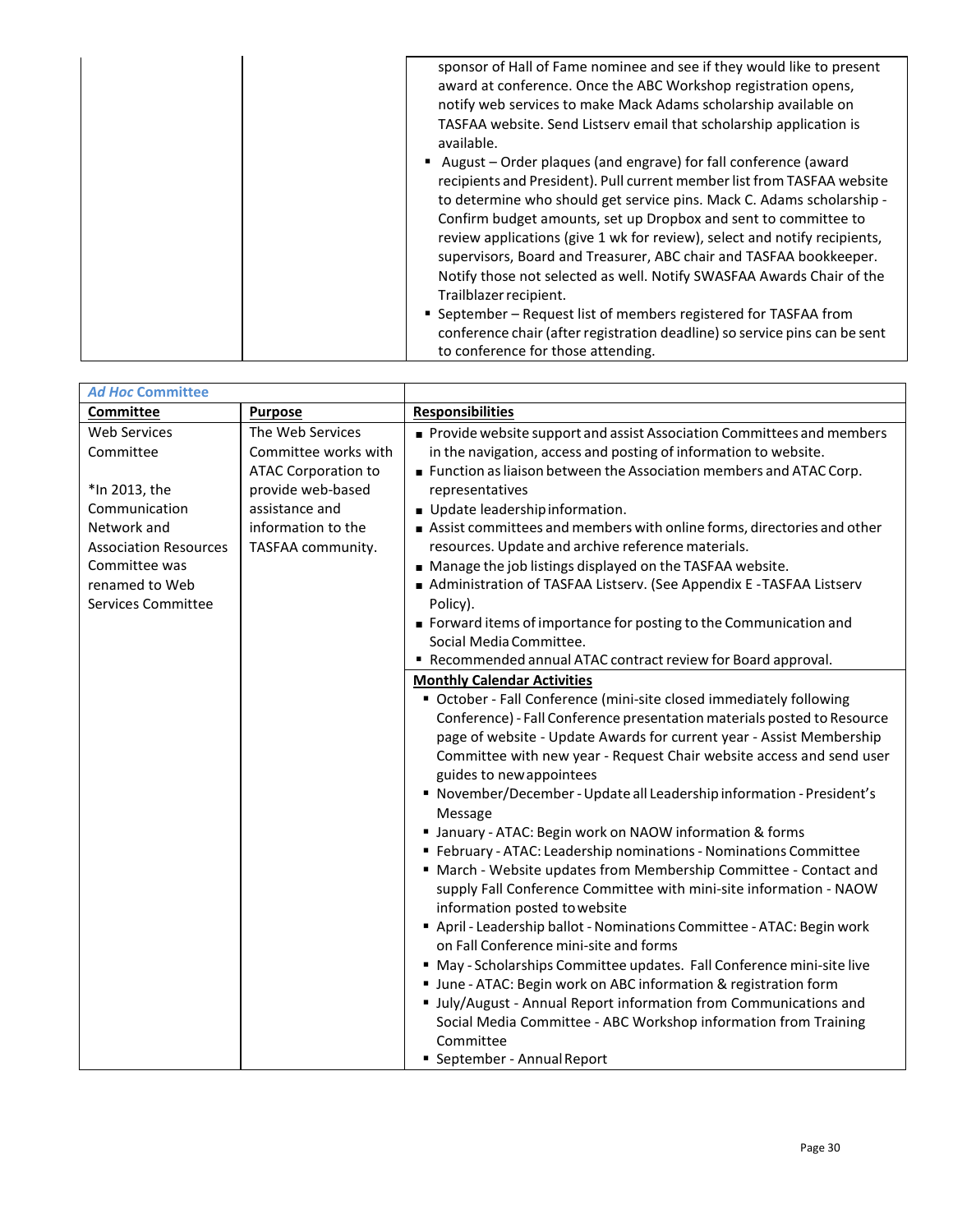| | | |
|---|---|---|
| | | sponsor of Hall of Fame nominee and see if they would like to present award at conference. Once the ABC Workshop registration opens, notify web services to make Mack Adams scholarship available on TASFAA website. Send Listserv email that scholarship application is available.<br>▪ August – Order plaques (and engrave) for fall conference (award recipients and President). Pull current member list from TASFAA website to determine who should get service pins. Mack C. Adams scholarship - Confirm budget amounts, set up Dropbox and sent to committee to review applications (give 1 wk for review), select and notify recipients, supervisors, Board and Treasurer, ABC chair and TASFAA bookkeeper. Notify those not selected as well. Notify SWASFAA Awards Chair of the Trailblazer recipient.<br>▪ September – Request list of members registered for TASFAA from conference chair (after registration deadline) so service pins can be sent to conference for those attending. |

| ***Ad Hoc* Committee** | | |
|---|---|---|
| **Committee** | **Purpose** | **Responsibilities** |
| Web Services Committee<br><br>*In 2013, the Communication Network and Association Resources Committee was renamed to Web Services Committee | The Web Services Committee works with ATAC Corporation to provide web-based assistance and information to the TASFAA community. | ▪ Provide website support and assist Association Committees and members in the navigation, access and posting of information to website.<br>▪ Function as liaison between the Association members and ATAC Corp. representatives<br>▪ Update leadership information.<br>▪ Assist committees and members with online forms, directories and other resources. Update and archive reference materials.<br>▪ Manage the job listings displayed on the TASFAA website.<br>▪ Administration of TASFAA Listserv. (See Appendix E -TASFAA Listserv Policy).<br>▪ Forward items of importance for posting to the Communication and Social Media Committee.<br>▪ Recommended annual ATAC contract review for Board approval. |
| | | **Monthly Calendar Activities**<br>▪ October - Fall Conference (mini-site closed immediately following Conference) - Fall Conference presentation materials posted to Resource page of website - Update Awards for current year - Assist Membership Committee with new year - Request Chair website access and send user guides to new appointees<br>▪ November/December - Update all Leadership information - President's Message<br>▪ January - ATAC: Begin work on NAOW information & forms<br>▪ February - ATAC: Leadership nominations - Nominations Committee<br>▪ March - Website updates from Membership Committee - Contact and supply Fall Conference Committee with mini-site information - NAOW information posted to website<br>▪ April - Leadership ballot - Nominations Committee - ATAC: Begin work on Fall Conference mini-site and forms<br>▪ May - Scholarships Committee updates. Fall Conference mini-site live<br>▪ June - ATAC: Begin work on ABC information & registration form<br>▪ July/August - Annual Report information from Communications and Social Media Committee - ABC Workshop information from Training Committee<br>▪ September - Annual Report |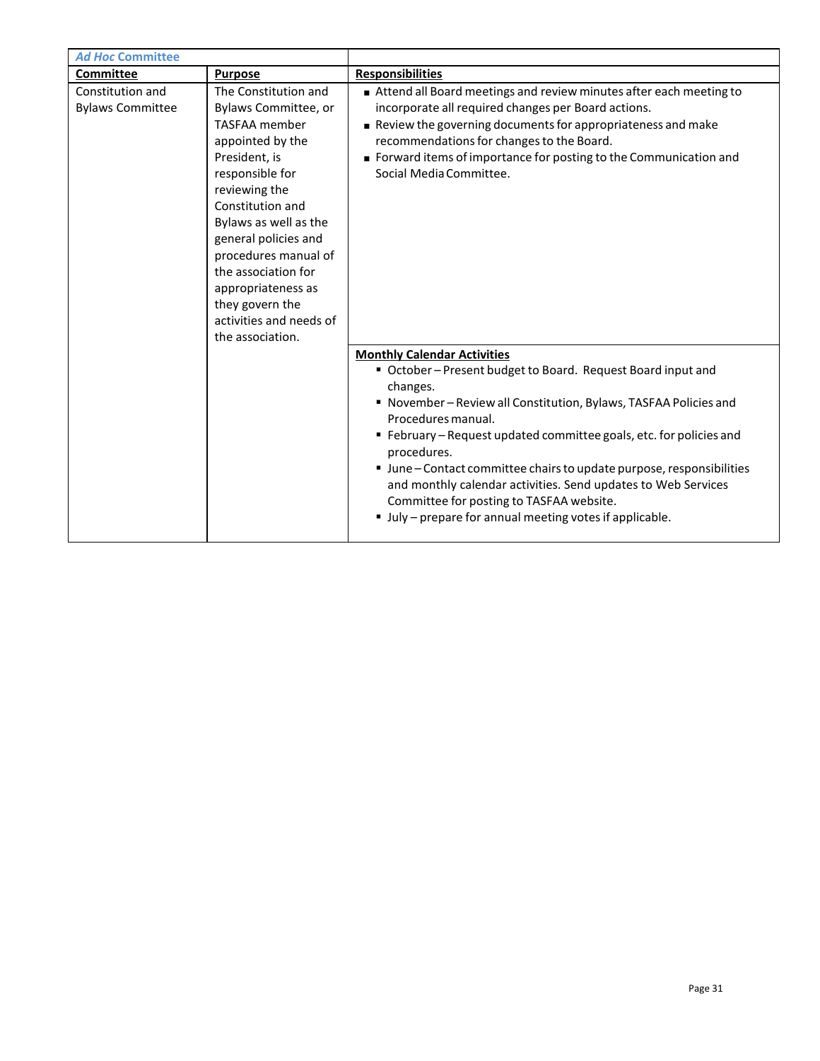| *Ad Hoc* Committee | | |
|---|---|---|
| **Committee** | **Purpose** | **Responsibilities** |
| Constitution and Bylaws Committee | The Constitution and Bylaws Committee, or TASFAA member appointed by the President, is responsible for reviewing the Constitution and Bylaws as well as the general policies and procedures manual of the association for appropriateness as they govern the activities and needs of the association. | ■ Attend all Board meetings and review minutes after each meeting to incorporate all required changes per Board actions.<br>■ Review the governing documents for appropriateness and make recommendations for changes to the Board.<br>■ Forward items of importance for posting to the Communication and Social Media Committee. |
| | | **Monthly Calendar Activities**<br>▪ October – Present budget to Board. Request Board input and changes.<br>▪ November – Review all Constitution, Bylaws, TASFAA Policies and Procedures manual.<br>▪ February – Request updated committee goals, etc. for policies and procedures.<br>▪ June – Contact committee chairs to update purpose, responsibilities and monthly calendar activities. Send updates to Web Services Committee for posting to TASFAA website.<br>▪ July – prepare for annual meeting votes if applicable. |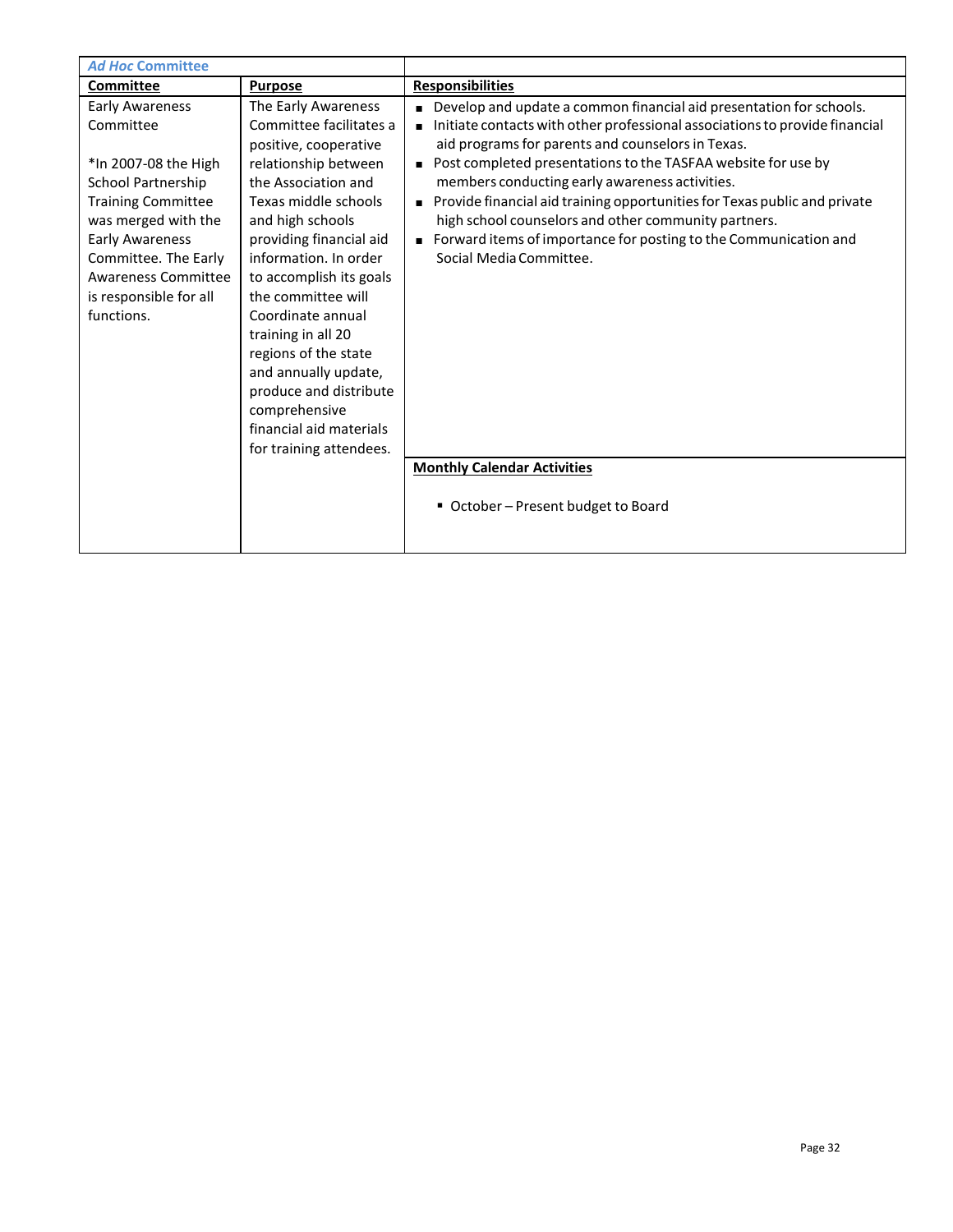| *Ad Hoc* Committee | | |
|---|---|---|
| **Committee** | **Purpose** | **Responsibilities** |
| Early Awareness Committee<br><br>*In 2007-08 the High School Partnership Training Committee was merged with the Early Awareness Committee. The Early Awareness Committee is responsible for all functions. | The Early Awareness Committee facilitates a positive, cooperative relationship between the Association and Texas middle schools and high schools providing financial aid information. In order to accomplish its goals the committee will Coordinate annual training in all 20 regions of the state and annually update, produce and distribute comprehensive financial aid materials for training attendees. | ▪ Develop and update a common financial aid presentation for schools.<br>▪ Initiate contacts with other professional associations to provide financial aid programs for parents and counselors in Texas.<br>▪ Post completed presentations to the TASFAA website for use by members conducting early awareness activities.<br>▪ Provide financial aid training opportunities for Texas public and private high school counselors and other community partners.<br>▪ Forward items of importance for posting to the Communication and Social Media Committee. |
| | | **Monthly Calendar Activities**<br><br>▪ October – Present budget to Board |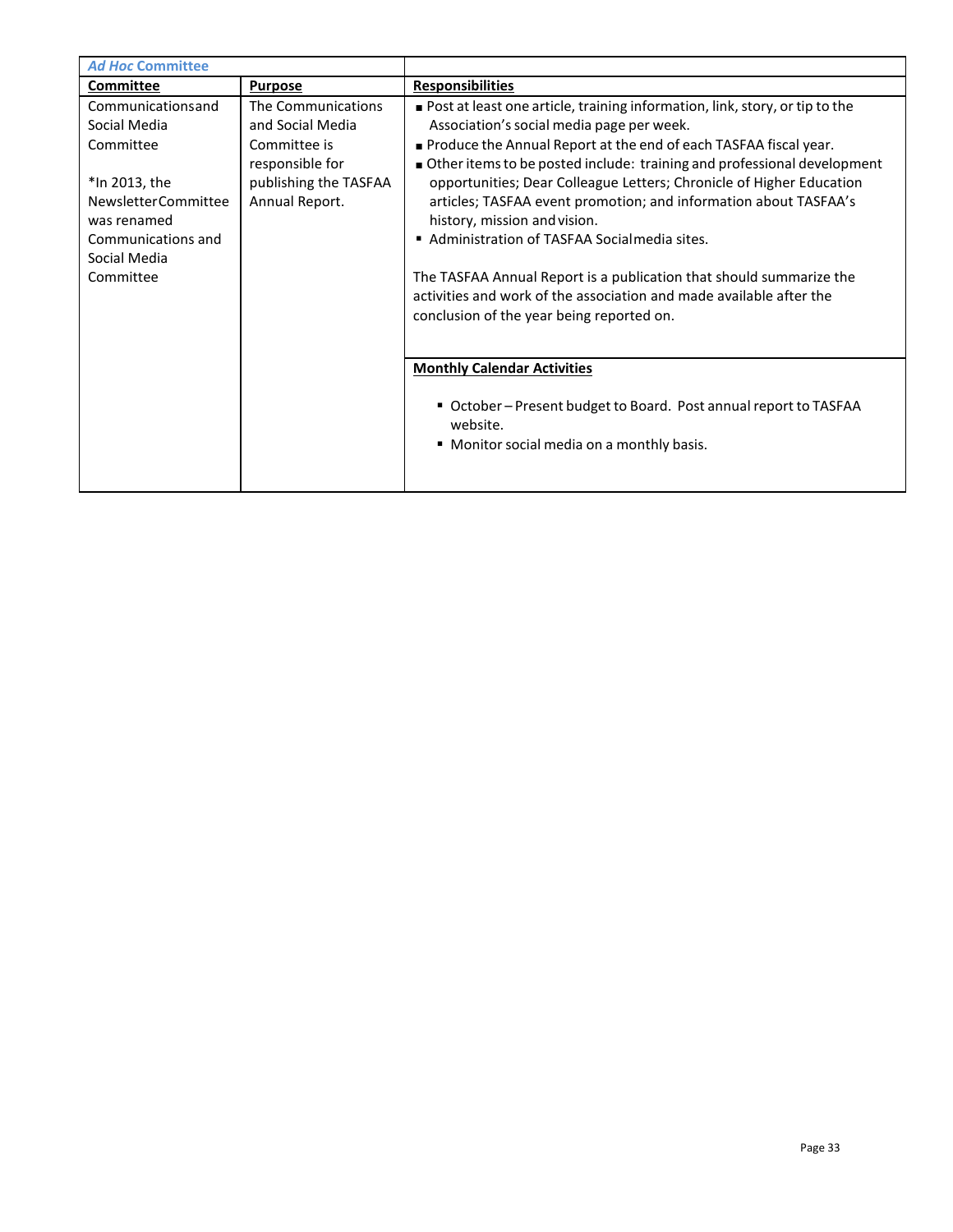| *Ad Hoc* Committee | | |
|---|---|---|
| **Committee** | **Purpose** | **Responsibilities** |
| Communicationsand Social Media Committee<br><br>*In 2013, the NewsletterCommittee was renamed Communications and Social Media Committee | The Communications and Social Media Committee is responsible for publishing the TASFAA Annual Report. | ▪ Post at least one article, training information, link, story, or tip to the Association's social media page per week.<br>▪ Produce the Annual Report at the end of each TASFAA fiscal year.<br>▪ Other items to be posted include: training and professional development opportunities; Dear Colleague Letters; Chronicle of Higher Education articles; TASFAA event promotion; and information about TASFAA's history, mission and vision.<br>▪ Administration of TASFAA Socialmedia sites.<br><br>The TASFAA Annual Report is a publication that should summarize the activities and work of the association and made available after the conclusion of the year being reported on. |
| | | **Monthly Calendar Activities**<br><br>▪ October – Present budget to Board. Post annual report to TASFAA website.<br>▪ Monitor social media on a monthly basis. |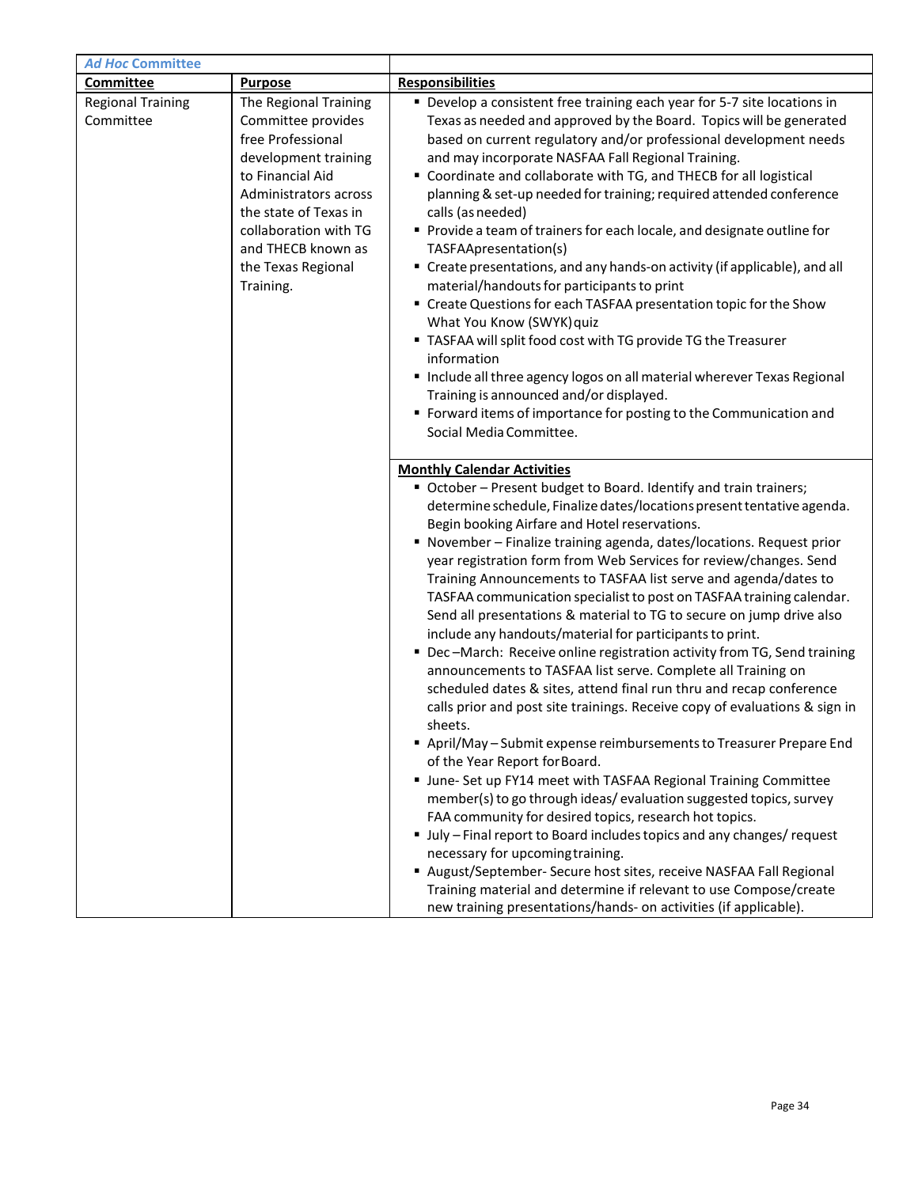| *Ad Hoc* Committee | | |
|---|---|---|
| **Committee** | **Purpose** | **Responsibilities** |
| Regional Training Committee | The Regional Training Committee provides free Professional development training to Financial Aid Administrators across the state of Texas in collaboration with TG and THECB known as the Texas Regional Training. | ▪ Develop a consistent free training each year for 5-7 site locations in Texas as needed and approved by the Board. Topics will be generated based on current regulatory and/or professional development needs and may incorporate NASFAA Fall Regional Training.<br>▪ Coordinate and collaborate with TG, and THECB for all logistical planning & set-up needed for training; required attended conference calls (as needed)<br>▪ Provide a team of trainers for each locale, and designate outline for TASFAApresentation(s)<br>▪ Create presentations, and any hands-on activity (if applicable), and all material/handouts for participants to print<br>▪ Create Questions for each TASFAA presentation topic for the Show What You Know (SWYK) quiz<br>▪ TASFAA will split food cost with TG provide TG the Treasurer information<br>▪ Include all three agency logos on all material wherever Texas Regional Training is announced and/or displayed.<br>▪ Forward items of importance for posting to the Communication and Social Media Committee. |
| | | **Monthly Calendar Activities**<br>▪ October – Present budget to Board. Identify and train trainers; determine schedule, Finalize dates/locations present tentative agenda. Begin booking Airfare and Hotel reservations.<br>▪ November – Finalize training agenda, dates/locations. Request prior year registration form from Web Services for review/changes. Send Training Announcements to TASFAA list serve and agenda/dates to TASFAA communication specialist to post on TASFAA training calendar. Send all presentations & material to TG to secure on jump drive also include any handouts/material for participants to print.<br>▪ Dec –March: Receive online registration activity from TG, Send training announcements to TASFAA list serve. Complete all Training on scheduled dates & sites, attend final run thru and recap conference calls prior and post site trainings. Receive copy of evaluations & sign in sheets.<br>▪ April/May – Submit expense reimbursements to Treasurer Prepare End of the Year Report for Board.<br>▪ June- Set up FY14 meet with TASFAA Regional Training Committee member(s) to go through ideas/ evaluation suggested topics, survey FAA community for desired topics, research hot topics.<br>▪ July – Final report to Board includes topics and any changes/ request necessary for upcoming training.<br>▪ August/September- Secure host sites, receive NASFAA Fall Regional Training material and determine if relevant to use Compose/create new training presentations/hands- on activities (if applicable). |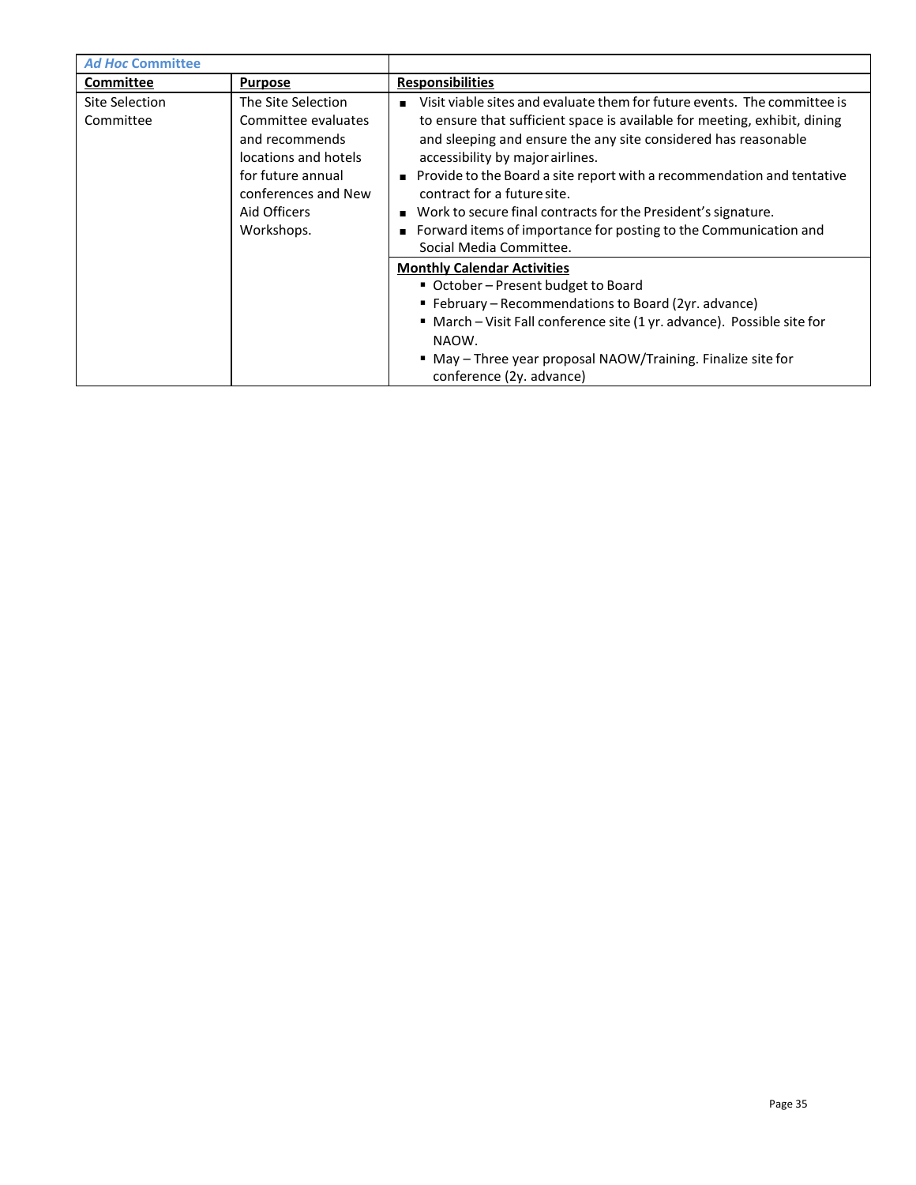| *Ad Hoc* Committee | | |
|---|---|---|
| **Committee** | **Purpose** | **Responsibilities** |
| Site Selection Committee | The Site Selection Committee evaluates and recommends locations and hotels for future annual conferences and New Aid Officers Workshops. | ▪ Visit viable sites and evaluate them for future events. The committee is to ensure that sufficient space is available for meeting, exhibit, dining and sleeping and ensure the any site considered has reasonable accessibility by major airlines.<br>▪ Provide to the Board a site report with a recommendation and tentative contract for a future site.<br>▪ Work to secure final contracts for the President's signature.<br>▪ Forward items of importance for posting to the Communication and Social Media Committee. |
| | | **Monthly Calendar Activities**<br>▪ October – Present budget to Board<br>▪ February – Recommendations to Board (2yr. advance)<br>▪ March – Visit Fall conference site (1 yr. advance). Possible site for NAOW.<br>▪ May – Three year proposal NAOW/Training. Finalize site for conference (2y. advance) |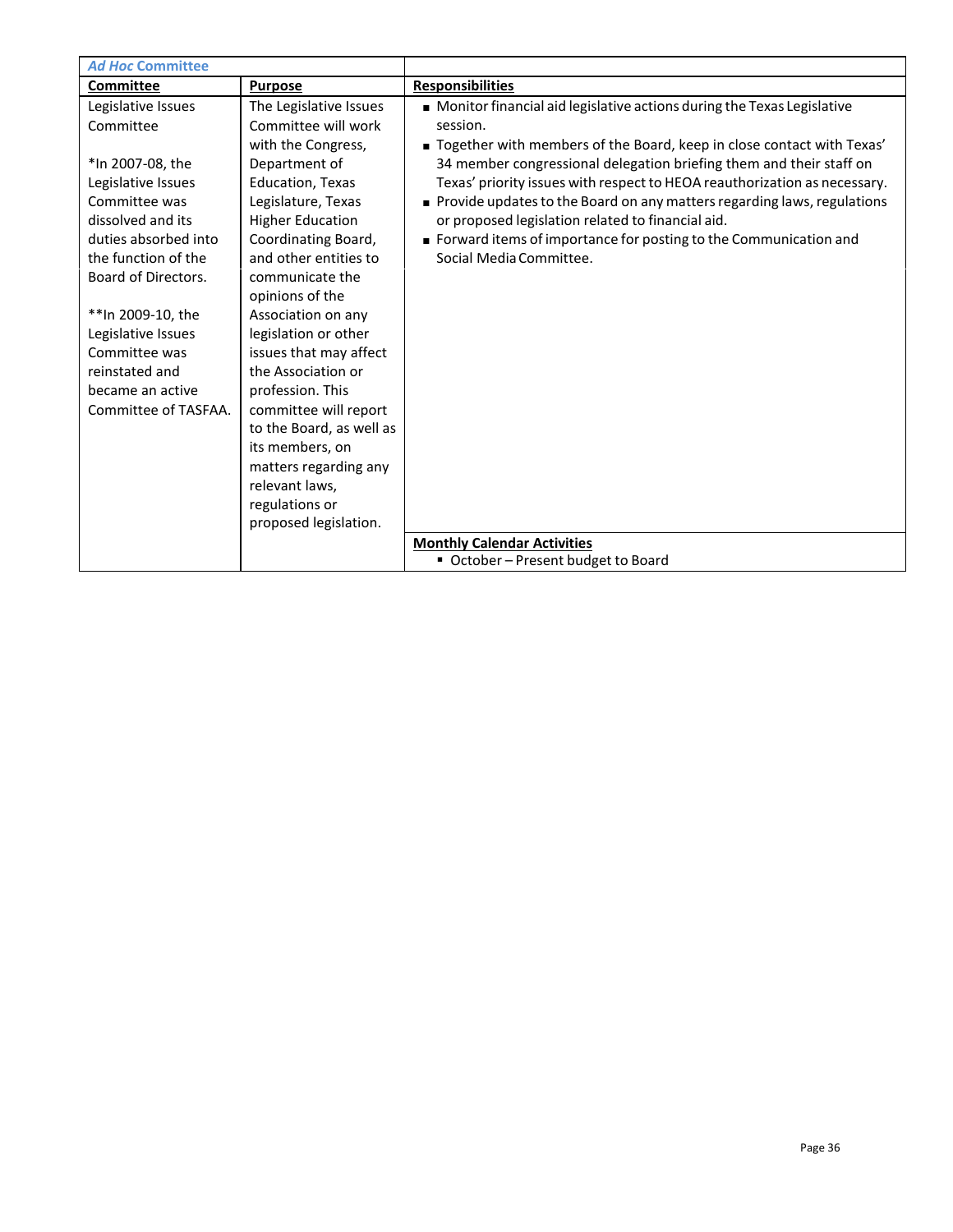| *Ad Hoc* Committee | | |
|---|---|---|
| **Committee** | **Purpose** | **Responsibilities** |
| Legislative Issues Committee<br><br>*In 2007-08, the Legislative Issues Committee was dissolved and its duties absorbed into the function of the Board of Directors.<br><br>**In 2009-10, the Legislative Issues Committee was reinstated and became an active Committee of TASFAA. | The Legislative Issues Committee will work with the Congress, Department of Education, Texas Legislature, Texas Higher Education Coordinating Board, and other entities to communicate the opinions of the Association on any legislation or other issues that may affect the Association or profession. This committee will report to the Board, as well as its members, on matters regarding any relevant laws, regulations or proposed legislation. | ■ Monitor financial aid legislative actions during the Texas Legislative session.<br>■ Together with members of the Board, keep in close contact with Texas' 34 member congressional delegation briefing them and their staff on Texas' priority issues with respect to HEOA reauthorization as necessary.<br>■ Provide updates to the Board on any matters regarding laws, regulations or proposed legislation related to financial aid.<br>■ Forward items of importance for posting to the Communication and Social Media Committee. |
| | | **Monthly Calendar Activities**<br>▪ October – Present budget to Board |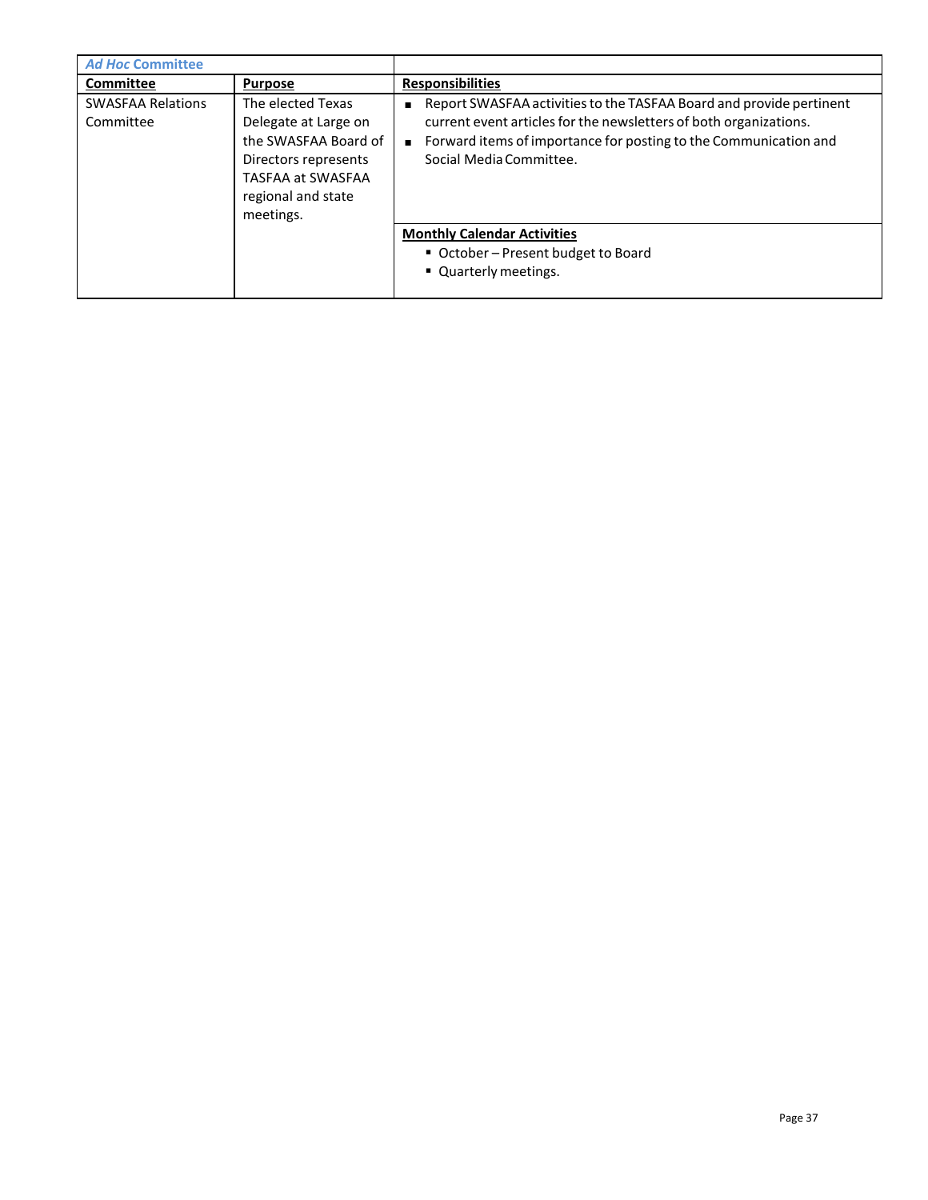| *Ad Hoc* Committee | | |
|---|---|---|
| **Committee** | **Purpose** | **Responsibilities** |
| SWASFAA Relations Committee | The elected Texas Delegate at Large on the SWASFAA Board of Directors represents TASFAA at SWASFAA regional and state meetings. | ▪ Report SWASFAA activities to the TASFAA Board and provide pertinent current event articles for the newsletters of both organizations.<br>▪ Forward items of importance for posting to the Communication and Social Media Committee. |
| | | **Monthly Calendar Activities**<br>▪ October – Present budget to Board<br>▪ Quarterly meetings. |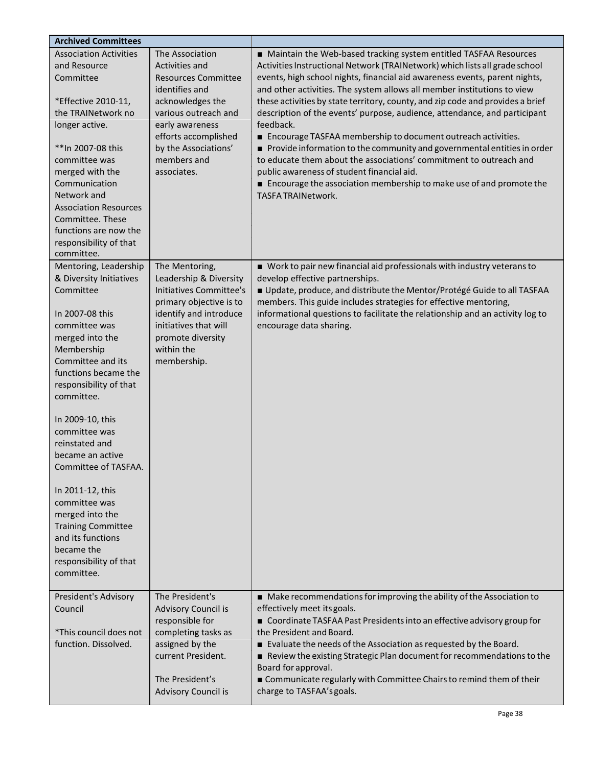| Archived Committees | | |
|---|---|---|
| Association Activities and Resource Committee<br><br>*Effective 2010-11, the TRAINetwork no longer active.<br><br>**In 2007-08 this committee was merged with the Communication Network and Association Resources Committee. These functions are now the responsibility of that committee. | The Association Activities and Resources Committee identifies and acknowledges the various outreach and early awareness efforts accomplished by the Associations' members and associates. | ■ Maintain the Web-based tracking system entitled TASFAA Resources Activities Instructional Network (TRAINetwork) which lists all grade school events, high school nights, financial aid awareness events, parent nights, and other activities. The system allows all member institutions to view these activities by state territory, county, and zip code and provides a brief description of the events' purpose, audience, attendance, and participant feedback.<br>■ Encourage TASFAA membership to document outreach activities.<br>■ Provide information to the community and governmental entities in order to educate them about the associations' commitment to outreach and public awareness of student financial aid.<br>■ Encourage the association membership to make use of and promote the TASFA TRAINetwork. |
| Mentoring, Leadership & Diversity Initiatives Committee<br><br>In 2007-08 this committee was merged into the Membership Committee and its functions became the responsibility of that committee.<br><br>In 2009-10, this committee was reinstated and became an active Committee of TASFAA.<br><br>In 2011-12, this committee was merged into the Training Committee and its functions became the responsibility of that committee. | The Mentoring, Leadership & Diversity Initiatives Committee's primary objective is to identify and introduce initiatives that will promote diversity within the membership. | ■ Work to pair new financial aid professionals with industry veterans to develop effective partnerships.<br>■ Update, produce, and distribute the Mentor/Protégé Guide to all TASFAA members. This guide includes strategies for effective mentoring, informational questions to facilitate the relationship and an activity log to encourage data sharing. |
| President's Advisory Council<br><br>*This council does not function. Dissolved. | The President's Advisory Council is responsible for completing tasks as assigned by the current President.<br><br>The President's Advisory Council is | ■ Make recommendations for improving the ability of the Association to effectively meet its goals.<br>■ Coordinate TASFAA Past Presidents into an effective advisory group for the President and Board.<br>■ Evaluate the needs of the Association as requested by the Board.<br>■ Review the existing Strategic Plan document for recommendations to the Board for approval.<br>■ Communicate regularly with Committee Chairs to remind them of their charge to TASFAA's goals. |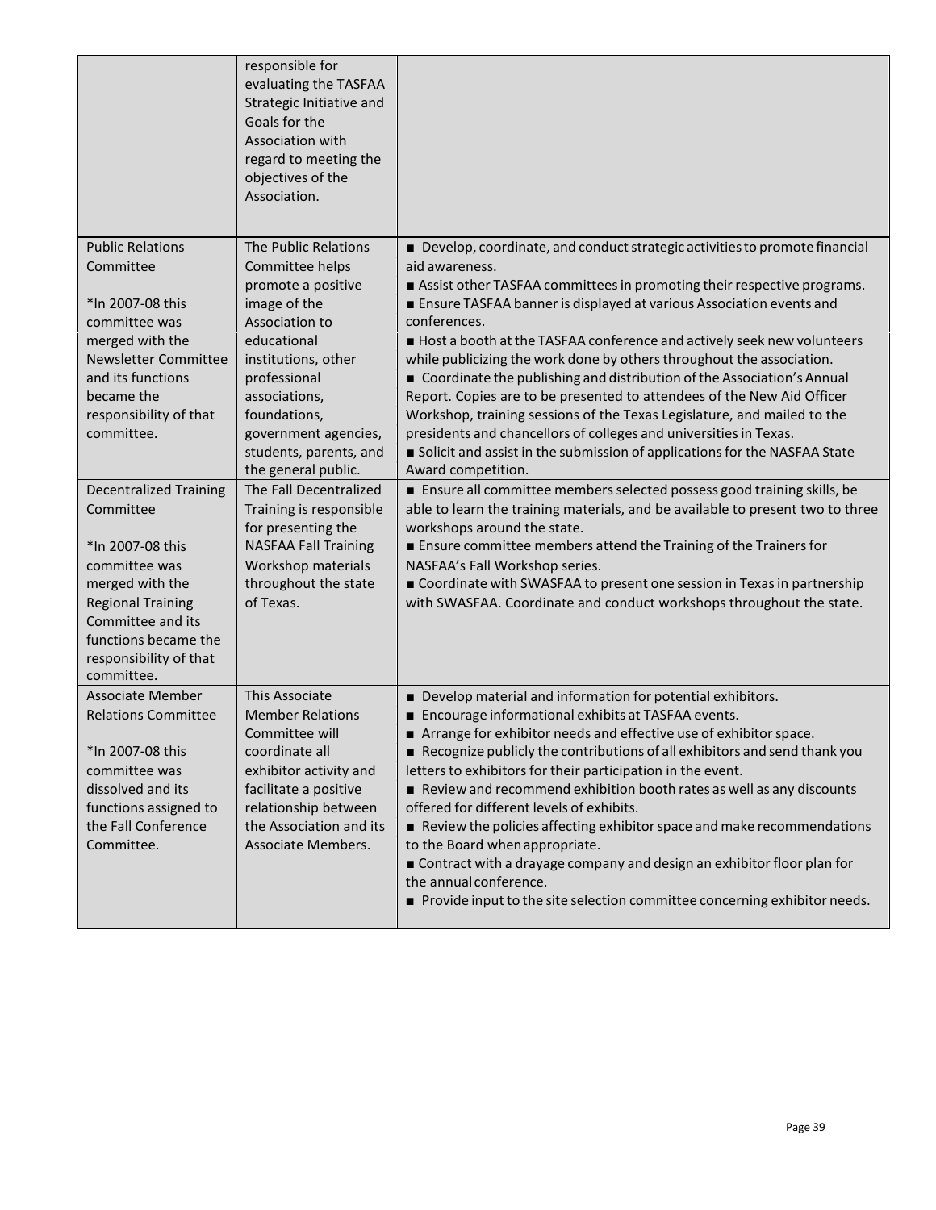| | | |
|---|---|---|
| | responsible for evaluating the TASFAA Strategic Initiative and Goals for the Association with regard to meeting the objectives of the Association. | |
| Public Relations Committee<br><br>*In 2007-08 this committee was merged with the Newsletter Committee and its functions became the responsibility of that committee. | The Public Relations Committee helps promote a positive image of the Association to educational institutions, other professional associations, foundations, government agencies, students, parents, and the general public. | ■ Develop, coordinate, and conduct strategic activities to promote financial aid awareness.<br>■ Assist other TASFAA committees in promoting their respective programs.<br>■ Ensure TASFAA banner is displayed at various Association events and conferences.<br>■ Host a booth at the TASFAA conference and actively seek new volunteers while publicizing the work done by others throughout the association.<br>■ Coordinate the publishing and distribution of the Association's Annual Report. Copies are to be presented to attendees of the New Aid Officer Workshop, training sessions of the Texas Legislature, and mailed to the presidents and chancellors of colleges and universities in Texas.<br>■ Solicit and assist in the submission of applications for the NASFAA State Award competition. |
| Decentralized Training Committee<br><br>*In 2007-08 this committee was merged with the Regional Training Committee and its functions became the responsibility of that committee. | The Fall Decentralized Training is responsible for presenting the NASFAA Fall Training Workshop materials throughout the state of Texas. | ■ Ensure all committee members selected possess good training skills, be able to learn the training materials, and be available to present two to three workshops around the state.<br>■ Ensure committee members attend the Training of the Trainers for NASFAA's Fall Workshop series.<br>■ Coordinate with SWASFAA to present one session in Texas in partnership with SWASFAA. Coordinate and conduct workshops throughout the state. |
| Associate Member Relations Committee<br><br>*In 2007-08 this committee was dissolved and its functions assigned to the Fall Conference Committee. | This Associate Member Relations Committee will coordinate all exhibitor activity and facilitate a positive relationship between the Association and its Associate Members. | ■ Develop material and information for potential exhibitors.<br>■ Encourage informational exhibits at TASFAA events.<br>■ Arrange for exhibitor needs and effective use of exhibitor space.<br>■ Recognize publicly the contributions of all exhibitors and send thank you letters to exhibitors for their participation in the event.<br>■ Review and recommend exhibition booth rates as well as any discounts offered for different levels of exhibits.<br>■ Review the policies affecting exhibitor space and make recommendations to the Board when appropriate.<br>■ Contract with a drayage company and design an exhibitor floor plan for the annual conference.<br>■ Provide input to the site selection committee concerning exhibitor needs. |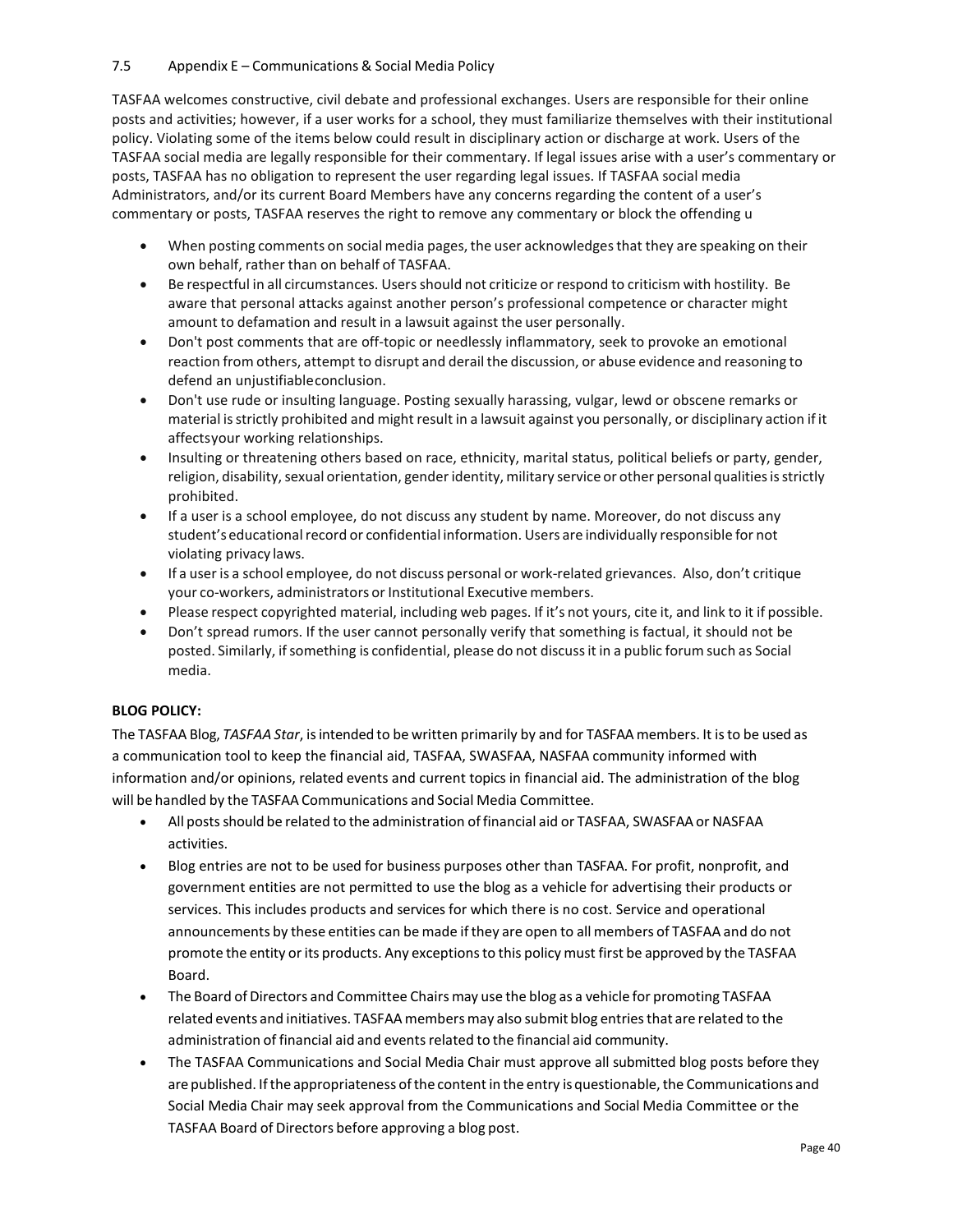## 7.5 Appendix E – Communications & Social Media Policy

TASFAA welcomes constructive, civil debate and professional exchanges. Users are responsible for their online posts and activities; however, if a user works for a school, they must familiarize themselves with their institutional policy. Violating some of the items below could result in disciplinary action or discharge at work. Users of the TASFAA social media are legally responsible for their commentary. If legal issues arise with a user's commentary or posts, TASFAA has no obligation to represent the user regarding legal issues. If TASFAA social media Administrators, and/or its current Board Members have any concerns regarding the content of a user's commentary or posts, TASFAA reserves the right to remove any commentary or block the offending u

- When posting comments on social media pages, the user acknowledges that they are speaking on their own behalf, rather than on behalf of TASFAA.
- Be respectful in all circumstances. Users should not criticize or respond to criticism with hostility. Be aware that personal attacks against another person's professional competence or character might amount to defamation and result in a lawsuit against the user personally.
- Don't post comments that are off-topic or needlessly inflammatory, seek to provoke an emotional reaction from others, attempt to disrupt and derail the discussion, or abuse evidence and reasoning to defend an unjustifiableconclusion.
- Don't use rude or insulting language. Posting sexually harassing, vulgar, lewd or obscene remarks or material is strictly prohibited and might result in a lawsuit against you personally, or disciplinary action if it affectsyour working relationships.
- Insulting or threatening others based on race, ethnicity, marital status, political beliefs or party, gender, religion, disability, sexual orientation, gender identity, military service or other personal qualities is strictly prohibited.
- If a user is a school employee, do not discuss any student by name. Moreover, do not discuss any student's educational record or confidential information. Users are individually responsible for not violating privacy laws.
- If a user is a school employee, do not discuss personal or work-related grievances. Also, don't critique your co-workers, administrators or Institutional Executive members.
- Please respect copyrighted material, including web pages. If it's not yours, cite it, and link to it if possible.
- Don't spread rumors. If the user cannot personally verify that something is factual, it should not be posted. Similarly, if something is confidential, please do not discuss it in a public forum such as Social media.

**BLOG POLICY:**

The TASFAA Blog, *TASFAA Star*, is intended to be written primarily by and for TASFAA members. It is to be used as a communication tool to keep the financial aid, TASFAA, SWASFAA, NASFAA community informed with information and/or opinions, related events and current topics in financial aid. The administration of the blog will be handled by the TASFAA Communications and Social Media Committee.

- All posts should be related to the administration of financial aid or TASFAA, SWASFAA or NASFAA activities.
- Blog entries are not to be used for business purposes other than TASFAA. For profit, nonprofit, and government entities are not permitted to use the blog as a vehicle for advertising their products or services. This includes products and services for which there is no cost. Service and operational announcements by these entities can be made if they are open to all members of TASFAA and do not promote the entity or its products. Any exceptions to this policy must first be approved by the TASFAA Board.
- The Board of Directors and Committee Chairs may use the blog as a vehicle for promoting TASFAA related events and initiatives. TASFAA members may also submit blog entries that are related to the administration of financial aid and events related to the financial aid community.
- The TASFAA Communications and Social Media Chair must approve all submitted blog posts before they are published. If the appropriateness of the content in the entry is questionable, the Communications and Social Media Chair may seek approval from the Communications and Social Media Committee or the TASFAA Board of Directors before approving a blog post.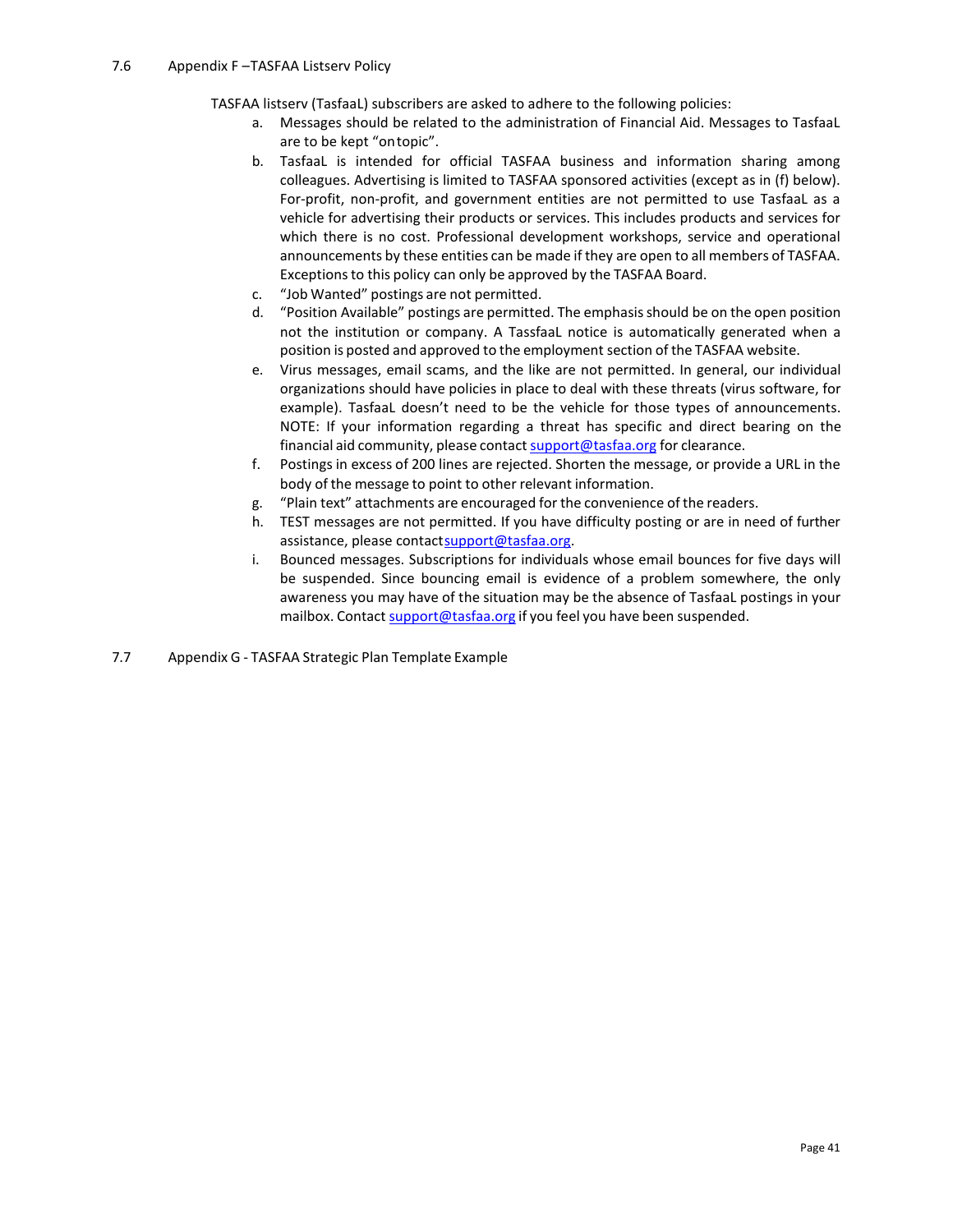### 7.6 Appendix F –TASFAA Listserv Policy

TASFAA listserv (TasfaaL) subscribers are asked to adhere to the following policies:

a. Messages should be related to the administration of Financial Aid. Messages to TasfaaL are to be kept "on topic".
b. TasfaaL is intended for official TASFAA business and information sharing among colleagues. Advertising is limited to TASFAA sponsored activities (except as in (f) below). For-profit, non-profit, and government entities are not permitted to use TasfaaL as a vehicle for advertising their products or services. This includes products and services for which there is no cost. Professional development workshops, service and operational announcements by these entities can be made if they are open to all members of TASFAA. Exceptions to this policy can only be approved by the TASFAA Board.
c. "Job Wanted" postings are not permitted.
d. "Position Available" postings are permitted. The emphasis should be on the open position not the institution or company. A TassfaaL notice is automatically generated when a position is posted and approved to the employment section of the TASFAA website.
e. Virus messages, email scams, and the like are not permitted. In general, our individual organizations should have policies in place to deal with these threats (virus software, for example). TasfaaL doesn't need to be the vehicle for those types of announcements. NOTE: If your information regarding a threat has specific and direct bearing on the financial aid community, please contact support@tasfaa.org for clearance.
f. Postings in excess of 200 lines are rejected. Shorten the message, or provide a URL in the body of the message to point to other relevant information.
g. "Plain text" attachments are encouraged for the convenience of the readers.
h. TEST messages are not permitted. If you have difficulty posting or are in need of further assistance, please contact support@tasfaa.org.
i. Bounced messages. Subscriptions for individuals whose email bounces for five days will be suspended. Since bouncing email is evidence of a problem somewhere, the only awareness you may have of the situation may be the absence of TasfaaL postings in your mailbox. Contact support@tasfaa.org if you feel you have been suspended.

### 7.7 Appendix G - TASFAA Strategic Plan Template Example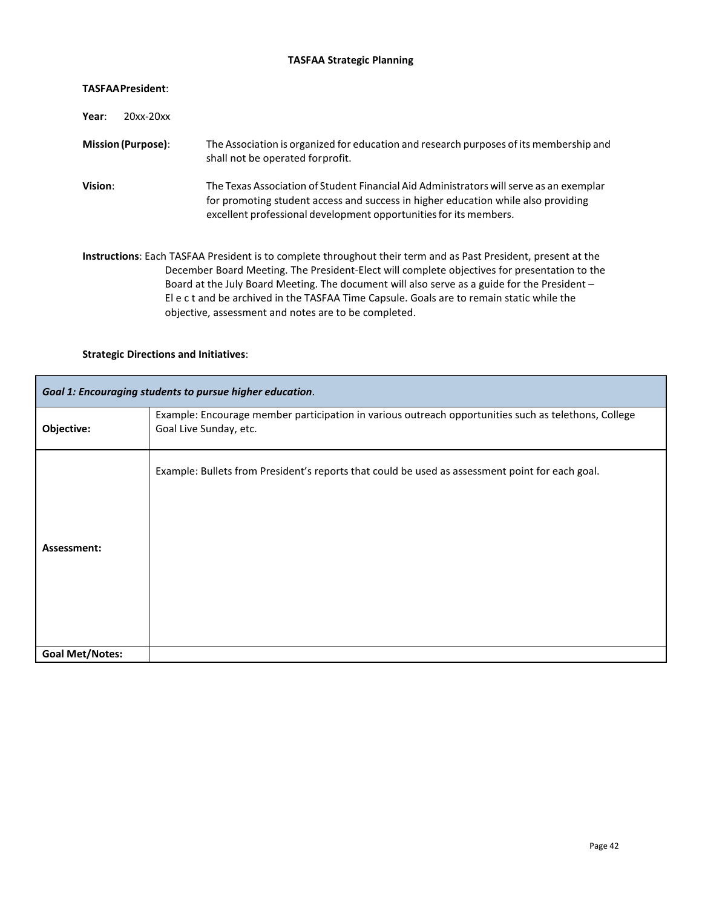## TASFAA Strategic Planning

**TASFAA President**:

**Year**: 20xx-20xx

**Mission (Purpose)**: The Association is organized for education and research purposes of its membership and shall not be operated for profit.

**Vision**: The Texas Association of Student Financial Aid Administrators will serve as an exemplar for promoting student access and success in higher education while also providing excellent professional development opportunities for its members.

**Instructions**: Each TASFAA President is to complete throughout their term and as Past President, present at the December Board Meeting. The President-Elect will complete objectives for presentation to the Board at the July Board Meeting. The document will also serve as a guide for the President – Elect and be archived in the TASFAA Time Capsule. Goals are to remain static while the objective, assessment and notes are to be completed.

**Strategic Directions and Initiatives**:

| ***Goal 1: Encouraging students to pursue higher education.*** | |
|---|---|
| **Objective:** | Example: Encourage member participation in various outreach opportunities such as telethons, College Goal Live Sunday, etc. |
| **Assessment:** | Example: Bullets from President's reports that could be used as assessment point for each goal. |
| **Goal Met/Notes:** | |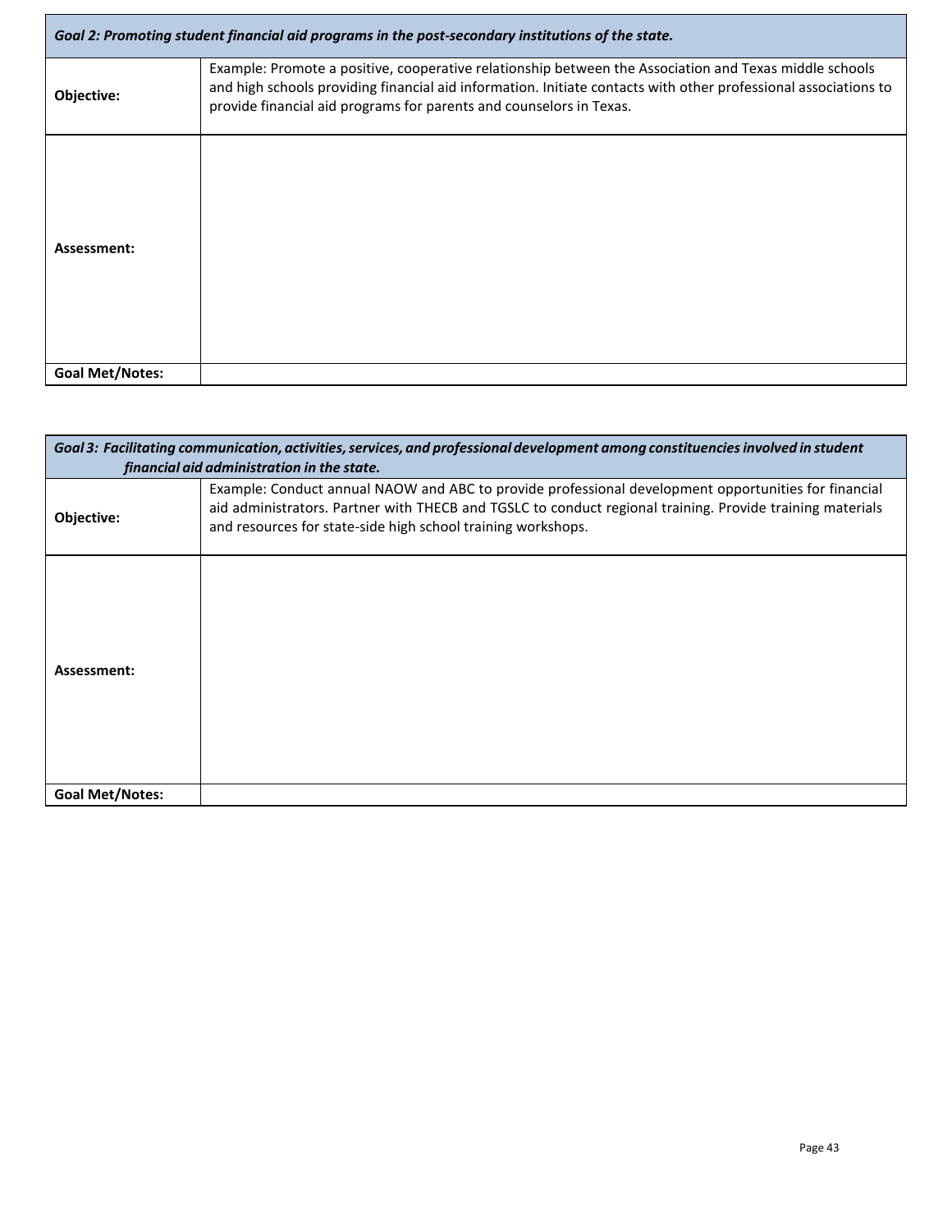| *Goal 2: Promoting student financial aid programs in the post-secondary institutions of the state.* | |
|---|---|
| **Objective:** | Example: Promote a positive, cooperative relationship between the Association and Texas middle schools and high schools providing financial aid information. Initiate contacts with other professional associations to provide financial aid programs for parents and counselors in Texas. |
| **Assessment:** | |
| **Goal Met/Notes:** | |

| *Goal 3: Facilitating communication, activities, services, and professional development among constituencies involved in student financial aid administration in the state.* | |
|---|---|
| **Objective:** | Example: Conduct annual NAOW and ABC to provide professional development opportunities for financial aid administrators. Partner with THECB and TGSLC to conduct regional training. Provide training materials and resources for state-side high school training workshops. |
| **Assessment:** | |
| **Goal Met/Notes:** | |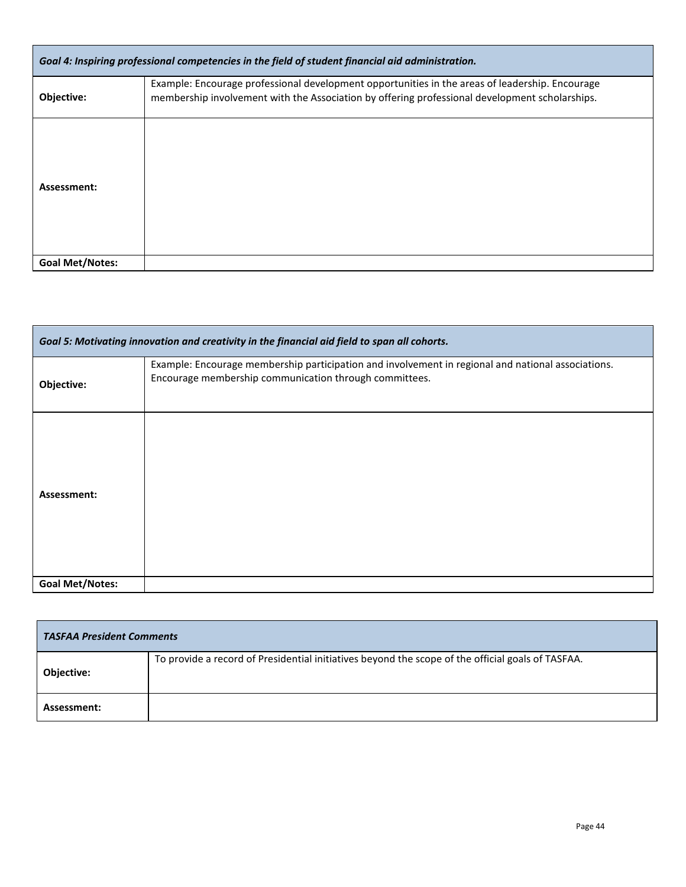| *Goal 4: Inspiring professional competencies in the field of student financial aid administration.* | |
|---|---|
| **Objective:** | Example: Encourage professional development opportunities in the areas of leadership. Encourage membership involvement with the Association by offering professional development scholarships. |
| **Assessment:** | |
| **Goal Met/Notes:** | |

| *Goal 5: Motivating innovation and creativity in the financial aid field to span all cohorts.* | |
|---|---|
| **Objective:** | Example: Encourage membership participation and involvement in regional and national associations. Encourage membership communication through committees. |
| **Assessment:** | |
| **Goal Met/Notes:** | |

| *TASFAA President Comments* | |
|---|---|
| **Objective:** | To provide a record of Presidential initiatives beyond the scope of the official goals of TASFAA. |
| **Assessment:** | |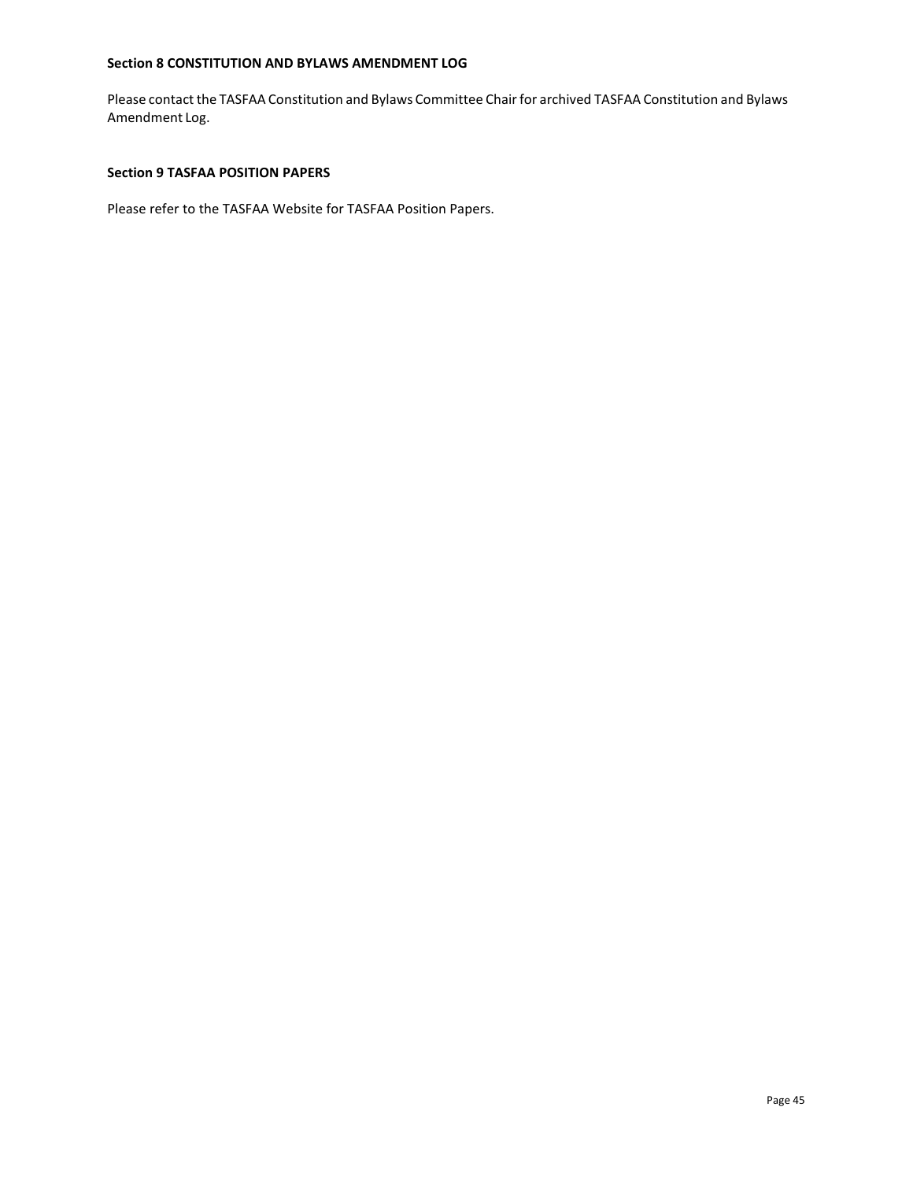**Section 8 CONSTITUTION AND BYLAWS AMENDMENT LOG**

Please contact the TASFAA Constitution and Bylaws Committee Chair for archived TASFAA Constitution and Bylaws Amendment Log.

**Section 9 TASFAA POSITION PAPERS**

Please refer to the TASFAA Website for TASFAA Position Papers.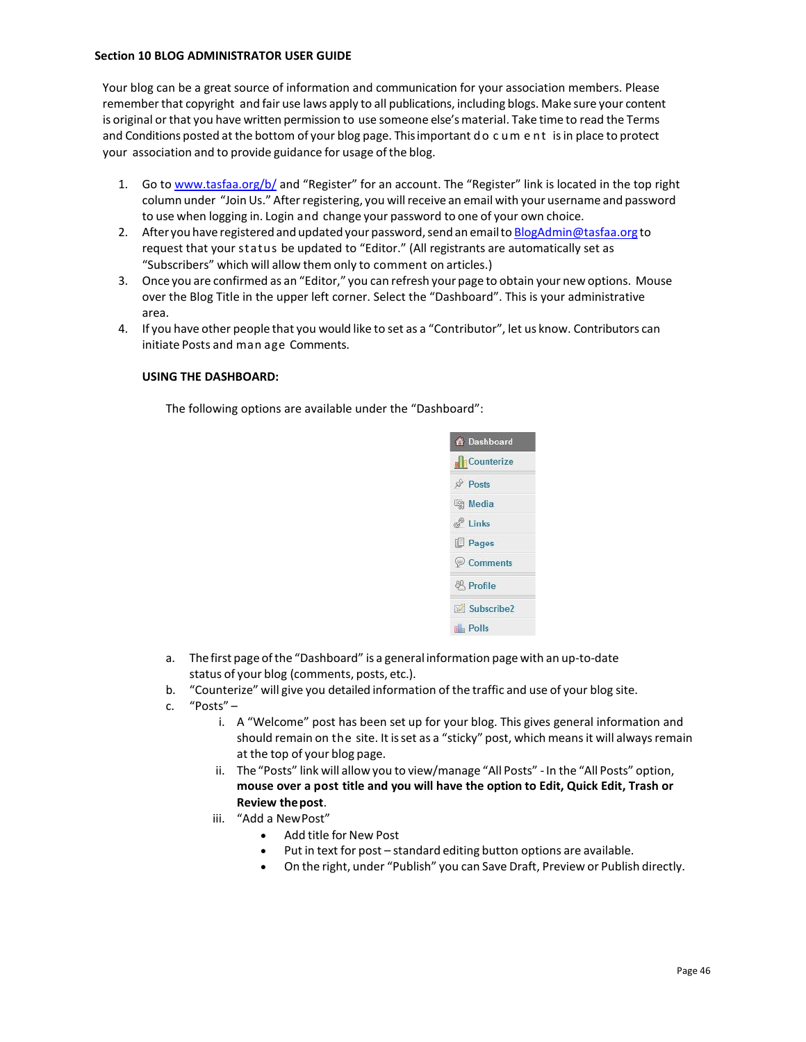**Section 10 BLOG ADMINISTRATOR USER GUIDE**

Your blog can be a great source of information and communication for your association members. Please remember that copyright and fair use laws apply to all publications, including blogs. Make sure your content is original or that you have written permission to use someone else's material. Take time to read the Terms and Conditions posted at the bottom of your blog page. This important document is in place to protect your association and to provide guidance for usage of the blog.

1. Go to [www.tasfaa.org/b/](http://www.tasfaa.org/b/) and "Register" for an account. The "Register" link is located in the top right column under "Join Us." After registering, you will receive an email with your username and password to use when logging in. Login and change your password to one of your own choice.
2. After you have registered and updated your password, send an email to [BlogAdmin@tasfaa.org](mailto:BlogAdmin@tasfaa.org) to request that your status be updated to "Editor." (All registrants are automatically set as "Subscribers" which will allow them only to comment on articles.)
3. Once you are confirmed as an "Editor," you can refresh your page to obtain your new options. Mouse over the Blog Title in the upper left corner. Select the "Dashboard". This is your administrative area.
4. If you have other people that you would like to set as a "Contributor", let us know. Contributors can initiate Posts and manage Comments.

**USING THE DASHBOARD:**

The following options are available under the "Dashboard":

- Dashboard
- Counterize
- Posts
- Media
- Links
- Pages
- Comments
- Profile
- Subscribe2
- Polls

a. The first page of the "Dashboard" is a general information page with an up-to-date status of your blog (comments, posts, etc.).

b. "Counterize" will give you detailed information of the traffic and use of your blog site.

c. "Posts" –

   i. A "Welcome" post has been set up for your blog. This gives general information and should remain on the site. It is set as a "sticky" post, which means it will always remain at the top of your blog page.

   ii. The "Posts" link will allow you to view/manage "All Posts" - In the "All Posts" option, **mouse over a post title and you will have the option to Edit, Quick Edit, Trash or Review the post**.

   iii. "Add a New Post"
      - Add title for New Post
      - Put in text for post – standard editing button options are available.
      - On the right, under "Publish" you can Save Draft, Preview or Publish directly.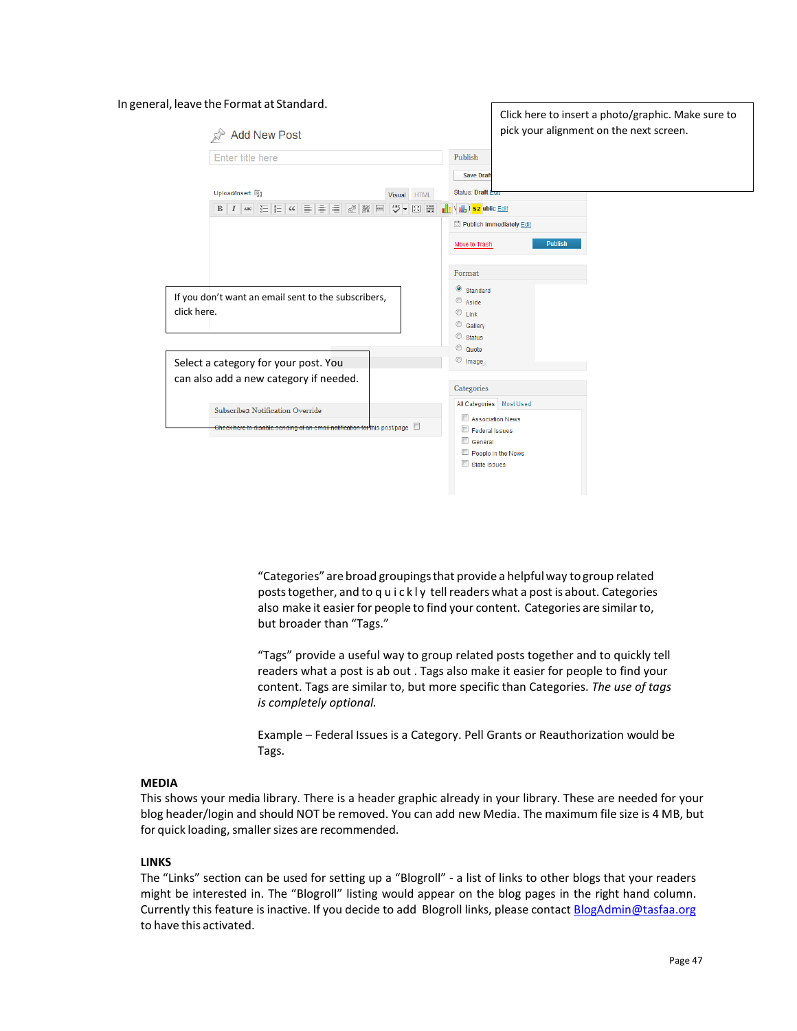In general, leave the Format at Standard.

Click here to insert a photo/graphic. Make sure to pick your alignment on the next screen.

Add New Post

Enter title here

Upload/Insert

Visual HTML

Publish

Save Draft

Status: Draft Edit

Public Edit

Publish immediately Edit

Move to Trash Publish

Format

- Standard
- Aside
- Link
- Gallery
- Status
- Quote
- Image

If you don't want an email sent to the subscribers, click here.

Select a category for your post. You can also add a new category if needed.

Subscribe2 Notification Override

Check here to disable sending of an email notification for this post/page

Categories

All Categories Most Used

- Association News
- Federal Issues
- General
- People in the News
- State Issues

"Categories" are broad groupings that provide a helpful way to group related posts together, and to q u i c k l y tell readers what a post is about. Categories also make it easier for people to find your content. Categories are similar to, but broader than "Tags."

"Tags" provide a useful way to group related posts together and to quickly tell readers what a post is ab out . Tags also make it easier for people to find your content. Tags are similar to, but more specific than Categories. *The use of tags is completely optional.*

Example – Federal Issues is a Category. Pell Grants or Reauthorization would be Tags.

**MEDIA**

This shows your media library. There is a header graphic already in your library. These are needed for your blog header/login and should NOT be removed. You can add new Media. The maximum file size is 4 MB, but for quick loading, smaller sizes are recommended.

**LINKS**

The "Links" section can be used for setting up a "Blogroll" - a list of links to other blogs that your readers might be interested in. The "Blogroll" listing would appear on the blog pages in the right hand column. Currently this feature is inactive. If you decide to add Blogroll links, please contact BlogAdmin@tasfaa.org to have this activated.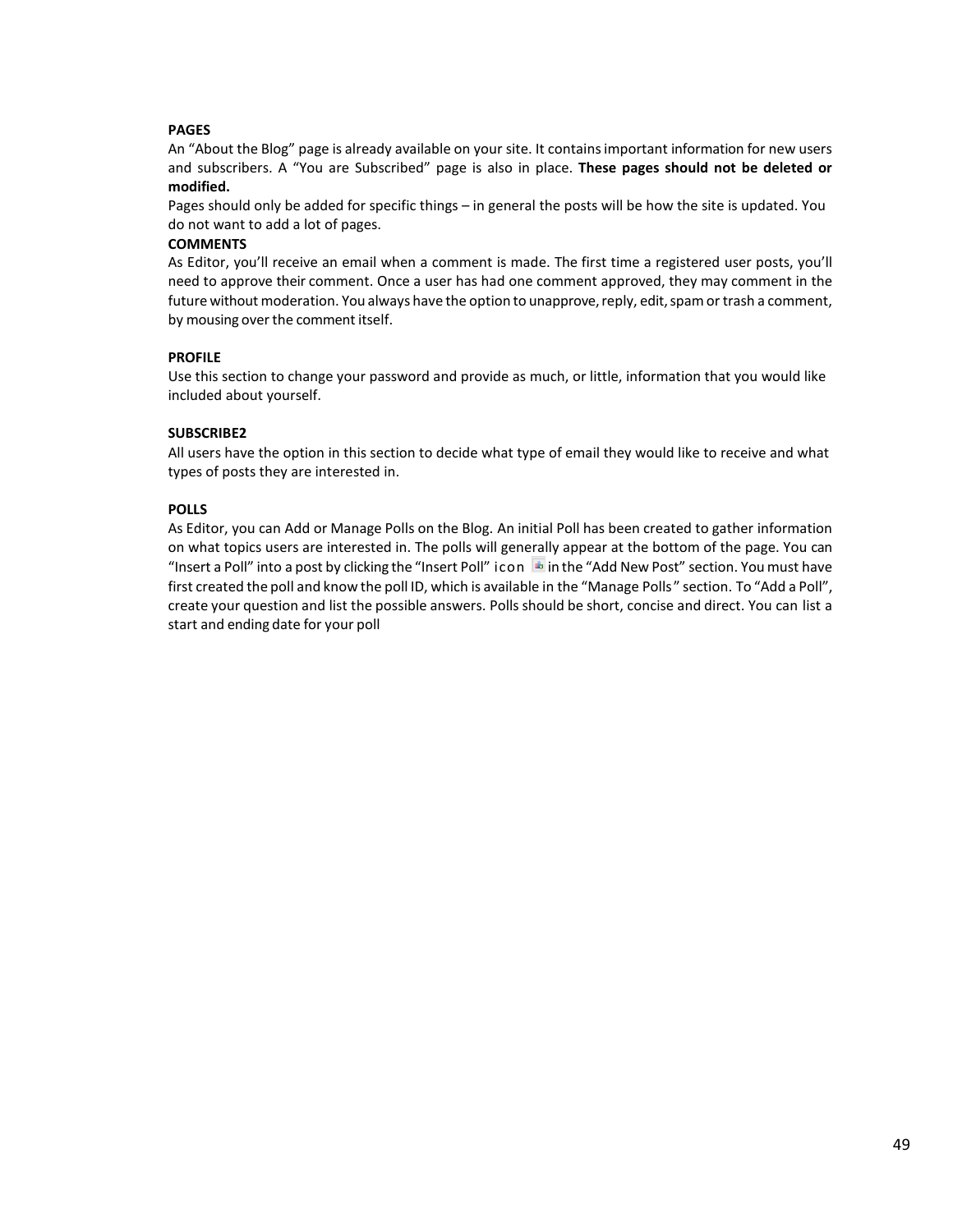**PAGES**

An "About the Blog" page is already available on your site. It contains important information for new users and subscribers. A "You are Subscribed" page is also in place. **These pages should not be deleted or modified.**

Pages should only be added for specific things – in general the posts will be how the site is updated. You do not want to add a lot of pages.

**COMMENTS**

As Editor, you'll receive an email when a comment is made. The first time a registered user posts, you'll need to approve their comment. Once a user has had one comment approved, they may comment in the future without moderation. You always have the option to unapprove, reply, edit, spam or trash a comment, by mousing over the comment itself.

**PROFILE**

Use this section to change your password and provide as much, or little, information that you would like included about yourself.

**SUBSCRIBE2**

All users have the option in this section to decide what type of email they would like to receive and what types of posts they are interested in.

**POLLS**

As Editor, you can Add or Manage Polls on the Blog. An initial Poll has been created to gather information on what topics users are interested in. The polls will generally appear at the bottom of the page. You can "Insert a Poll" into a post by clicking the "Insert Poll" icon in the "Add New Post" section. You must have first created the poll and know the poll ID, which is available in the "Manage Polls" section. To "Add a Poll", create your question and list the possible answers. Polls should be short, concise and direct. You can list a start and ending date for your poll